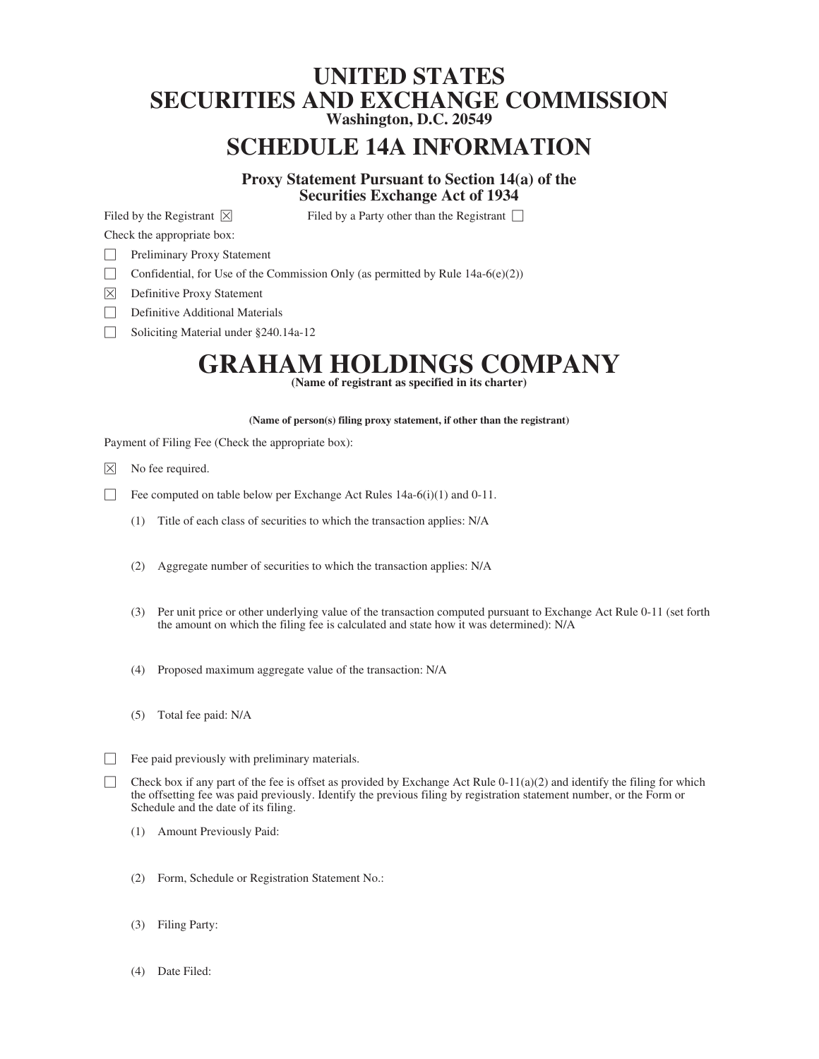# UNITED STATES
# SECURITIES AND EXCHANGE COMMISSION
**Washington, D.C. 20549**

# SCHEDULE 14A INFORMATION

**Proxy Statement Pursuant to Section 14(a) of the Securities Exchange Act of 1934**

Filed by the Registrant ☒ Filed by a Party other than the Registrant ☐

Check the appropriate box:

☐ Preliminary Proxy Statement

☐ Confidential, for Use of the Commission Only (as permitted by Rule 14a-6(e)(2))

☒ Definitive Proxy Statement

☐ Definitive Additional Materials

☐ Soliciting Material under §240.14a-12

# GRAHAM HOLDINGS COMPANY

**(Name of registrant as specified in its charter)**

**(Name of person(s) filing proxy statement, if other than the registrant)**

Payment of Filing Fee (Check the appropriate box):

☒ No fee required.

☐ Fee computed on table below per Exchange Act Rules 14a-6(i)(1) and 0-11.

(1) Title of each class of securities to which the transaction applies: N/A

(2) Aggregate number of securities to which the transaction applies: N/A

(3) Per unit price or other underlying value of the transaction computed pursuant to Exchange Act Rule 0-11 (set forth the amount on which the filing fee is calculated and state how it was determined): N/A

(4) Proposed maximum aggregate value of the transaction: N/A

(5) Total fee paid: N/A

☐ Fee paid previously with preliminary materials.

☐ Check box if any part of the fee is offset as provided by Exchange Act Rule 0-11(a)(2) and identify the filing for which the offsetting fee was paid previously. Identify the previous filing by registration statement number, or the Form or Schedule and the date of its filing.

(1) Amount Previously Paid:

(2) Form, Schedule or Registration Statement No.:

(3) Filing Party:

(4) Date Filed: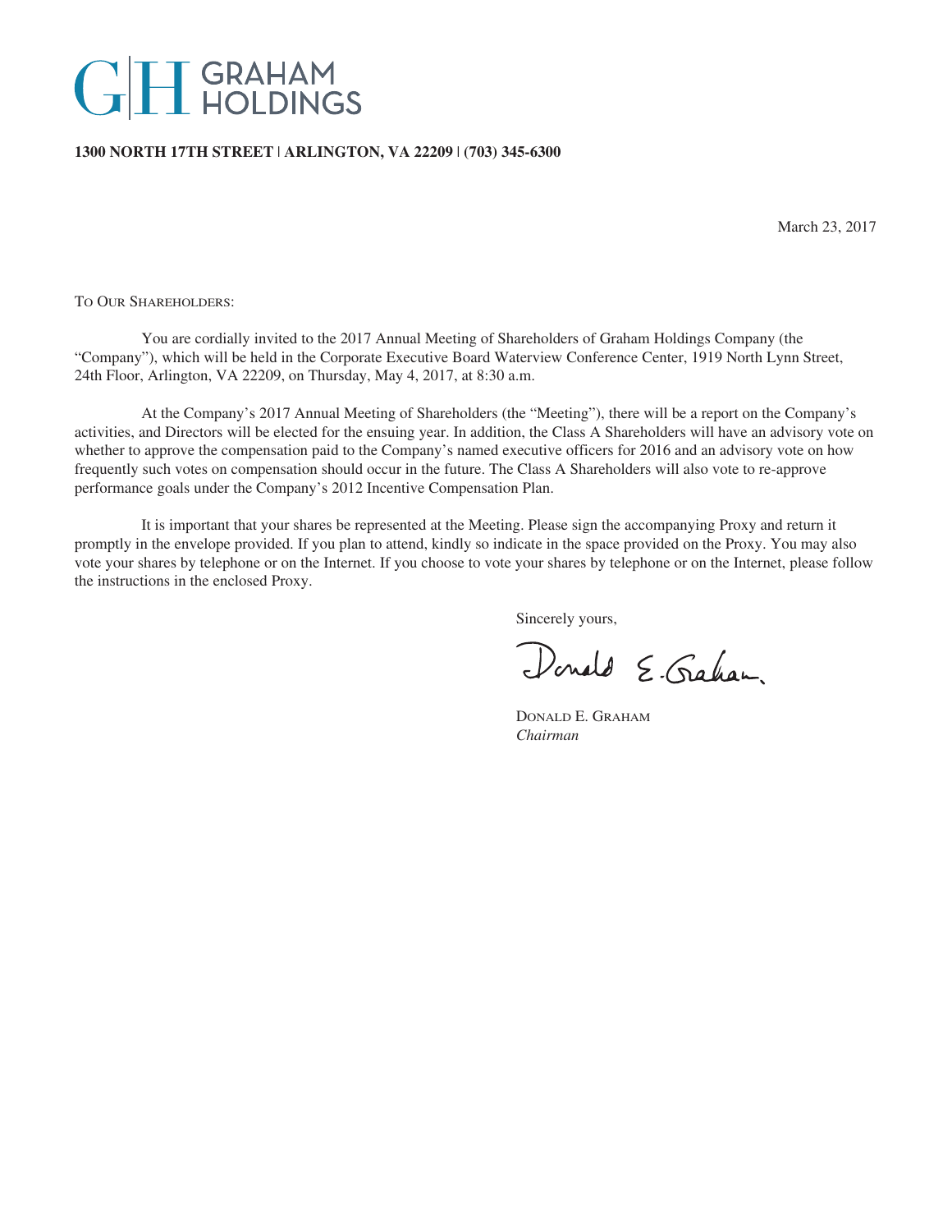# GRAHAM HOLDINGS

**1300 NORTH 17TH STREET | ARLINGTON, VA 22209 | (703) 345-6300**

March 23, 2017

To Our Shareholders:

You are cordially invited to the 2017 Annual Meeting of Shareholders of Graham Holdings Company (the "Company"), which will be held in the Corporate Executive Board Waterview Conference Center, 1919 North Lynn Street, 24th Floor, Arlington, VA 22209, on Thursday, May 4, 2017, at 8:30 a.m.

At the Company's 2017 Annual Meeting of Shareholders (the "Meeting"), there will be a report on the Company's activities, and Directors will be elected for the ensuing year. In addition, the Class A Shareholders will have an advisory vote on whether to approve the compensation paid to the Company's named executive officers for 2016 and an advisory vote on how frequently such votes on compensation should occur in the future. The Class A Shareholders will also vote to re-approve performance goals under the Company's 2012 Incentive Compensation Plan.

It is important that your shares be represented at the Meeting. Please sign the accompanying Proxy and return it promptly in the envelope provided. If you plan to attend, kindly so indicate in the space provided on the Proxy. You may also vote your shares by telephone or on the Internet. If you choose to vote your shares by telephone or on the Internet, please follow the instructions in the enclosed Proxy.

Sincerely yours,

Donald E. Graham

Donald E. Graham
*Chairman*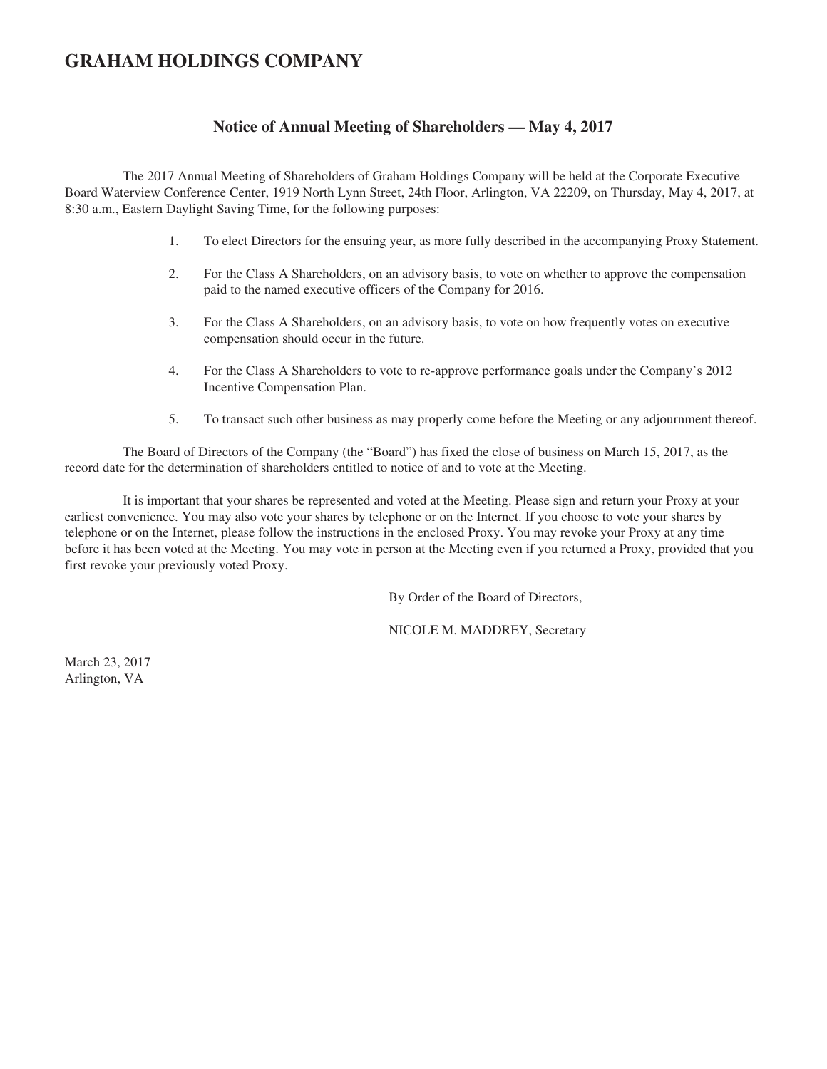# GRAHAM HOLDINGS COMPANY

## Notice of Annual Meeting of Shareholders — May 4, 2017

The 2017 Annual Meeting of Shareholders of Graham Holdings Company will be held at the Corporate Executive Board Waterview Conference Center, 1919 North Lynn Street, 24th Floor, Arlington, VA 22209, on Thursday, May 4, 2017, at 8:30 a.m., Eastern Daylight Saving Time, for the following purposes:

1. To elect Directors for the ensuing year, as more fully described in the accompanying Proxy Statement.

2. For the Class A Shareholders, on an advisory basis, to vote on whether to approve the compensation paid to the named executive officers of the Company for 2016.

3. For the Class A Shareholders, on an advisory basis, to vote on how frequently votes on executive compensation should occur in the future.

4. For the Class A Shareholders to vote to re-approve performance goals under the Company's 2012 Incentive Compensation Plan.

5. To transact such other business as may properly come before the Meeting or any adjournment thereof.

The Board of Directors of the Company (the "Board") has fixed the close of business on March 15, 2017, as the record date for the determination of shareholders entitled to notice of and to vote at the Meeting.

It is important that your shares be represented and voted at the Meeting. Please sign and return your Proxy at your earliest convenience. You may also vote your shares by telephone or on the Internet. If you choose to vote your shares by telephone or on the Internet, please follow the instructions in the enclosed Proxy. You may revoke your Proxy at any time before it has been voted at the Meeting. You may vote in person at the Meeting even if you returned a Proxy, provided that you first revoke your previously voted Proxy.

By Order of the Board of Directors,

NICOLE M. MADDREY, Secretary

March 23, 2017
Arlington, VA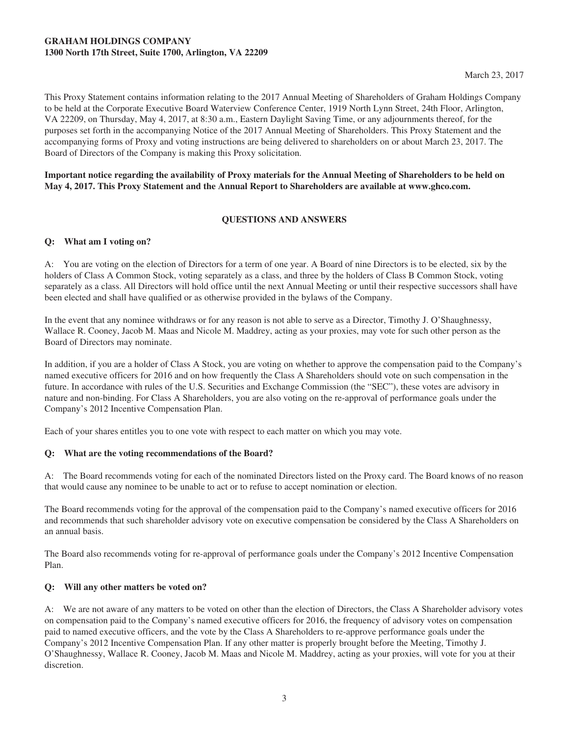**GRAHAM HOLDINGS COMPANY**
**1300 North 17th Street, Suite 1700, Arlington, VA 22209**

March 23, 2017

This Proxy Statement contains information relating to the 2017 Annual Meeting of Shareholders of Graham Holdings Company to be held at the Corporate Executive Board Waterview Conference Center, 1919 North Lynn Street, 24th Floor, Arlington, VA 22209, on Thursday, May 4, 2017, at 8:30 a.m., Eastern Daylight Saving Time, or any adjournments thereof, for the purposes set forth in the accompanying Notice of the 2017 Annual Meeting of Shareholders. This Proxy Statement and the accompanying forms of Proxy and voting instructions are being delivered to shareholders on or about March 23, 2017. The Board of Directors of the Company is making this Proxy solicitation.

**Important notice regarding the availability of Proxy materials for the Annual Meeting of Shareholders to be held on May 4, 2017. This Proxy Statement and the Annual Report to Shareholders are available at www.ghco.com.**

## QUESTIONS AND ANSWERS

**Q: What am I voting on?**

A: You are voting on the election of Directors for a term of one year. A Board of nine Directors is to be elected, six by the holders of Class A Common Stock, voting separately as a class, and three by the holders of Class B Common Stock, voting separately as a class. All Directors will hold office until the next Annual Meeting or until their respective successors shall have been elected and shall have qualified or as otherwise provided in the bylaws of the Company.

In the event that any nominee withdraws or for any reason is not able to serve as a Director, Timothy J. O'Shaughnessy, Wallace R. Cooney, Jacob M. Maas and Nicole M. Maddrey, acting as your proxies, may vote for such other person as the Board of Directors may nominate.

In addition, if you are a holder of Class A Stock, you are voting on whether to approve the compensation paid to the Company's named executive officers for 2016 and on how frequently the Class A Shareholders should vote on such compensation in the future. In accordance with rules of the U.S. Securities and Exchange Commission (the "SEC"), these votes are advisory in nature and non-binding. For Class A Shareholders, you are also voting on the re-approval of performance goals under the Company's 2012 Incentive Compensation Plan.

Each of your shares entitles you to one vote with respect to each matter on which you may vote.

**Q: What are the voting recommendations of the Board?**

A: The Board recommends voting for each of the nominated Directors listed on the Proxy card. The Board knows of no reason that would cause any nominee to be unable to act or to refuse to accept nomination or election.

The Board recommends voting for the approval of the compensation paid to the Company's named executive officers for 2016 and recommends that such shareholder advisory vote on executive compensation be considered by the Class A Shareholders on an annual basis.

The Board also recommends voting for re-approval of performance goals under the Company's 2012 Incentive Compensation Plan.

**Q: Will any other matters be voted on?**

A: We are not aware of any matters to be voted on other than the election of Directors, the Class A Shareholder advisory votes on compensation paid to the Company's named executive officers for 2016, the frequency of advisory votes on compensation paid to named executive officers, and the vote by the Class A Shareholders to re-approve performance goals under the Company's 2012 Incentive Compensation Plan. If any other matter is properly brought before the Meeting, Timothy J. O'Shaughnessy, Wallace R. Cooney, Jacob M. Maas and Nicole M. Maddrey, acting as your proxies, will vote for you at their discretion.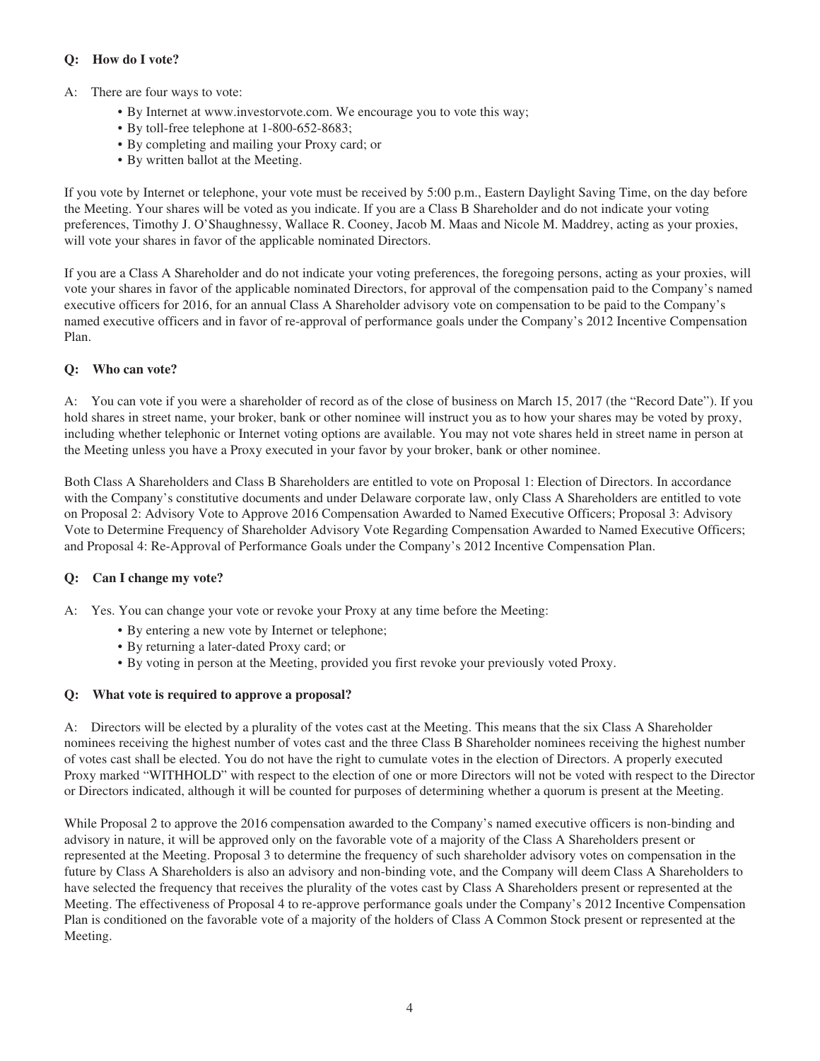**Q: How do I vote?**

A: There are four ways to vote:

- By Internet at www.investorvote.com. We encourage you to vote this way;
- By toll-free telephone at 1-800-652-8683;
- By completing and mailing your Proxy card; or
- By written ballot at the Meeting.

If you vote by Internet or telephone, your vote must be received by 5:00 p.m., Eastern Daylight Saving Time, on the day before the Meeting. Your shares will be voted as you indicate. If you are a Class B Shareholder and do not indicate your voting preferences, Timothy J. O'Shaughnessy, Wallace R. Cooney, Jacob M. Maas and Nicole M. Maddrey, acting as your proxies, will vote your shares in favor of the applicable nominated Directors.

If you are a Class A Shareholder and do not indicate your voting preferences, the foregoing persons, acting as your proxies, will vote your shares in favor of the applicable nominated Directors, for approval of the compensation paid to the Company's named executive officers for 2016, for an annual Class A Shareholder advisory vote on compensation to be paid to the Company's named executive officers and in favor of re-approval of performance goals under the Company's 2012 Incentive Compensation Plan.

**Q: Who can vote?**

A: You can vote if you were a shareholder of record as of the close of business on March 15, 2017 (the "Record Date"). If you hold shares in street name, your broker, bank or other nominee will instruct you as to how your shares may be voted by proxy, including whether telephonic or Internet voting options are available. You may not vote shares held in street name in person at the Meeting unless you have a Proxy executed in your favor by your broker, bank or other nominee.

Both Class A Shareholders and Class B Shareholders are entitled to vote on Proposal 1: Election of Directors. In accordance with the Company's constitutive documents and under Delaware corporate law, only Class A Shareholders are entitled to vote on Proposal 2: Advisory Vote to Approve 2016 Compensation Awarded to Named Executive Officers; Proposal 3: Advisory Vote to Determine Frequency of Shareholder Advisory Vote Regarding Compensation Awarded to Named Executive Officers; and Proposal 4: Re-Approval of Performance Goals under the Company's 2012 Incentive Compensation Plan.

**Q: Can I change my vote?**

A: Yes. You can change your vote or revoke your Proxy at any time before the Meeting:

- By entering a new vote by Internet or telephone;
- By returning a later-dated Proxy card; or
- By voting in person at the Meeting, provided you first revoke your previously voted Proxy.

**Q: What vote is required to approve a proposal?**

A: Directors will be elected by a plurality of the votes cast at the Meeting. This means that the six Class A Shareholder nominees receiving the highest number of votes cast and the three Class B Shareholder nominees receiving the highest number of votes cast shall be elected. You do not have the right to cumulate votes in the election of Directors. A properly executed Proxy marked "WITHHOLD" with respect to the election of one or more Directors will not be voted with respect to the Director or Directors indicated, although it will be counted for purposes of determining whether a quorum is present at the Meeting.

While Proposal 2 to approve the 2016 compensation awarded to the Company's named executive officers is non-binding and advisory in nature, it will be approved only on the favorable vote of a majority of the Class A Shareholders present or represented at the Meeting. Proposal 3 to determine the frequency of such shareholder advisory votes on compensation in the future by Class A Shareholders is also an advisory and non-binding vote, and the Company will deem Class A Shareholders to have selected the frequency that receives the plurality of the votes cast by Class A Shareholders present or represented at the Meeting. The effectiveness of Proposal 4 to re-approve performance goals under the Company's 2012 Incentive Compensation Plan is conditioned on the favorable vote of a majority of the holders of Class A Common Stock present or represented at the Meeting.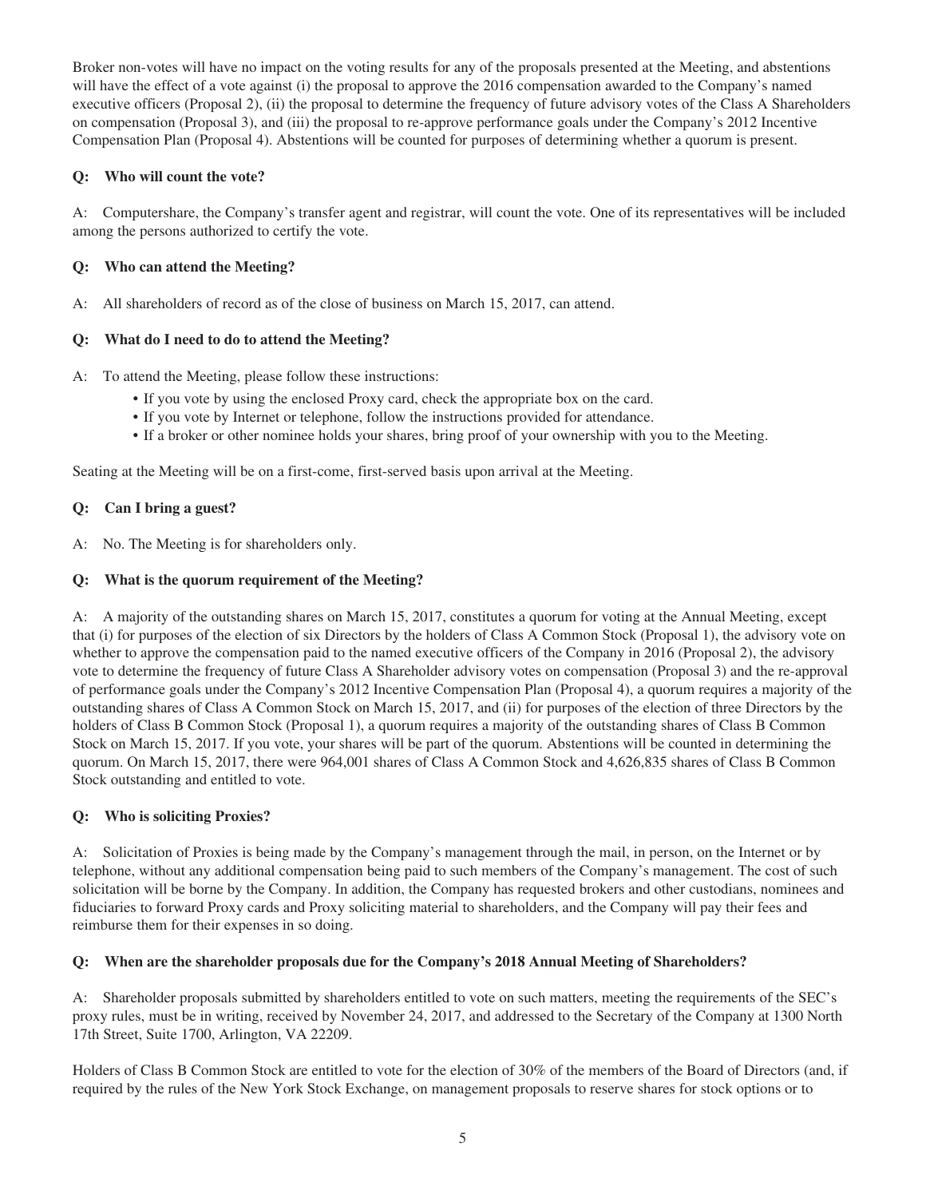Broker non-votes will have no impact on the voting results for any of the proposals presented at the Meeting, and abstentions will have the effect of a vote against (i) the proposal to approve the 2016 compensation awarded to the Company's named executive officers (Proposal 2), (ii) the proposal to determine the frequency of future advisory votes of the Class A Shareholders on compensation (Proposal 3), and (iii) the proposal to re-approve performance goals under the Company's 2012 Incentive Compensation Plan (Proposal 4). Abstentions will be counted for purposes of determining whether a quorum is present.

**Q: Who will count the vote?**

A: Computershare, the Company's transfer agent and registrar, will count the vote. One of its representatives will be included among the persons authorized to certify the vote.

**Q: Who can attend the Meeting?**

A: All shareholders of record as of the close of business on March 15, 2017, can attend.

**Q: What do I need to do to attend the Meeting?**

A: To attend the Meeting, please follow these instructions:

- If you vote by using the enclosed Proxy card, check the appropriate box on the card.
- If you vote by Internet or telephone, follow the instructions provided for attendance.
- If a broker or other nominee holds your shares, bring proof of your ownership with you to the Meeting.

Seating at the Meeting will be on a first-come, first-served basis upon arrival at the Meeting.

**Q: Can I bring a guest?**

A: No. The Meeting is for shareholders only.

**Q: What is the quorum requirement of the Meeting?**

A: A majority of the outstanding shares on March 15, 2017, constitutes a quorum for voting at the Annual Meeting, except that (i) for purposes of the election of six Directors by the holders of Class A Common Stock (Proposal 1), the advisory vote on whether to approve the compensation paid to the named executive officers of the Company in 2016 (Proposal 2), the advisory vote to determine the frequency of future Class A Shareholder advisory votes on compensation (Proposal 3) and the re-approval of performance goals under the Company's 2012 Incentive Compensation Plan (Proposal 4), a quorum requires a majority of the outstanding shares of Class A Common Stock on March 15, 2017, and (ii) for purposes of the election of three Directors by the holders of Class B Common Stock (Proposal 1), a quorum requires a majority of the outstanding shares of Class B Common Stock on March 15, 2017. If you vote, your shares will be part of the quorum. Abstentions will be counted in determining the quorum. On March 15, 2017, there were 964,001 shares of Class A Common Stock and 4,626,835 shares of Class B Common Stock outstanding and entitled to vote.

**Q: Who is soliciting Proxies?**

A: Solicitation of Proxies is being made by the Company's management through the mail, in person, on the Internet or by telephone, without any additional compensation being paid to such members of the Company's management. The cost of such solicitation will be borne by the Company. In addition, the Company has requested brokers and other custodians, nominees and fiduciaries to forward Proxy cards and Proxy soliciting material to shareholders, and the Company will pay their fees and reimburse them for their expenses in so doing.

**Q: When are the shareholder proposals due for the Company's 2018 Annual Meeting of Shareholders?**

A: Shareholder proposals submitted by shareholders entitled to vote on such matters, meeting the requirements of the SEC's proxy rules, must be in writing, received by November 24, 2017, and addressed to the Secretary of the Company at 1300 North 17th Street, Suite 1700, Arlington, VA 22209.

Holders of Class B Common Stock are entitled to vote for the election of 30% of the members of the Board of Directors (and, if required by the rules of the New York Stock Exchange, on management proposals to reserve shares for stock options or to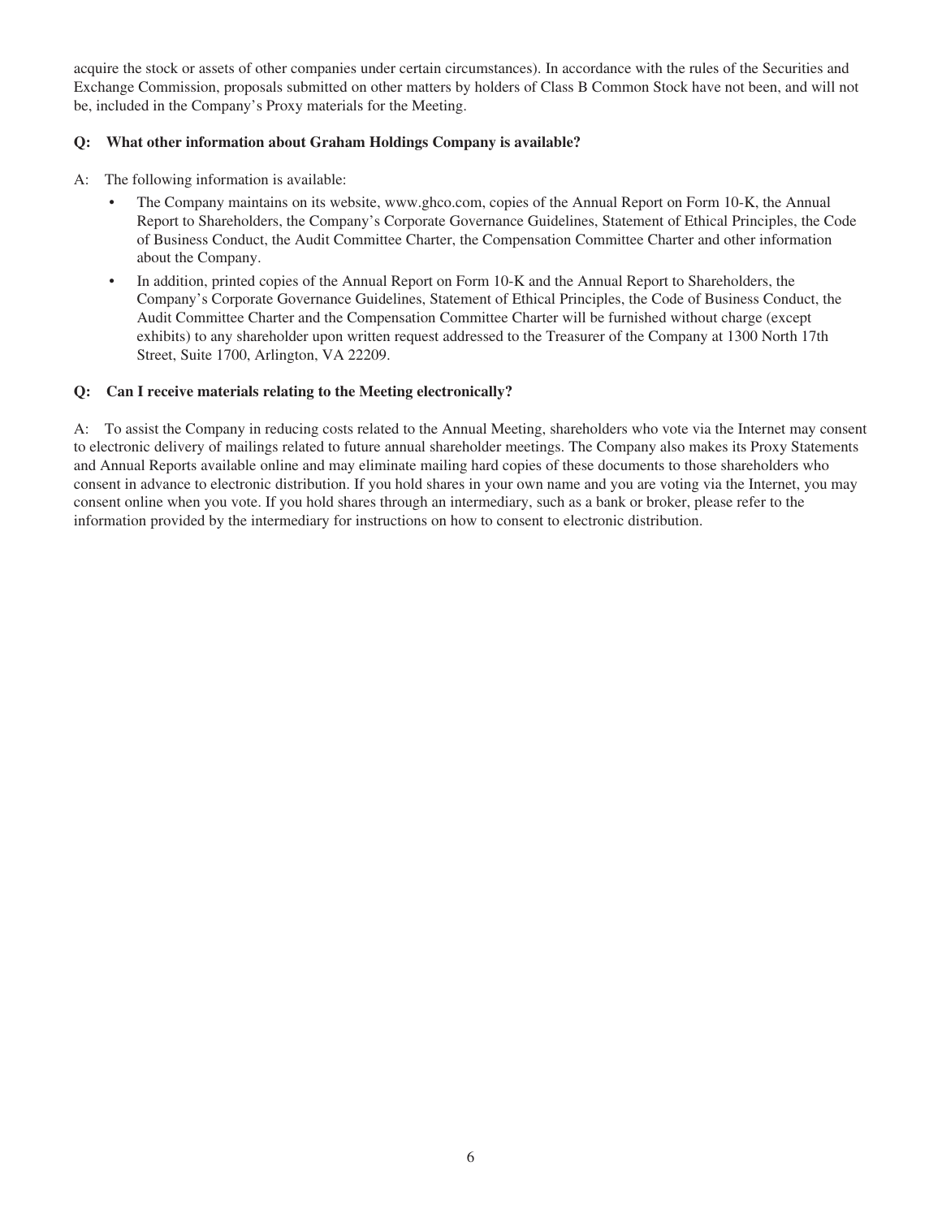acquire the stock or assets of other companies under certain circumstances). In accordance with the rules of the Securities and Exchange Commission, proposals submitted on other matters by holders of Class B Common Stock have not been, and will not be, included in the Company's Proxy materials for the Meeting.

**Q: What other information about Graham Holdings Company is available?**

A: The following information is available:

- The Company maintains on its website, www.ghco.com, copies of the Annual Report on Form 10-K, the Annual Report to Shareholders, the Company's Corporate Governance Guidelines, Statement of Ethical Principles, the Code of Business Conduct, the Audit Committee Charter, the Compensation Committee Charter and other information about the Company.
- In addition, printed copies of the Annual Report on Form 10-K and the Annual Report to Shareholders, the Company's Corporate Governance Guidelines, Statement of Ethical Principles, the Code of Business Conduct, the Audit Committee Charter and the Compensation Committee Charter will be furnished without charge (except exhibits) to any shareholder upon written request addressed to the Treasurer of the Company at 1300 North 17th Street, Suite 1700, Arlington, VA 22209.

**Q: Can I receive materials relating to the Meeting electronically?**

A: To assist the Company in reducing costs related to the Annual Meeting, shareholders who vote via the Internet may consent to electronic delivery of mailings related to future annual shareholder meetings. The Company also makes its Proxy Statements and Annual Reports available online and may eliminate mailing hard copies of these documents to those shareholders who consent in advance to electronic distribution. If you hold shares in your own name and you are voting via the Internet, you may consent online when you vote. If you hold shares through an intermediary, such as a bank or broker, please refer to the information provided by the intermediary for instructions on how to consent to electronic distribution.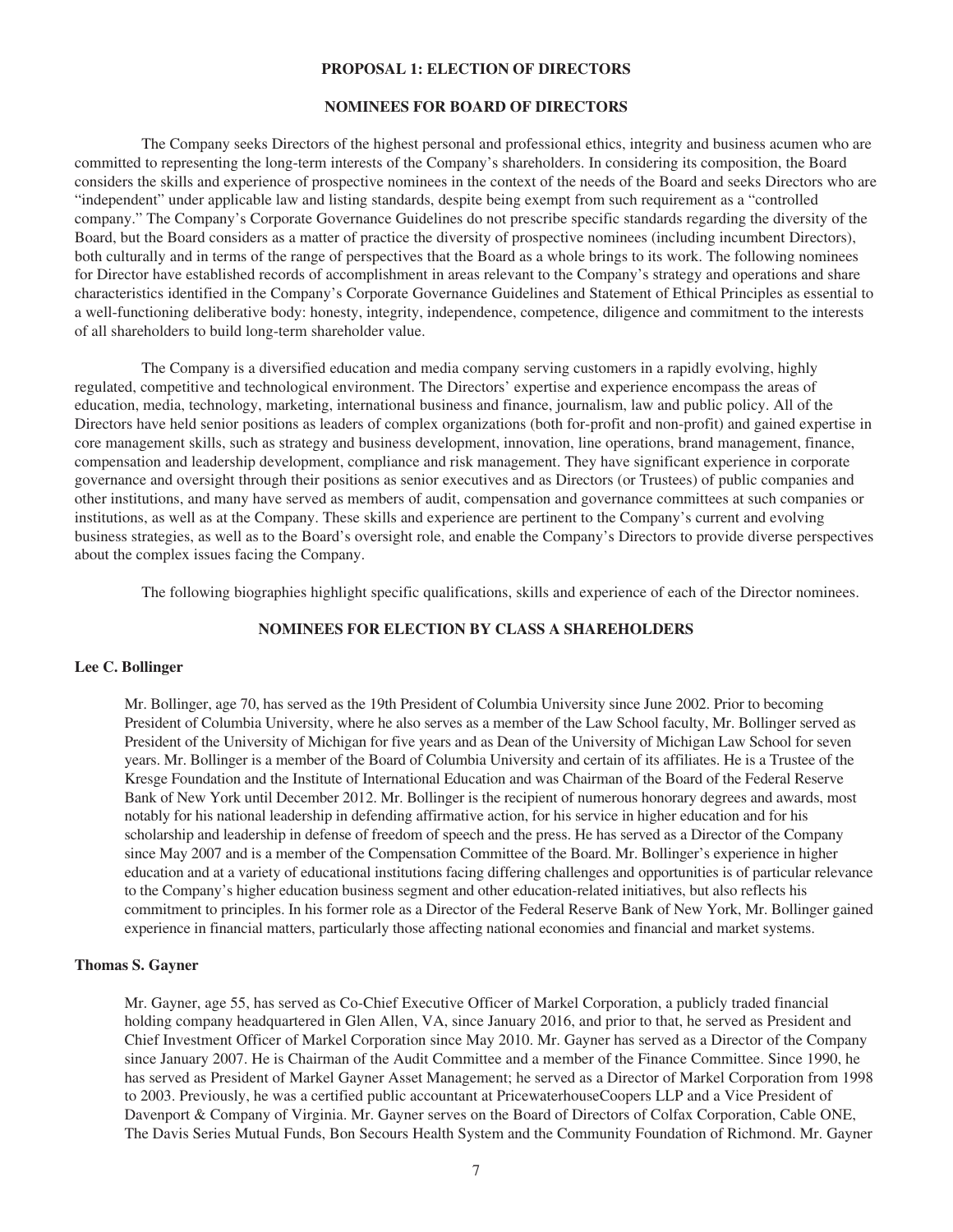## PROPOSAL 1: ELECTION OF DIRECTORS

### NOMINEES FOR BOARD OF DIRECTORS

The Company seeks Directors of the highest personal and professional ethics, integrity and business acumen who are committed to representing the long-term interests of the Company's shareholders. In considering its composition, the Board considers the skills and experience of prospective nominees in the context of the needs of the Board and seeks Directors who are "independent" under applicable law and listing standards, despite being exempt from such requirement as a "controlled company." The Company's Corporate Governance Guidelines do not prescribe specific standards regarding the diversity of the Board, but the Board considers as a matter of practice the diversity of prospective nominees (including incumbent Directors), both culturally and in terms of the range of perspectives that the Board as a whole brings to its work. The following nominees for Director have established records of accomplishment in areas relevant to the Company's strategy and operations and share characteristics identified in the Company's Corporate Governance Guidelines and Statement of Ethical Principles as essential to a well-functioning deliberative body: honesty, integrity, independence, competence, diligence and commitment to the interests of all shareholders to build long-term shareholder value.

The Company is a diversified education and media company serving customers in a rapidly evolving, highly regulated, competitive and technological environment. The Directors' expertise and experience encompass the areas of education, media, technology, marketing, international business and finance, journalism, law and public policy. All of the Directors have held senior positions as leaders of complex organizations (both for-profit and non-profit) and gained expertise in core management skills, such as strategy and business development, innovation, line operations, brand management, finance, compensation and leadership development, compliance and risk management. They have significant experience in corporate governance and oversight through their positions as senior executives and as Directors (or Trustees) of public companies and other institutions, and many have served as members of audit, compensation and governance committees at such companies or institutions, as well as at the Company. These skills and experience are pertinent to the Company's current and evolving business strategies, as well as to the Board's oversight role, and enable the Company's Directors to provide diverse perspectives about the complex issues facing the Company.

The following biographies highlight specific qualifications, skills and experience of each of the Director nominees.

### NOMINEES FOR ELECTION BY CLASS A SHAREHOLDERS

**Lee C. Bollinger**

Mr. Bollinger, age 70, has served as the 19th President of Columbia University since June 2002. Prior to becoming President of Columbia University, where he also serves as a member of the Law School faculty, Mr. Bollinger served as President of the University of Michigan for five years and as Dean of the University of Michigan Law School for seven years. Mr. Bollinger is a member of the Board of Columbia University and certain of its affiliates. He is a Trustee of the Kresge Foundation and the Institute of International Education and was Chairman of the Board of the Federal Reserve Bank of New York until December 2012. Mr. Bollinger is the recipient of numerous honorary degrees and awards, most notably for his national leadership in defending affirmative action, for his service in higher education and for his scholarship and leadership in defense of freedom of speech and the press. He has served as a Director of the Company since May 2007 and is a member of the Compensation Committee of the Board. Mr. Bollinger's experience in higher education and at a variety of educational institutions facing differing challenges and opportunities is of particular relevance to the Company's higher education business segment and other education-related initiatives, but also reflects his commitment to principles. In his former role as a Director of the Federal Reserve Bank of New York, Mr. Bollinger gained experience in financial matters, particularly those affecting national economies and financial and market systems.

**Thomas S. Gayner**

Mr. Gayner, age 55, has served as Co-Chief Executive Officer of Markel Corporation, a publicly traded financial holding company headquartered in Glen Allen, VA, since January 2016, and prior to that, he served as President and Chief Investment Officer of Markel Corporation since May 2010. Mr. Gayner has served as a Director of the Company since January 2007. He is Chairman of the Audit Committee and a member of the Finance Committee. Since 1990, he has served as President of Markel Gayner Asset Management; he served as a Director of Markel Corporation from 1998 to 2003. Previously, he was a certified public accountant at PricewaterhouseCoopers LLP and a Vice President of Davenport & Company of Virginia. Mr. Gayner serves on the Board of Directors of Colfax Corporation, Cable ONE, The Davis Series Mutual Funds, Bon Secours Health System and the Community Foundation of Richmond. Mr. Gayner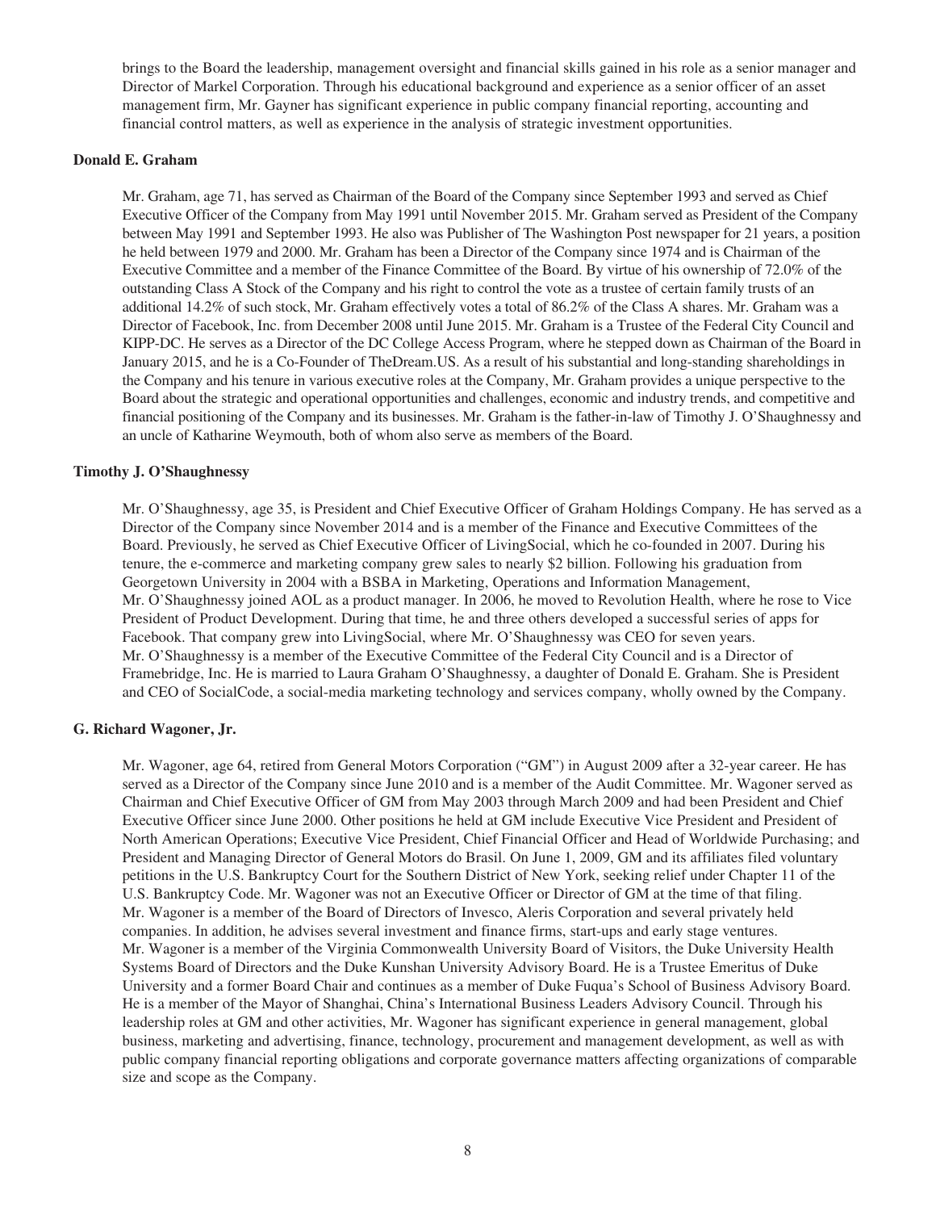brings to the Board the leadership, management oversight and financial skills gained in his role as a senior manager and Director of Markel Corporation. Through his educational background and experience as a senior officer of an asset management firm, Mr. Gayner has significant experience in public company financial reporting, accounting and financial control matters, as well as experience in the analysis of strategic investment opportunities.

**Donald E. Graham**

Mr. Graham, age 71, has served as Chairman of the Board of the Company since September 1993 and served as Chief Executive Officer of the Company from May 1991 until November 2015. Mr. Graham served as President of the Company between May 1991 and September 1993. He also was Publisher of The Washington Post newspaper for 21 years, a position he held between 1979 and 2000. Mr. Graham has been a Director of the Company since 1974 and is Chairman of the Executive Committee and a member of the Finance Committee of the Board. By virtue of his ownership of 72.0% of the outstanding Class A Stock of the Company and his right to control the vote as a trustee of certain family trusts of an additional 14.2% of such stock, Mr. Graham effectively votes a total of 86.2% of the Class A shares. Mr. Graham was a Director of Facebook, Inc. from December 2008 until June 2015. Mr. Graham is a Trustee of the Federal City Council and KIPP-DC. He serves as a Director of the DC College Access Program, where he stepped down as Chairman of the Board in January 2015, and he is a Co-Founder of TheDream.US. As a result of his substantial and long-standing shareholdings in the Company and his tenure in various executive roles at the Company, Mr. Graham provides a unique perspective to the Board about the strategic and operational opportunities and challenges, economic and industry trends, and competitive and financial positioning of the Company and its businesses. Mr. Graham is the father-in-law of Timothy J. O'Shaughnessy and an uncle of Katharine Weymouth, both of whom also serve as members of the Board.

**Timothy J. O'Shaughnessy**

Mr. O'Shaughnessy, age 35, is President and Chief Executive Officer of Graham Holdings Company. He has served as a Director of the Company since November 2014 and is a member of the Finance and Executive Committees of the Board. Previously, he served as Chief Executive Officer of LivingSocial, which he co-founded in 2007. During his tenure, the e-commerce and marketing company grew sales to nearly $2 billion. Following his graduation from Georgetown University in 2004 with a BSBA in Marketing, Operations and Information Management, Mr. O'Shaughnessy joined AOL as a product manager. In 2006, he moved to Revolution Health, where he rose to Vice President of Product Development. During that time, he and three others developed a successful series of apps for Facebook. That company grew into LivingSocial, where Mr. O'Shaughnessy was CEO for seven years. Mr. O'Shaughnessy is a member of the Executive Committee of the Federal City Council and is a Director of Framebridge, Inc. He is married to Laura Graham O'Shaughnessy, a daughter of Donald E. Graham. She is President and CEO of SocialCode, a social-media marketing technology and services company, wholly owned by the Company.

**G. Richard Wagoner, Jr.**

Mr. Wagoner, age 64, retired from General Motors Corporation ("GM") in August 2009 after a 32-year career. He has served as a Director of the Company since June 2010 and is a member of the Audit Committee. Mr. Wagoner served as Chairman and Chief Executive Officer of GM from May 2003 through March 2009 and had been President and Chief Executive Officer since June 2000. Other positions he held at GM include Executive Vice President and President of North American Operations; Executive Vice President, Chief Financial Officer and Head of Worldwide Purchasing; and President and Managing Director of General Motors do Brasil. On June 1, 2009, GM and its affiliates filed voluntary petitions in the U.S. Bankruptcy Court for the Southern District of New York, seeking relief under Chapter 11 of the U.S. Bankruptcy Code. Mr. Wagoner was not an Executive Officer or Director of GM at the time of that filing. Mr. Wagoner is a member of the Board of Directors of Invesco, Aleris Corporation and several privately held companies. In addition, he advises several investment and finance firms, start-ups and early stage ventures. Mr. Wagoner is a member of the Virginia Commonwealth University Board of Visitors, the Duke University Health Systems Board of Directors and the Duke Kunshan University Advisory Board. He is a Trustee Emeritus of Duke University and a former Board Chair and continues as a member of Duke Fuqua's School of Business Advisory Board. He is a member of the Mayor of Shanghai, China's International Business Leaders Advisory Council. Through his leadership roles at GM and other activities, Mr. Wagoner has significant experience in general management, global business, marketing and advertising, finance, technology, procurement and management development, as well as with public company financial reporting obligations and corporate governance matters affecting organizations of comparable size and scope as the Company.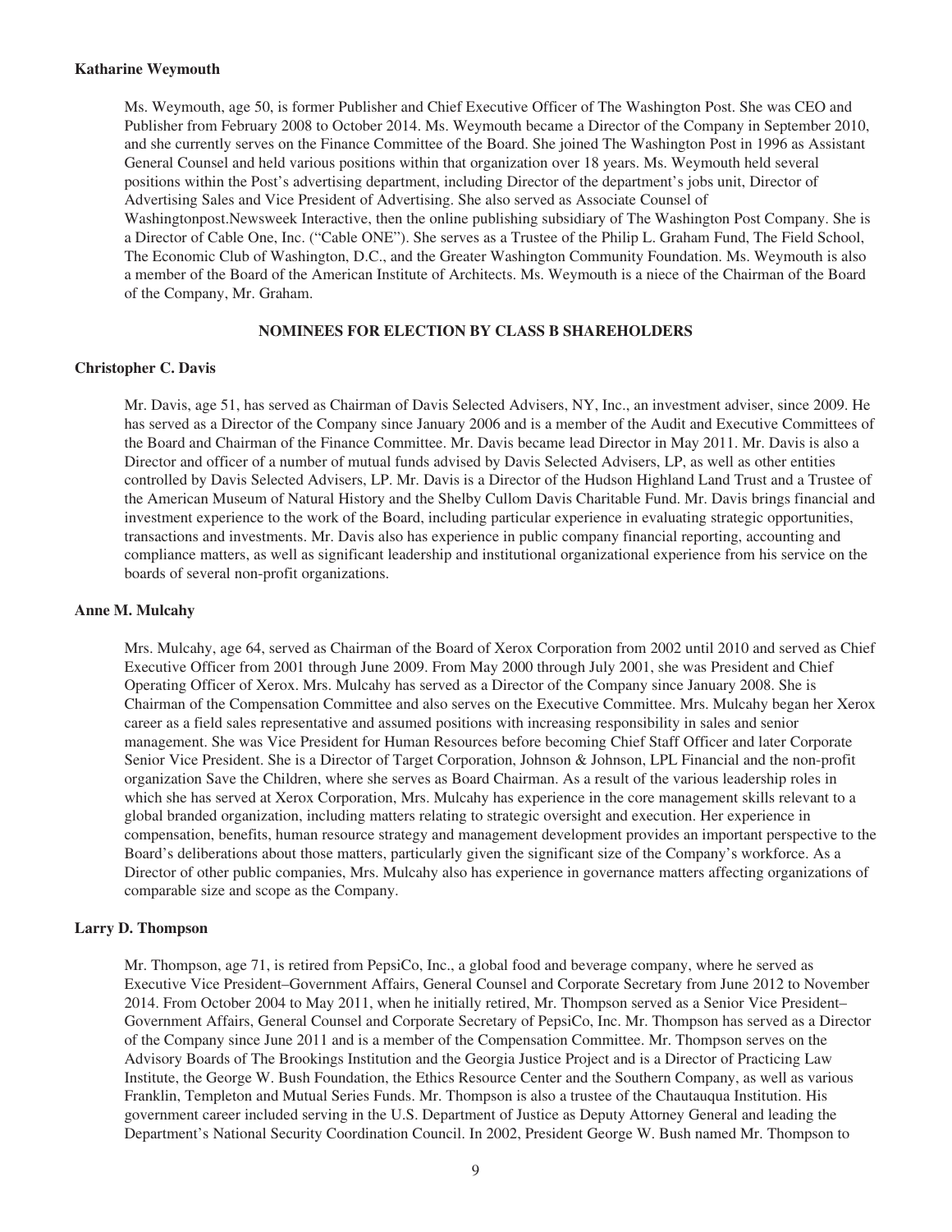**Katharine Weymouth**

Ms. Weymouth, age 50, is former Publisher and Chief Executive Officer of The Washington Post. She was CEO and Publisher from February 2008 to October 2014. Ms. Weymouth became a Director of the Company in September 2010, and she currently serves on the Finance Committee of the Board. She joined The Washington Post in 1996 as Assistant General Counsel and held various positions within that organization over 18 years. Ms. Weymouth held several positions within the Post's advertising department, including Director of the department's jobs unit, Director of Advertising Sales and Vice President of Advertising. She also served as Associate Counsel of Washingtonpost.Newsweek Interactive, then the online publishing subsidiary of The Washington Post Company. She is a Director of Cable One, Inc. ("Cable ONE"). She serves as a Trustee of the Philip L. Graham Fund, The Field School, The Economic Club of Washington, D.C., and the Greater Washington Community Foundation. Ms. Weymouth is also a member of the Board of the American Institute of Architects. Ms. Weymouth is a niece of the Chairman of the Board of the Company, Mr. Graham.

## NOMINEES FOR ELECTION BY CLASS B SHAREHOLDERS

**Christopher C. Davis**

Mr. Davis, age 51, has served as Chairman of Davis Selected Advisers, NY, Inc., an investment adviser, since 2009. He has served as a Director of the Company since January 2006 and is a member of the Audit and Executive Committees of the Board and Chairman of the Finance Committee. Mr. Davis became lead Director in May 2011. Mr. Davis is also a Director and officer of a number of mutual funds advised by Davis Selected Advisers, LP, as well as other entities controlled by Davis Selected Advisers, LP. Mr. Davis is a Director of the Hudson Highland Land Trust and a Trustee of the American Museum of Natural History and the Shelby Cullom Davis Charitable Fund. Mr. Davis brings financial and investment experience to the work of the Board, including particular experience in evaluating strategic opportunities, transactions and investments. Mr. Davis also has experience in public company financial reporting, accounting and compliance matters, as well as significant leadership and institutional organizational experience from his service on the boards of several non-profit organizations.

**Anne M. Mulcahy**

Mrs. Mulcahy, age 64, served as Chairman of the Board of Xerox Corporation from 2002 until 2010 and served as Chief Executive Officer from 2001 through June 2009. From May 2000 through July 2001, she was President and Chief Operating Officer of Xerox. Mrs. Mulcahy has served as a Director of the Company since January 2008. She is Chairman of the Compensation Committee and also serves on the Executive Committee. Mrs. Mulcahy began her Xerox career as a field sales representative and assumed positions with increasing responsibility in sales and senior management. She was Vice President for Human Resources before becoming Chief Staff Officer and later Corporate Senior Vice President. She is a Director of Target Corporation, Johnson & Johnson, LPL Financial and the non-profit organization Save the Children, where she serves as Board Chairman. As a result of the various leadership roles in which she has served at Xerox Corporation, Mrs. Mulcahy has experience in the core management skills relevant to a global branded organization, including matters relating to strategic oversight and execution. Her experience in compensation, benefits, human resource strategy and management development provides an important perspective to the Board's deliberations about those matters, particularly given the significant size of the Company's workforce. As a Director of other public companies, Mrs. Mulcahy also has experience in governance matters affecting organizations of comparable size and scope as the Company.

**Larry D. Thompson**

Mr. Thompson, age 71, is retired from PepsiCo, Inc., a global food and beverage company, where he served as Executive Vice President–Government Affairs, General Counsel and Corporate Secretary from June 2012 to November 2014. From October 2004 to May 2011, when he initially retired, Mr. Thompson served as a Senior Vice President–Government Affairs, General Counsel and Corporate Secretary of PepsiCo, Inc. Mr. Thompson has served as a Director of the Company since June 2011 and is a member of the Compensation Committee. Mr. Thompson serves on the Advisory Boards of The Brookings Institution and the Georgia Justice Project and is a Director of Practicing Law Institute, the George W. Bush Foundation, the Ethics Resource Center and the Southern Company, as well as various Franklin, Templeton and Mutual Series Funds. Mr. Thompson is also a trustee of the Chautauqua Institution. His government career included serving in the U.S. Department of Justice as Deputy Attorney General and leading the Department's National Security Coordination Council. In 2002, President George W. Bush named Mr. Thompson to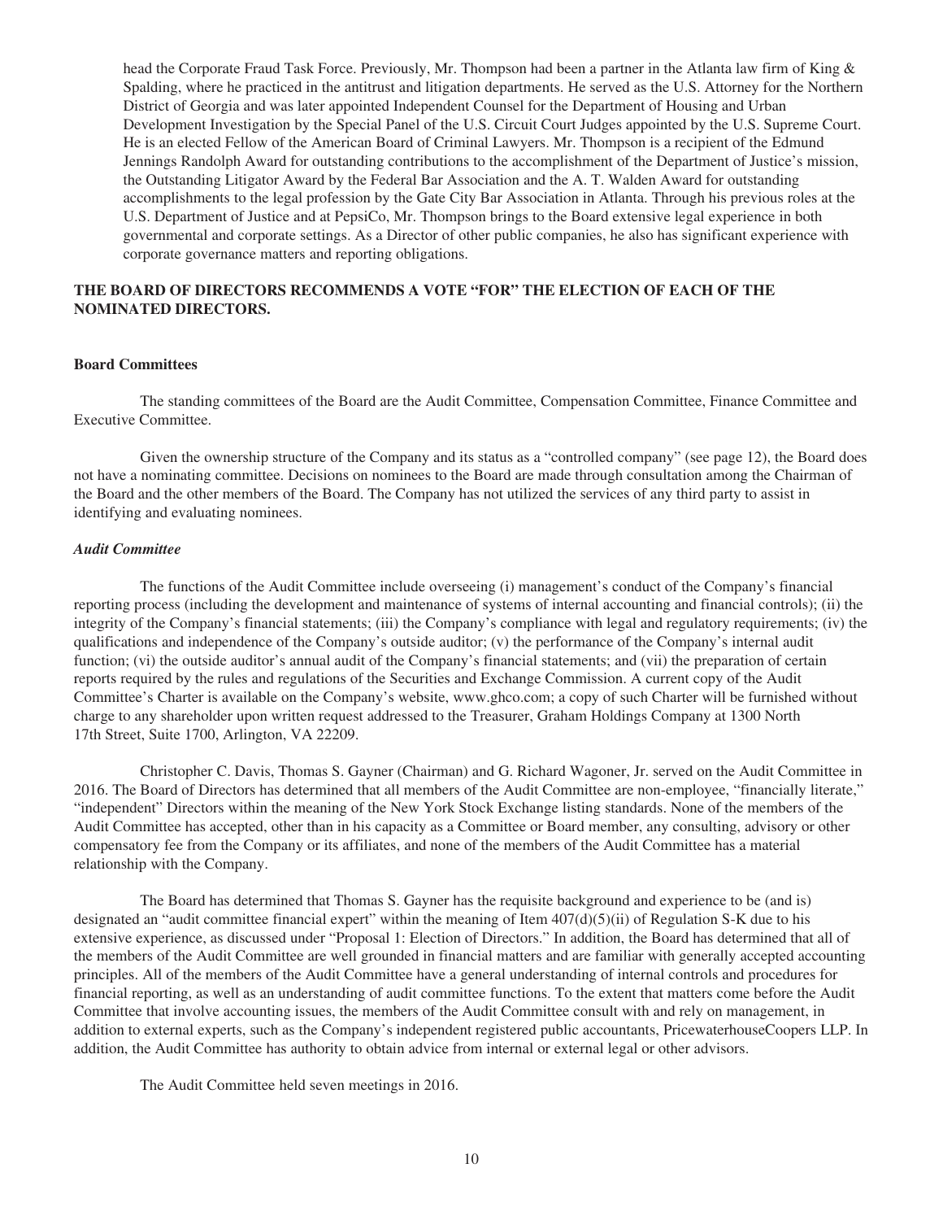head the Corporate Fraud Task Force. Previously, Mr. Thompson had been a partner in the Atlanta law firm of King & Spalding, where he practiced in the antitrust and litigation departments. He served as the U.S. Attorney for the Northern District of Georgia and was later appointed Independent Counsel for the Department of Housing and Urban Development Investigation by the Special Panel of the U.S. Circuit Court Judges appointed by the U.S. Supreme Court. He is an elected Fellow of the American Board of Criminal Lawyers. Mr. Thompson is a recipient of the Edmund Jennings Randolph Award for outstanding contributions to the accomplishment of the Department of Justice's mission, the Outstanding Litigator Award by the Federal Bar Association and the A. T. Walden Award for outstanding accomplishments to the legal profession by the Gate City Bar Association in Atlanta. Through his previous roles at the U.S. Department of Justice and at PepsiCo, Mr. Thompson brings to the Board extensive legal experience in both governmental and corporate settings. As a Director of other public companies, he also has significant experience with corporate governance matters and reporting obligations.

**THE BOARD OF DIRECTORS RECOMMENDS A VOTE "FOR" THE ELECTION OF EACH OF THE NOMINATED DIRECTORS.**

**Board Committees**

The standing committees of the Board are the Audit Committee, Compensation Committee, Finance Committee and Executive Committee.

Given the ownership structure of the Company and its status as a "controlled company" (see page 12), the Board does not have a nominating committee. Decisions on nominees to the Board are made through consultation among the Chairman of the Board and the other members of the Board. The Company has not utilized the services of any third party to assist in identifying and evaluating nominees.

***Audit Committee***

The functions of the Audit Committee include overseeing (i) management's conduct of the Company's financial reporting process (including the development and maintenance of systems of internal accounting and financial controls); (ii) the integrity of the Company's financial statements; (iii) the Company's compliance with legal and regulatory requirements; (iv) the qualifications and independence of the Company's outside auditor; (v) the performance of the Company's internal audit function; (vi) the outside auditor's annual audit of the Company's financial statements; and (vii) the preparation of certain reports required by the rules and regulations of the Securities and Exchange Commission. A current copy of the Audit Committee's Charter is available on the Company's website, www.ghco.com; a copy of such Charter will be furnished without charge to any shareholder upon written request addressed to the Treasurer, Graham Holdings Company at 1300 North 17th Street, Suite 1700, Arlington, VA 22209.

Christopher C. Davis, Thomas S. Gayner (Chairman) and G. Richard Wagoner, Jr. served on the Audit Committee in 2016. The Board of Directors has determined that all members of the Audit Committee are non-employee, "financially literate," "independent" Directors within the meaning of the New York Stock Exchange listing standards. None of the members of the Audit Committee has accepted, other than in his capacity as a Committee or Board member, any consulting, advisory or other compensatory fee from the Company or its affiliates, and none of the members of the Audit Committee has a material relationship with the Company.

The Board has determined that Thomas S. Gayner has the requisite background and experience to be (and is) designated an "audit committee financial expert" within the meaning of Item 407(d)(5)(ii) of Regulation S-K due to his extensive experience, as discussed under "Proposal 1: Election of Directors." In addition, the Board has determined that all of the members of the Audit Committee are well grounded in financial matters and are familiar with generally accepted accounting principles. All of the members of the Audit Committee have a general understanding of internal controls and procedures for financial reporting, as well as an understanding of audit committee functions. To the extent that matters come before the Audit Committee that involve accounting issues, the members of the Audit Committee consult with and rely on management, in addition to external experts, such as the Company's independent registered public accountants, PricewaterhouseCoopers LLP. In addition, the Audit Committee has authority to obtain advice from internal or external legal or other advisors.

The Audit Committee held seven meetings in 2016.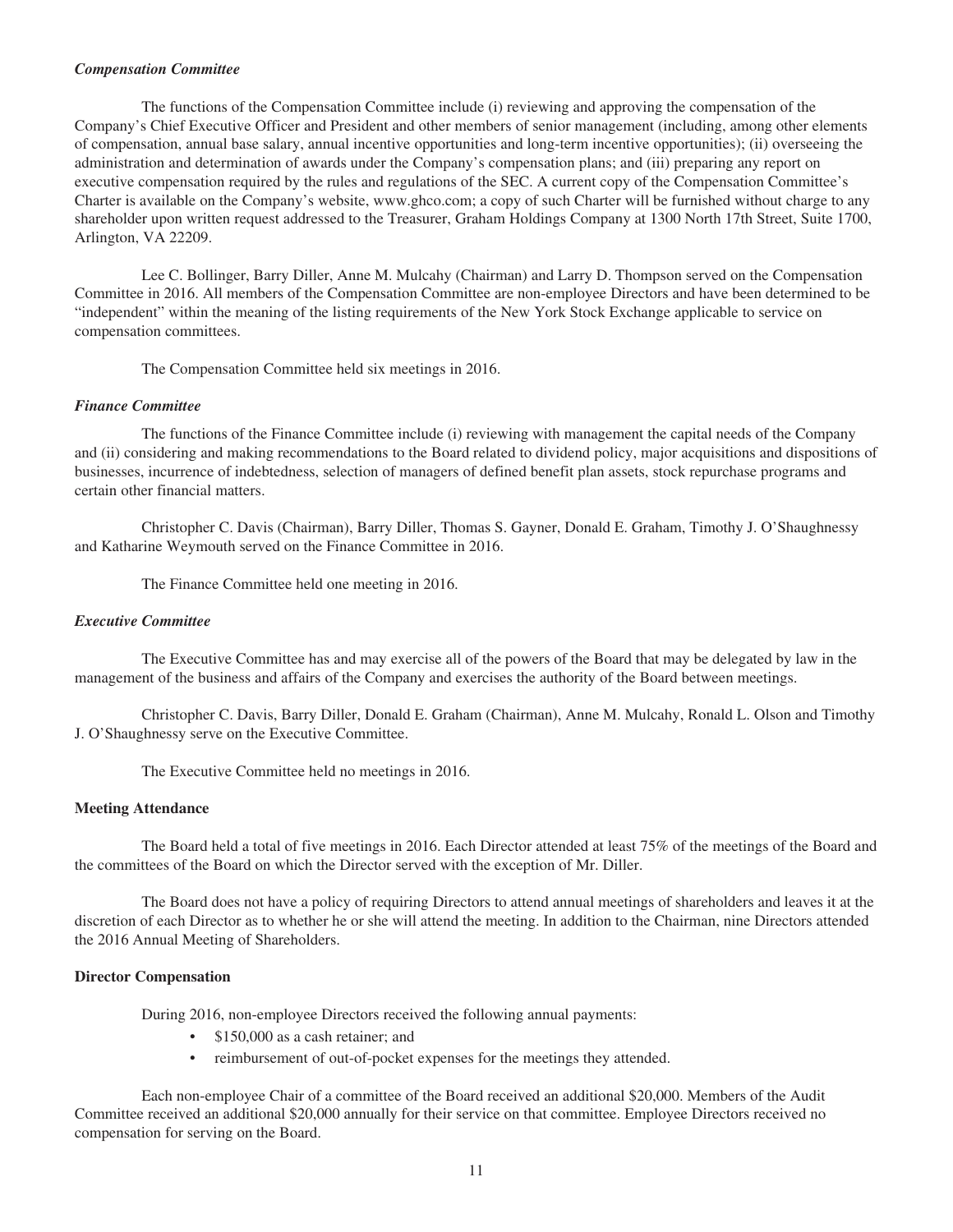### *Compensation Committee*

The functions of the Compensation Committee include (i) reviewing and approving the compensation of the Company's Chief Executive Officer and President and other members of senior management (including, among other elements of compensation, annual base salary, annual incentive opportunities and long-term incentive opportunities); (ii) overseeing the administration and determination of awards under the Company's compensation plans; and (iii) preparing any report on executive compensation required by the rules and regulations of the SEC. A current copy of the Compensation Committee's Charter is available on the Company's website, www.ghco.com; a copy of such Charter will be furnished without charge to any shareholder upon written request addressed to the Treasurer, Graham Holdings Company at 1300 North 17th Street, Suite 1700, Arlington, VA 22209.

Lee C. Bollinger, Barry Diller, Anne M. Mulcahy (Chairman) and Larry D. Thompson served on the Compensation Committee in 2016. All members of the Compensation Committee are non-employee Directors and have been determined to be "independent" within the meaning of the listing requirements of the New York Stock Exchange applicable to service on compensation committees.

The Compensation Committee held six meetings in 2016.

### *Finance Committee*

The functions of the Finance Committee include (i) reviewing with management the capital needs of the Company and (ii) considering and making recommendations to the Board related to dividend policy, major acquisitions and dispositions of businesses, incurrence of indebtedness, selection of managers of defined benefit plan assets, stock repurchase programs and certain other financial matters.

Christopher C. Davis (Chairman), Barry Diller, Thomas S. Gayner, Donald E. Graham, Timothy J. O'Shaughnessy and Katharine Weymouth served on the Finance Committee in 2016.

The Finance Committee held one meeting in 2016.

### *Executive Committee*

The Executive Committee has and may exercise all of the powers of the Board that may be delegated by law in the management of the business and affairs of the Company and exercises the authority of the Board between meetings.

Christopher C. Davis, Barry Diller, Donald E. Graham (Chairman), Anne M. Mulcahy, Ronald L. Olson and Timothy J. O'Shaughnessy serve on the Executive Committee.

The Executive Committee held no meetings in 2016.

## Meeting Attendance

The Board held a total of five meetings in 2016. Each Director attended at least 75% of the meetings of the Board and the committees of the Board on which the Director served with the exception of Mr. Diller.

The Board does not have a policy of requiring Directors to attend annual meetings of shareholders and leaves it at the discretion of each Director as to whether he or she will attend the meeting. In addition to the Chairman, nine Directors attended the 2016 Annual Meeting of Shareholders.

## Director Compensation

During 2016, non-employee Directors received the following annual payments:

- $150,000 as a cash retainer; and
- reimbursement of out-of-pocket expenses for the meetings they attended.

Each non-employee Chair of a committee of the Board received an additional $20,000. Members of the Audit Committee received an additional $20,000 annually for their service on that committee. Employee Directors received no compensation for serving on the Board.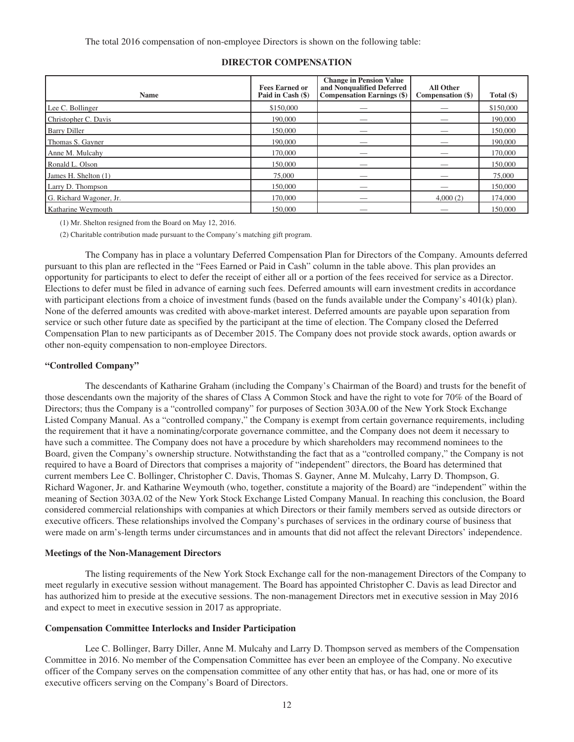The total 2016 compensation of non-employee Directors is shown on the following table:

**DIRECTOR COMPENSATION**

| Name | Fees Earned or Paid in Cash ($) | Change in Pension Value and Nonqualified Deferred Compensation Earnings ($) | All Other Compensation ($) | Total ($) |
|---|---|---|---|---|
| Lee C. Bollinger | $150,000 | — | — | $150,000 |
| Christopher C. Davis | 190,000 | — | — | 190,000 |
| Barry Diller | 150,000 | — | — | 150,000 |
| Thomas S. Gayner | 190,000 | — | — | 190,000 |
| Anne M. Mulcahy | 170,000 | — | — | 170,000 |
| Ronald L. Olson | 150,000 | — | — | 150,000 |
| James H. Shelton (1) | 75,000 | — | — | 75,000 |
| Larry D. Thompson | 150,000 | — | — | 150,000 |
| G. Richard Wagoner, Jr. | 170,000 | — | 4,000 (2) | 174,000 |
| Katharine Weymouth | 150,000 | — | — | 150,000 |

(1) Mr. Shelton resigned from the Board on May 12, 2016.

(2) Charitable contribution made pursuant to the Company's matching gift program.

The Company has in place a voluntary Deferred Compensation Plan for Directors of the Company. Amounts deferred pursuant to this plan are reflected in the "Fees Earned or Paid in Cash" column in the table above. This plan provides an opportunity for participants to elect to defer the receipt of either all or a portion of the fees received for service as a Director. Elections to defer must be filed in advance of earning such fees. Deferred amounts will earn investment credits in accordance with participant elections from a choice of investment funds (based on the funds available under the Company's 401(k) plan). None of the deferred amounts was credited with above-market interest. Deferred amounts are payable upon separation from service or such other future date as specified by the participant at the time of election. The Company closed the Deferred Compensation Plan to new participants as of December 2015. The Company does not provide stock awards, option awards or other non-equity compensation to non-employee Directors.

### "Controlled Company"

The descendants of Katharine Graham (including the Company's Chairman of the Board) and trusts for the benefit of those descendants own the majority of the shares of Class A Common Stock and have the right to vote for 70% of the Board of Directors; thus the Company is a "controlled company" for purposes of Section 303A.00 of the New York Stock Exchange Listed Company Manual. As a "controlled company," the Company is exempt from certain governance requirements, including the requirement that it have a nominating/corporate governance committee, and the Company does not deem it necessary to have such a committee. The Company does not have a procedure by which shareholders may recommend nominees to the Board, given the Company's ownership structure. Notwithstanding the fact that as a "controlled company," the Company is not required to have a Board of Directors that comprises a majority of "independent" directors, the Board has determined that current members Lee C. Bollinger, Christopher C. Davis, Thomas S. Gayner, Anne M. Mulcahy, Larry D. Thompson, G. Richard Wagoner, Jr. and Katharine Weymouth (who, together, constitute a majority of the Board) are "independent" within the meaning of Section 303A.02 of the New York Stock Exchange Listed Company Manual. In reaching this conclusion, the Board considered commercial relationships with companies at which Directors or their family members served as outside directors or executive officers. These relationships involved the Company's purchases of services in the ordinary course of business that were made on arm's-length terms under circumstances and in amounts that did not affect the relevant Directors' independence.

### Meetings of the Non-Management Directors

The listing requirements of the New York Stock Exchange call for the non-management Directors of the Company to meet regularly in executive session without management. The Board has appointed Christopher C. Davis as lead Director and has authorized him to preside at the executive sessions. The non-management Directors met in executive session in May 2016 and expect to meet in executive session in 2017 as appropriate.

### Compensation Committee Interlocks and Insider Participation

Lee C. Bollinger, Barry Diller, Anne M. Mulcahy and Larry D. Thompson served as members of the Compensation Committee in 2016. No member of the Compensation Committee has ever been an employee of the Company. No executive officer of the Company serves on the compensation committee of any other entity that has, or has had, one or more of its executive officers serving on the Company's Board of Directors.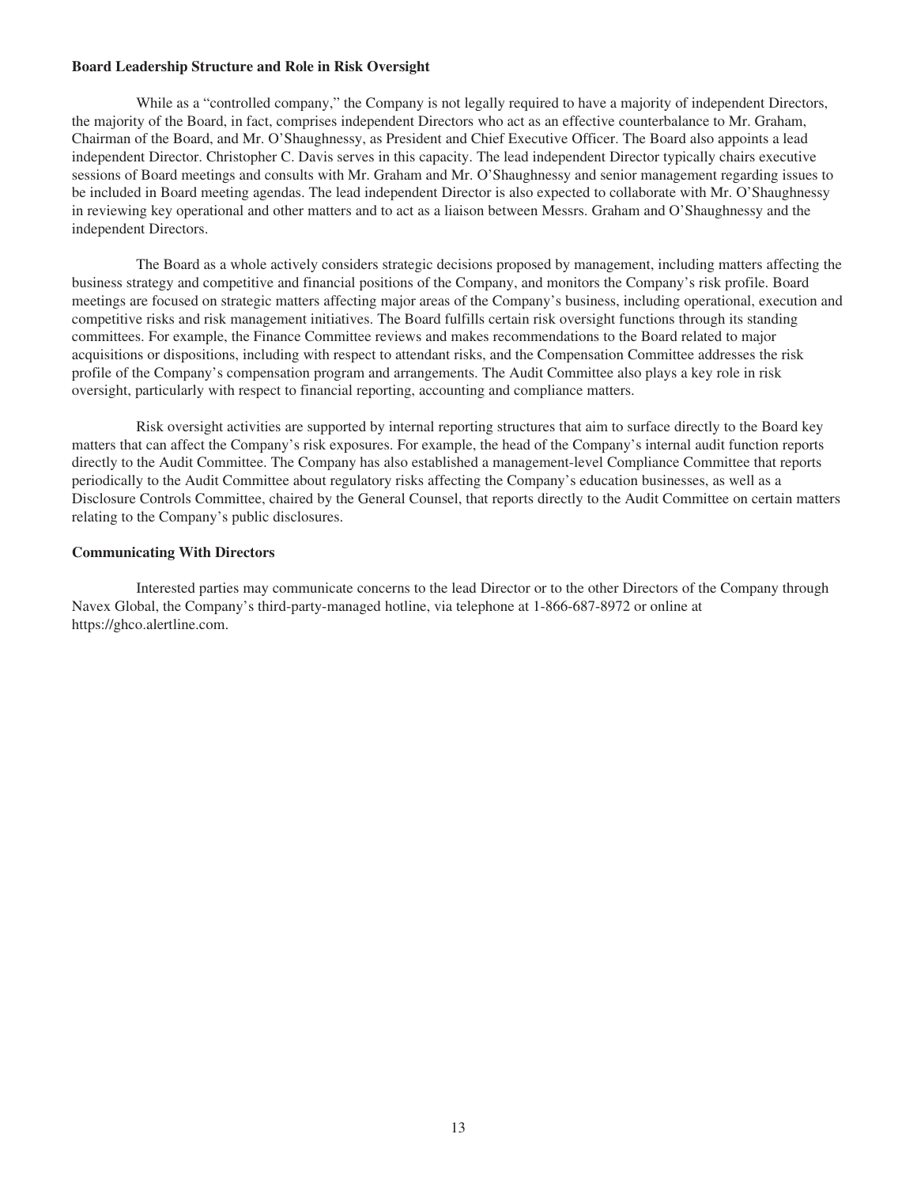### Board Leadership Structure and Role in Risk Oversight

While as a "controlled company," the Company is not legally required to have a majority of independent Directors, the majority of the Board, in fact, comprises independent Directors who act as an effective counterbalance to Mr. Graham, Chairman of the Board, and Mr. O'Shaughnessy, as President and Chief Executive Officer. The Board also appoints a lead independent Director. Christopher C. Davis serves in this capacity. The lead independent Director typically chairs executive sessions of Board meetings and consults with Mr. Graham and Mr. O'Shaughnessy and senior management regarding issues to be included in Board meeting agendas. The lead independent Director is also expected to collaborate with Mr. O'Shaughnessy in reviewing key operational and other matters and to act as a liaison between Messrs. Graham and O'Shaughnessy and the independent Directors.

The Board as a whole actively considers strategic decisions proposed by management, including matters affecting the business strategy and competitive and financial positions of the Company, and monitors the Company's risk profile. Board meetings are focused on strategic matters affecting major areas of the Company's business, including operational, execution and competitive risks and risk management initiatives. The Board fulfills certain risk oversight functions through its standing committees. For example, the Finance Committee reviews and makes recommendations to the Board related to major acquisitions or dispositions, including with respect to attendant risks, and the Compensation Committee addresses the risk profile of the Company's compensation program and arrangements. The Audit Committee also plays a key role in risk oversight, particularly with respect to financial reporting, accounting and compliance matters.

Risk oversight activities are supported by internal reporting structures that aim to surface directly to the Board key matters that can affect the Company's risk exposures. For example, the head of the Company's internal audit function reports directly to the Audit Committee. The Company has also established a management-level Compliance Committee that reports periodically to the Audit Committee about regulatory risks affecting the Company's education businesses, as well as a Disclosure Controls Committee, chaired by the General Counsel, that reports directly to the Audit Committee on certain matters relating to the Company's public disclosures.

### Communicating With Directors

Interested parties may communicate concerns to the lead Director or to the other Directors of the Company through Navex Global, the Company's third-party-managed hotline, via telephone at 1-866-687-8972 or online at https://ghco.alertline.com.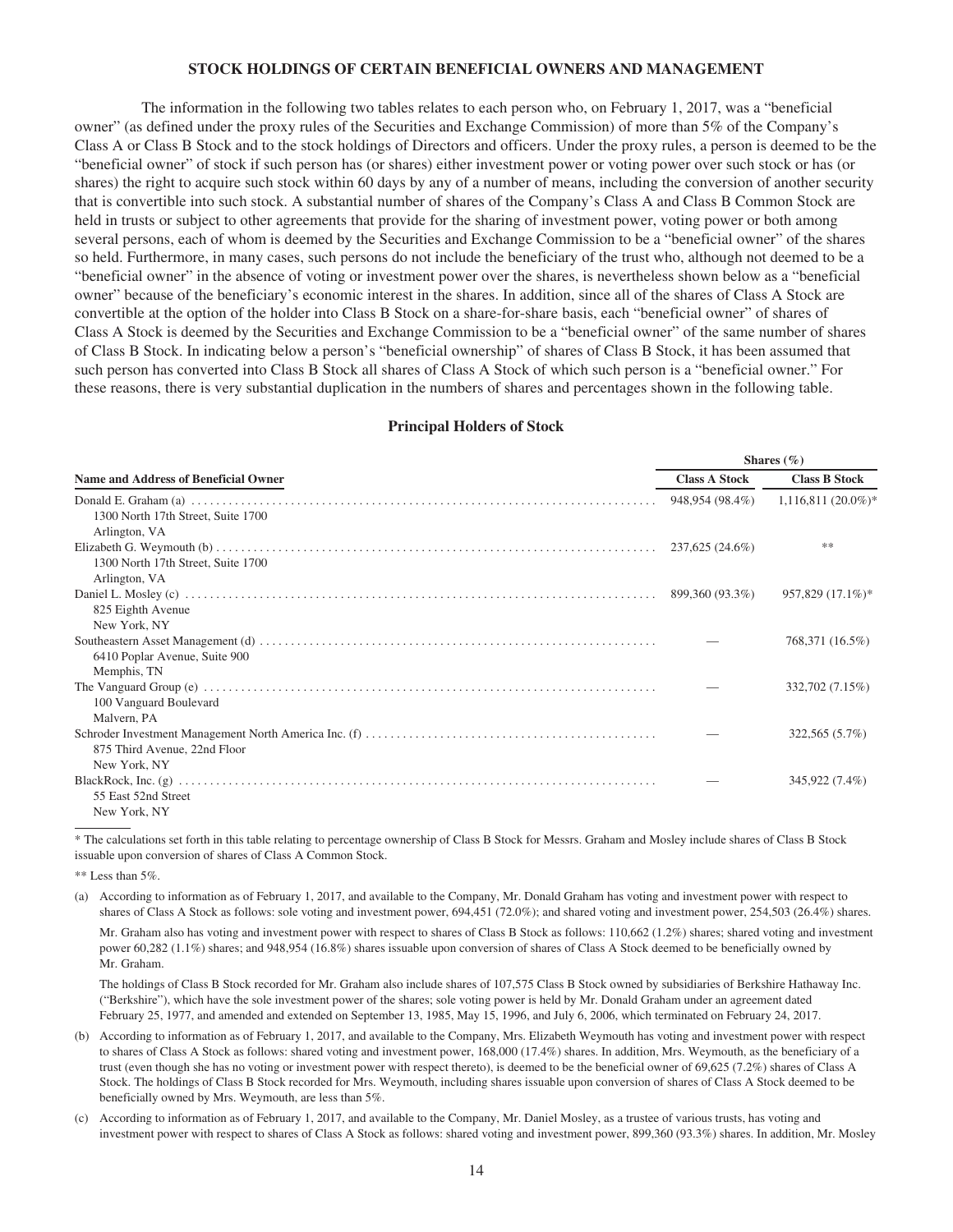## STOCK HOLDINGS OF CERTAIN BENEFICIAL OWNERS AND MANAGEMENT

The information in the following two tables relates to each person who, on February 1, 2017, was a "beneficial owner" (as defined under the proxy rules of the Securities and Exchange Commission) of more than 5% of the Company's Class A or Class B Stock and to the stock holdings of Directors and officers. Under the proxy rules, a person is deemed to be the "beneficial owner" of stock if such person has (or shares) either investment power or voting power over such stock or has (or shares) the right to acquire such stock within 60 days by any of a number of means, including the conversion of another security that is convertible into such stock. A substantial number of shares of the Company's Class A and Class B Common Stock are held in trusts or subject to other agreements that provide for the sharing of investment power, voting power or both among several persons, each of whom is deemed by the Securities and Exchange Commission to be a "beneficial owner" of the shares so held. Furthermore, in many cases, such persons do not include the beneficiary of the trust who, although not deemed to be a "beneficial owner" in the absence of voting or investment power over the shares, is nevertheless shown below as a "beneficial owner" because of the beneficiary's economic interest in the shares. In addition, since all of the shares of Class A Stock are convertible at the option of the holder into Class B Stock on a share-for-share basis, each "beneficial owner" of shares of Class A Stock is deemed by the Securities and Exchange Commission to be a "beneficial owner" of the same number of shares of Class B Stock. In indicating below a person's "beneficial ownership" of shares of Class B Stock, it has been assumed that such person has converted into Class B Stock all shares of Class A Stock of which such person is a "beneficial owner." For these reasons, there is very substantial duplication in the numbers of shares and percentages shown in the following table.

### Principal Holders of Stock

| Name and Address of Beneficial Owner | Shares (%) | |
|---|---|---|
| | Class A Stock | Class B Stock |
| Donald E. Graham (a)<br>1300 North 17th Street, Suite 1700<br>Arlington, VA | 948,954 (98.4%) | 1,116,811 (20.0%)* |
| Elizabeth G. Weymouth (b)<br>1300 North 17th Street, Suite 1700<br>Arlington, VA | 237,625 (24.6%) | ** |
| Daniel L. Mosley (c)<br>825 Eighth Avenue<br>New York, NY | 899,360 (93.3%) | 957,829 (17.1%)* |
| Southeastern Asset Management (d)<br>6410 Poplar Avenue, Suite 900<br>Memphis, TN | — | 768,371 (16.5%) |
| The Vanguard Group (e)<br>100 Vanguard Boulevard<br>Malvern, PA | — | 332,702 (7.15%) |
| Schroder Investment Management North America Inc. (f)<br>875 Third Avenue, 22nd Floor<br>New York, NY | — | 322,565 (5.7%) |
| BlackRock, Inc. (g)<br>55 East 52nd Street<br>New York, NY | — | 345,922 (7.4%) |

\* The calculations set forth in this table relating to percentage ownership of Class B Stock for Messrs. Graham and Mosley include shares of Class B Stock issuable upon conversion of shares of Class A Common Stock.

** Less than 5%.

(a) According to information as of February 1, 2017, and available to the Company, Mr. Donald Graham has voting and investment power with respect to shares of Class A Stock as follows: sole voting and investment power, 694,451 (72.0%); and shared voting and investment power, 254,503 (26.4%) shares.

Mr. Graham also has voting and investment power with respect to shares of Class B Stock as follows: 110,662 (1.2%) shares; shared voting and investment power 60,282 (1.1%) shares; and 948,954 (16.8%) shares issuable upon conversion of shares of Class A Stock deemed to be beneficially owned by Mr. Graham.

The holdings of Class B Stock recorded for Mr. Graham also include shares of 107,575 Class B Stock owned by subsidiaries of Berkshire Hathaway Inc. ("Berkshire"), which have the sole investment power of the shares; sole voting power is held by Mr. Donald Graham under an agreement dated February 25, 1977, and amended and extended on September 13, 1985, May 15, 1996, and July 6, 2006, which terminated on February 24, 2017.

(b) According to information as of February 1, 2017, and available to the Company, Mrs. Elizabeth Weymouth has voting and investment power with respect to shares of Class A Stock as follows: shared voting and investment power, 168,000 (17.4%) shares. In addition, Mrs. Weymouth, as the beneficiary of a trust (even though she has no voting or investment power with respect thereto), is deemed to be the beneficial owner of 69,625 (7.2%) shares of Class A Stock. The holdings of Class B Stock recorded for Mrs. Weymouth, including shares issuable upon conversion of shares of Class A Stock deemed to be beneficially owned by Mrs. Weymouth, are less than 5%.

(c) According to information as of February 1, 2017, and available to the Company, Mr. Daniel Mosley, as a trustee of various trusts, has voting and investment power with respect to shares of Class A Stock as follows: shared voting and investment power, 899,360 (93.3%) shares. In addition, Mr. Mosley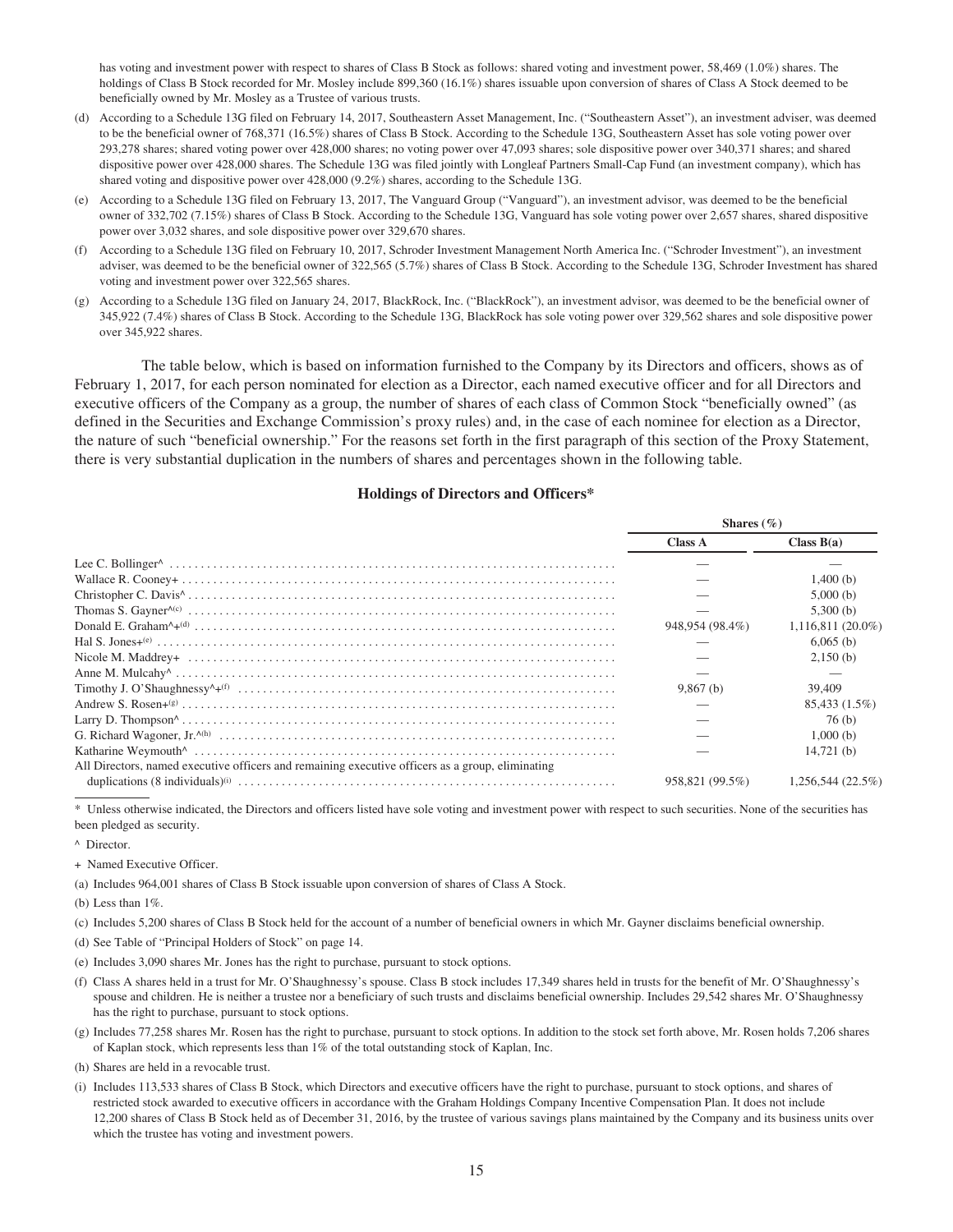has voting and investment power with respect to shares of Class B Stock as follows: shared voting and investment power, 58,469 (1.0%) shares. The holdings of Class B Stock recorded for Mr. Mosley include 899,360 (16.1%) shares issuable upon conversion of shares of Class A Stock deemed to be beneficially owned by Mr. Mosley as a Trustee of various trusts.

(d) According to a Schedule 13G filed on February 14, 2017, Southeastern Asset Management, Inc. ("Southeastern Asset"), an investment adviser, was deemed to be the beneficial owner of 768,371 (16.5%) shares of Class B Stock. According to the Schedule 13G, Southeastern Asset has sole voting power over 293,278 shares; shared voting power over 428,000 shares; no voting power over 47,093 shares; sole dispositive power over 340,371 shares; and shared dispositive power over 428,000 shares. The Schedule 13G was filed jointly with Longleaf Partners Small-Cap Fund (an investment company), which has shared voting and dispositive power over 428,000 (9.2%) shares, according to the Schedule 13G.

(e) According to a Schedule 13G filed on February 13, 2017, The Vanguard Group ("Vanguard"), an investment advisor, was deemed to be the beneficial owner of 332,702 (7.15%) shares of Class B Stock. According to the Schedule 13G, Vanguard has sole voting power over 2,657 shares, shared dispositive power over 3,032 shares, and sole dispositive power over 329,670 shares.

(f) According to a Schedule 13G filed on February 10, 2017, Schroder Investment Management North America Inc. ("Schroder Investment"), an investment adviser, was deemed to be the beneficial owner of 322,565 (5.7%) shares of Class B Stock. According to the Schedule 13G, Schroder Investment has shared voting and investment power over 322,565 shares.

(g) According to a Schedule 13G filed on January 24, 2017, BlackRock, Inc. ("BlackRock"), an investment advisor, was deemed to be the beneficial owner of 345,922 (7.4%) shares of Class B Stock. According to the Schedule 13G, BlackRock has sole voting power over 329,562 shares and sole dispositive power over 345,922 shares.

The table below, which is based on information furnished to the Company by its Directors and officers, shows as of February 1, 2017, for each person nominated for election as a Director, each named executive officer and for all Directors and executive officers of the Company as a group, the number of shares of each class of Common Stock "beneficially owned" (as defined in the Securities and Exchange Commission's proxy rules) and, in the case of each nominee for election as a Director, the nature of such "beneficial ownership." For the reasons set forth in the first paragraph of this section of the Proxy Statement, there is very substantial duplication in the numbers of shares and percentages shown in the following table.

### Holdings of Directors and Officers*

| | Shares (%) | |
|---|---|---|
| | Class A | Class B(a) |
| Lee C. Bollinger^ | — | — |
| Wallace R. Cooney+ | — | 1,400 (b) |
| Christopher C. Davis^ | — | 5,000 (b) |
| Thomas S. Gayner^(c) | — | 5,300 (b) |
| Donald E. Graham^+(d) | 948,954 (98.4%) | 1,116,811 (20.0%) |
| Hal S. Jones+(e) | — | 6,065 (b) |
| Nicole M. Maddrey+ | — | 2,150 (b) |
| Anne M. Mulcahy^ | — | — |
| Timothy J. O'Shaughnessy^+(f) | 9,867 (b) | 39,409 |
| Andrew S. Rosen+(g) | — | 85,433 (1.5%) |
| Larry D. Thompson^ | — | 76 (b) |
| G. Richard Wagoner, Jr.^(h) | — | 1,000 (b) |
| Katharine Weymouth^ | — | 14,721 (b) |
| All Directors, named executive officers and remaining executive officers as a group, eliminating duplications (8 individuals)(i) | 958,821 (99.5%) | 1,256,544 (22.5%) |

\* Unless otherwise indicated, the Directors and officers listed have sole voting and investment power with respect to such securities. None of the securities has been pledged as security.

^ Director.

\+ Named Executive Officer.

(a) Includes 964,001 shares of Class B Stock issuable upon conversion of shares of Class A Stock.

(b) Less than 1%.

(c) Includes 5,200 shares of Class B Stock held for the account of a number of beneficial owners in which Mr. Gayner disclaims beneficial ownership.

(d) See Table of "Principal Holders of Stock" on page 14.

(e) Includes 3,090 shares Mr. Jones has the right to purchase, pursuant to stock options.

(f) Class A shares held in a trust for Mr. O'Shaughnessy's spouse. Class B stock includes 17,349 shares held in trusts for the benefit of Mr. O'Shaughnessy's spouse and children. He is neither a trustee nor a beneficiary of such trusts and disclaims beneficial ownership. Includes 29,542 shares Mr. O'Shaughnessy has the right to purchase, pursuant to stock options.

(g) Includes 77,258 shares Mr. Rosen has the right to purchase, pursuant to stock options. In addition to the stock set forth above, Mr. Rosen holds 7,206 shares of Kaplan stock, which represents less than 1% of the total outstanding stock of Kaplan, Inc.

(h) Shares are held in a revocable trust.

(i) Includes 113,533 shares of Class B Stock, which Directors and executive officers have the right to purchase, pursuant to stock options, and shares of restricted stock awarded to executive officers in accordance with the Graham Holdings Company Incentive Compensation Plan. It does not include 12,200 shares of Class B Stock held as of December 31, 2016, by the trustee of various savings plans maintained by the Company and its business units over which the trustee has voting and investment powers.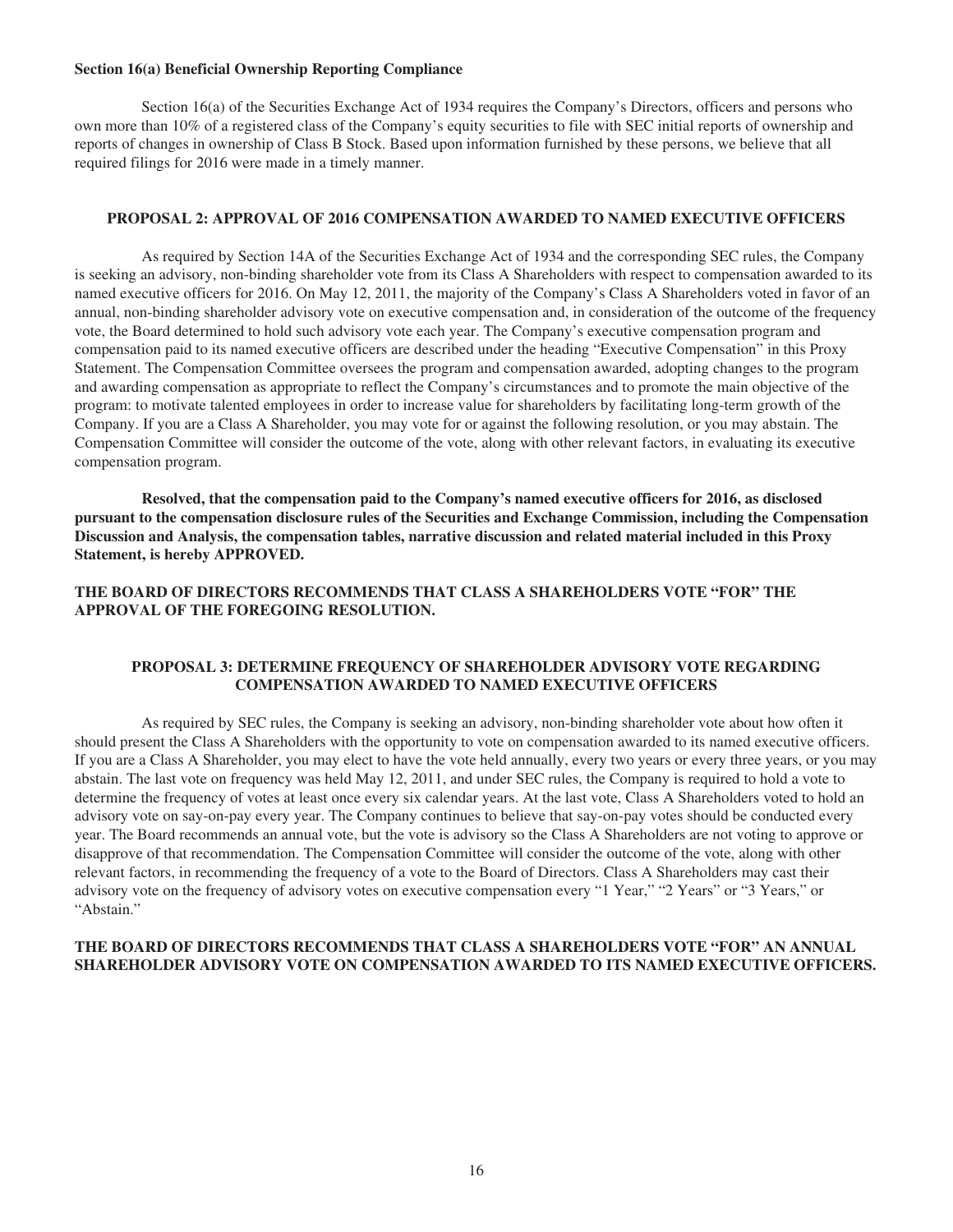### Section 16(a) Beneficial Ownership Reporting Compliance

Section 16(a) of the Securities Exchange Act of 1934 requires the Company's Directors, officers and persons who own more than 10% of a registered class of the Company's equity securities to file with SEC initial reports of ownership and reports of changes in ownership of Class B Stock. Based upon information furnished by these persons, we believe that all required filings for 2016 were made in a timely manner.

## PROPOSAL 2: APPROVAL OF 2016 COMPENSATION AWARDED TO NAMED EXECUTIVE OFFICERS

As required by Section 14A of the Securities Exchange Act of 1934 and the corresponding SEC rules, the Company is seeking an advisory, non-binding shareholder vote from its Class A Shareholders with respect to compensation awarded to its named executive officers for 2016. On May 12, 2011, the majority of the Company's Class A Shareholders voted in favor of an annual, non-binding shareholder advisory vote on executive compensation and, in consideration of the outcome of the frequency vote, the Board determined to hold such advisory vote each year. The Company's executive compensation program and compensation paid to its named executive officers are described under the heading "Executive Compensation" in this Proxy Statement. The Compensation Committee oversees the program and compensation awarded, adopting changes to the program and awarding compensation as appropriate to reflect the Company's circumstances and to promote the main objective of the program: to motivate talented employees in order to increase value for shareholders by facilitating long-term growth of the Company. If you are a Class A Shareholder, you may vote for or against the following resolution, or you may abstain. The Compensation Committee will consider the outcome of the vote, along with other relevant factors, in evaluating its executive compensation program.

**Resolved, that the compensation paid to the Company's named executive officers for 2016, as disclosed pursuant to the compensation disclosure rules of the Securities and Exchange Commission, including the Compensation Discussion and Analysis, the compensation tables, narrative discussion and related material included in this Proxy Statement, is hereby APPROVED.**

**THE BOARD OF DIRECTORS RECOMMENDS THAT CLASS A SHAREHOLDERS VOTE "FOR" THE APPROVAL OF THE FOREGOING RESOLUTION.**

## PROPOSAL 3: DETERMINE FREQUENCY OF SHAREHOLDER ADVISORY VOTE REGARDING COMPENSATION AWARDED TO NAMED EXECUTIVE OFFICERS

As required by SEC rules, the Company is seeking an advisory, non-binding shareholder vote about how often it should present the Class A Shareholders with the opportunity to vote on compensation awarded to its named executive officers. If you are a Class A Shareholder, you may elect to have the vote held annually, every two years or every three years, or you may abstain. The last vote on frequency was held May 12, 2011, and under SEC rules, the Company is required to hold a vote to determine the frequency of votes at least once every six calendar years. At the last vote, Class A Shareholders voted to hold an advisory vote on say-on-pay every year. The Company continues to believe that say-on-pay votes should be conducted every year. The Board recommends an annual vote, but the vote is advisory so the Class A Shareholders are not voting to approve or disapprove of that recommendation. The Compensation Committee will consider the outcome of the vote, along with other relevant factors, in recommending the frequency of a vote to the Board of Directors. Class A Shareholders may cast their advisory vote on the frequency of advisory votes on executive compensation every "1 Year," "2 Years" or "3 Years," or "Abstain."

**THE BOARD OF DIRECTORS RECOMMENDS THAT CLASS A SHAREHOLDERS VOTE "FOR" AN ANNUAL SHAREHOLDER ADVISORY VOTE ON COMPENSATION AWARDED TO ITS NAMED EXECUTIVE OFFICERS.**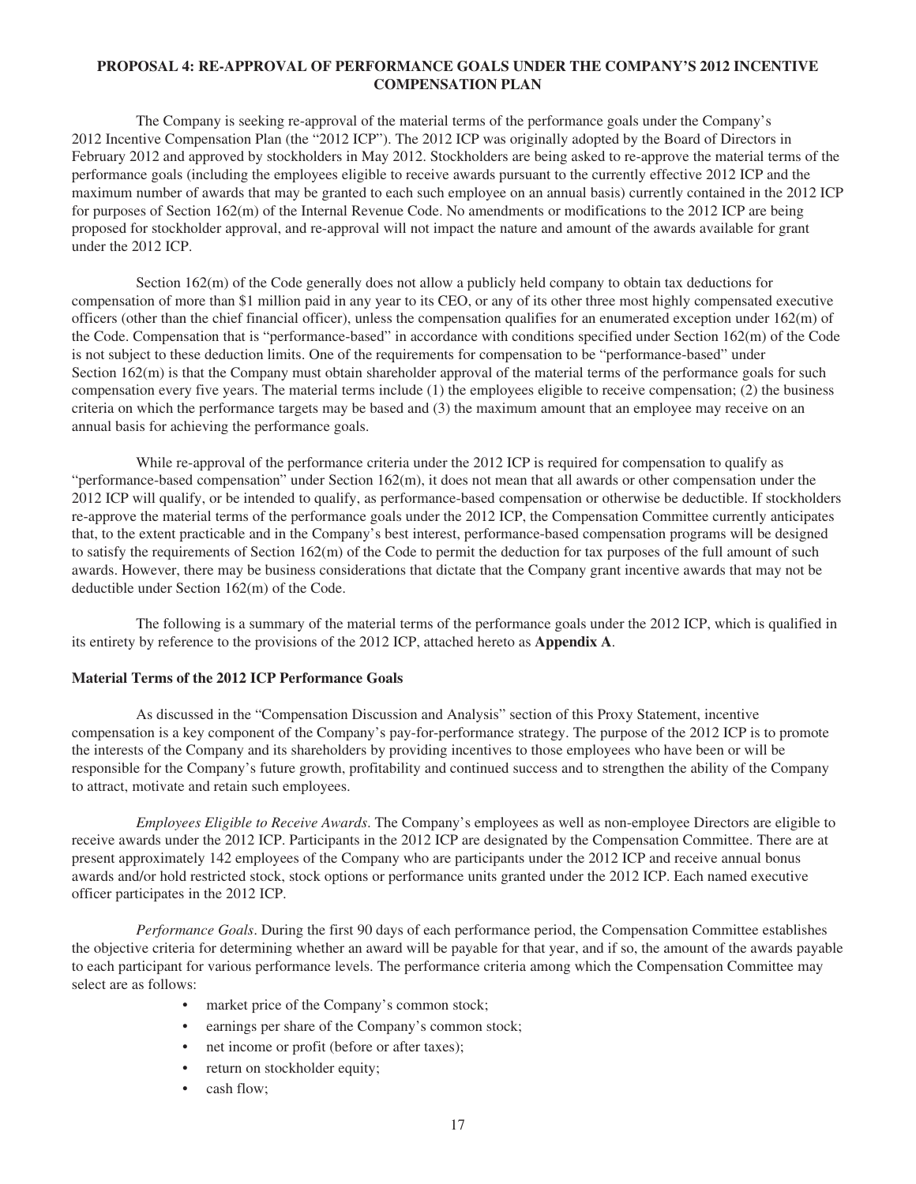## PROPOSAL 4: RE-APPROVAL OF PERFORMANCE GOALS UNDER THE COMPANY'S 2012 INCENTIVE COMPENSATION PLAN

The Company is seeking re-approval of the material terms of the performance goals under the Company's 2012 Incentive Compensation Plan (the "2012 ICP"). The 2012 ICP was originally adopted by the Board of Directors in February 2012 and approved by stockholders in May 2012. Stockholders are being asked to re-approve the material terms of the performance goals (including the employees eligible to receive awards pursuant to the currently effective 2012 ICP and the maximum number of awards that may be granted to each such employee on an annual basis) currently contained in the 2012 ICP for purposes of Section 162(m) of the Internal Revenue Code. No amendments or modifications to the 2012 ICP are being proposed for stockholder approval, and re-approval will not impact the nature and amount of the awards available for grant under the 2012 ICP.

Section 162(m) of the Code generally does not allow a publicly held company to obtain tax deductions for compensation of more than $1 million paid in any year to its CEO, or any of its other three most highly compensated executive officers (other than the chief financial officer), unless the compensation qualifies for an enumerated exception under 162(m) of the Code. Compensation that is "performance-based" in accordance with conditions specified under Section 162(m) of the Code is not subject to these deduction limits. One of the requirements for compensation to be "performance-based" under Section 162(m) is that the Company must obtain shareholder approval of the material terms of the performance goals for such compensation every five years. The material terms include (1) the employees eligible to receive compensation; (2) the business criteria on which the performance targets may be based and (3) the maximum amount that an employee may receive on an annual basis for achieving the performance goals.

While re-approval of the performance criteria under the 2012 ICP is required for compensation to qualify as "performance-based compensation" under Section 162(m), it does not mean that all awards or other compensation under the 2012 ICP will qualify, or be intended to qualify, as performance-based compensation or otherwise be deductible. If stockholders re-approve the material terms of the performance goals under the 2012 ICP, the Compensation Committee currently anticipates that, to the extent practicable and in the Company's best interest, performance-based compensation programs will be designed to satisfy the requirements of Section 162(m) of the Code to permit the deduction for tax purposes of the full amount of such awards. However, there may be business considerations that dictate that the Company grant incentive awards that may not be deductible under Section 162(m) of the Code.

The following is a summary of the material terms of the performance goals under the 2012 ICP, which is qualified in its entirety by reference to the provisions of the 2012 ICP, attached hereto as **Appendix A**.

### Material Terms of the 2012 ICP Performance Goals

As discussed in the "Compensation Discussion and Analysis" section of this Proxy Statement, incentive compensation is a key component of the Company's pay-for-performance strategy. The purpose of the 2012 ICP is to promote the interests of the Company and its shareholders by providing incentives to those employees who have been or will be responsible for the Company's future growth, profitability and continued success and to strengthen the ability of the Company to attract, motivate and retain such employees.

*Employees Eligible to Receive Awards*. The Company's employees as well as non-employee Directors are eligible to receive awards under the 2012 ICP. Participants in the 2012 ICP are designated by the Compensation Committee. There are at present approximately 142 employees of the Company who are participants under the 2012 ICP and receive annual bonus awards and/or hold restricted stock, stock options or performance units granted under the 2012 ICP. Each named executive officer participates in the 2012 ICP.

*Performance Goals*. During the first 90 days of each performance period, the Compensation Committee establishes the objective criteria for determining whether an award will be payable for that year, and if so, the amount of the awards payable to each participant for various performance levels. The performance criteria among which the Compensation Committee may select are as follows:

- market price of the Company's common stock;
- earnings per share of the Company's common stock;
- net income or profit (before or after taxes);
- return on stockholder equity;
- cash flow;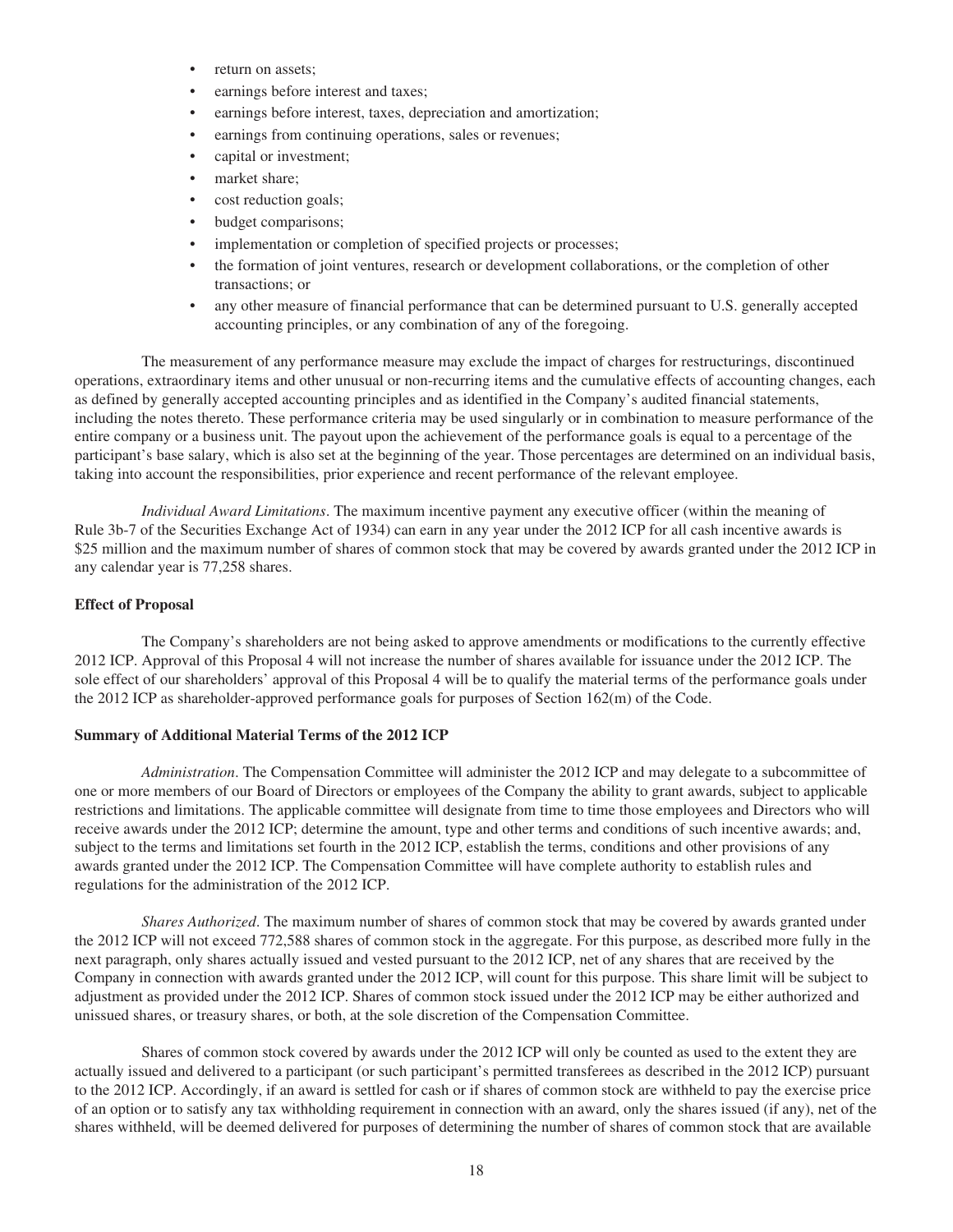- return on assets;
- earnings before interest and taxes;
- earnings before interest, taxes, depreciation and amortization;
- earnings from continuing operations, sales or revenues;
- capital or investment;
- market share;
- cost reduction goals;
- budget comparisons;
- implementation or completion of specified projects or processes;
- the formation of joint ventures, research or development collaborations, or the completion of other transactions; or
- any other measure of financial performance that can be determined pursuant to U.S. generally accepted accounting principles, or any combination of any of the foregoing.

The measurement of any performance measure may exclude the impact of charges for restructurings, discontinued operations, extraordinary items and other unusual or non-recurring items and the cumulative effects of accounting changes, each as defined by generally accepted accounting principles and as identified in the Company's audited financial statements, including the notes thereto. These performance criteria may be used singularly or in combination to measure performance of the entire company or a business unit. The payout upon the achievement of the performance goals is equal to a percentage of the participant's base salary, which is also set at the beginning of the year. Those percentages are determined on an individual basis, taking into account the responsibilities, prior experience and recent performance of the relevant employee.

*Individual Award Limitations*. The maximum incentive payment any executive officer (within the meaning of Rule 3b-7 of the Securities Exchange Act of 1934) can earn in any year under the 2012 ICP for all cash incentive awards is $25 million and the maximum number of shares of common stock that may be covered by awards granted under the 2012 ICP in any calendar year is 77,258 shares.

**Effect of Proposal**

The Company's shareholders are not being asked to approve amendments or modifications to the currently effective 2012 ICP. Approval of this Proposal 4 will not increase the number of shares available for issuance under the 2012 ICP. The sole effect of our shareholders' approval of this Proposal 4 will be to qualify the material terms of the performance goals under the 2012 ICP as shareholder-approved performance goals for purposes of Section 162(m) of the Code.

**Summary of Additional Material Terms of the 2012 ICP**

*Administration*. The Compensation Committee will administer the 2012 ICP and may delegate to a subcommittee of one or more members of our Board of Directors or employees of the Company the ability to grant awards, subject to applicable restrictions and limitations. The applicable committee will designate from time to time those employees and Directors who will receive awards under the 2012 ICP; determine the amount, type and other terms and conditions of such incentive awards; and, subject to the terms and limitations set fourth in the 2012 ICP, establish the terms, conditions and other provisions of any awards granted under the 2012 ICP. The Compensation Committee will have complete authority to establish rules and regulations for the administration of the 2012 ICP.

*Shares Authorized*. The maximum number of shares of common stock that may be covered by awards granted under the 2012 ICP will not exceed 772,588 shares of common stock in the aggregate. For this purpose, as described more fully in the next paragraph, only shares actually issued and vested pursuant to the 2012 ICP, net of any shares that are received by the Company in connection with awards granted under the 2012 ICP, will count for this purpose. This share limit will be subject to adjustment as provided under the 2012 ICP. Shares of common stock issued under the 2012 ICP may be either authorized and unissued shares, or treasury shares, or both, at the sole discretion of the Compensation Committee.

Shares of common stock covered by awards under the 2012 ICP will only be counted as used to the extent they are actually issued and delivered to a participant (or such participant's permitted transferees as described in the 2012 ICP) pursuant to the 2012 ICP. Accordingly, if an award is settled for cash or if shares of common stock are withheld to pay the exercise price of an option or to satisfy any tax withholding requirement in connection with an award, only the shares issued (if any), net of the shares withheld, will be deemed delivered for purposes of determining the number of shares of common stock that are available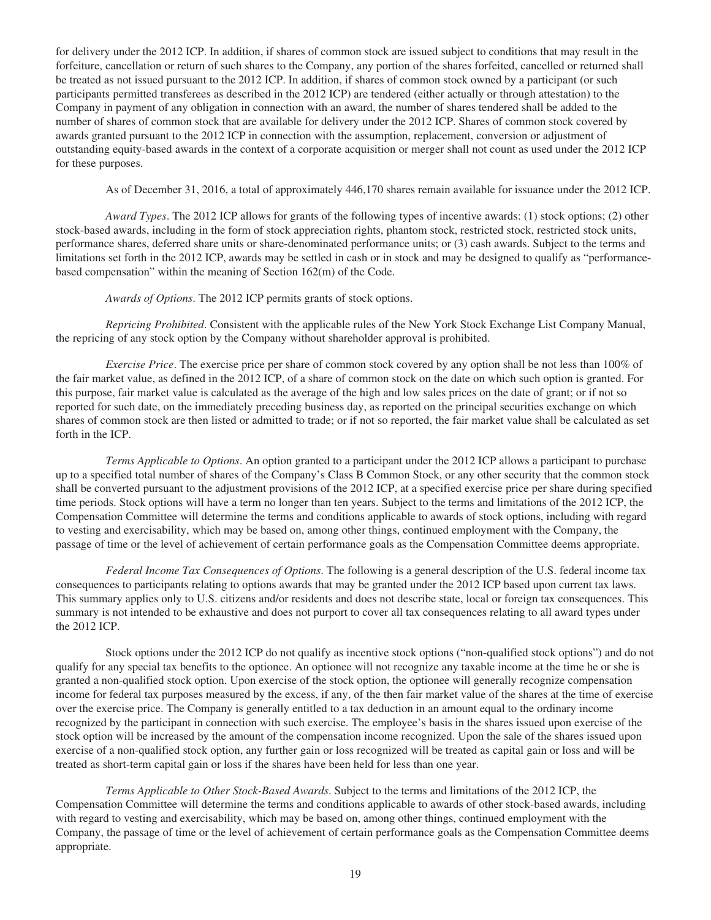for delivery under the 2012 ICP. In addition, if shares of common stock are issued subject to conditions that may result in the forfeiture, cancellation or return of such shares to the Company, any portion of the shares forfeited, cancelled or returned shall be treated as not issued pursuant to the 2012 ICP. In addition, if shares of common stock owned by a participant (or such participants permitted transferees as described in the 2012 ICP) are tendered (either actually or through attestation) to the Company in payment of any obligation in connection with an award, the number of shares tendered shall be added to the number of shares of common stock that are available for delivery under the 2012 ICP. Shares of common stock covered by awards granted pursuant to the 2012 ICP in connection with the assumption, replacement, conversion or adjustment of outstanding equity-based awards in the context of a corporate acquisition or merger shall not count as used under the 2012 ICP for these purposes.

As of December 31, 2016, a total of approximately 446,170 shares remain available for issuance under the 2012 ICP.

*Award Types*. The 2012 ICP allows for grants of the following types of incentive awards: (1) stock options; (2) other stock-based awards, including in the form of stock appreciation rights, phantom stock, restricted stock, restricted stock units, performance shares, deferred share units or share-denominated performance units; or (3) cash awards. Subject to the terms and limitations set forth in the 2012 ICP, awards may be settled in cash or in stock and may be designed to qualify as "performance-based compensation" within the meaning of Section 162(m) of the Code.

*Awards of Options*. The 2012 ICP permits grants of stock options.

*Repricing Prohibited*. Consistent with the applicable rules of the New York Stock Exchange List Company Manual, the repricing of any stock option by the Company without shareholder approval is prohibited.

*Exercise Price*. The exercise price per share of common stock covered by any option shall be not less than 100% of the fair market value, as defined in the 2012 ICP, of a share of common stock on the date on which such option is granted. For this purpose, fair market value is calculated as the average of the high and low sales prices on the date of grant; or if not so reported for such date, on the immediately preceding business day, as reported on the principal securities exchange on which shares of common stock are then listed or admitted to trade; or if not so reported, the fair market value shall be calculated as set forth in the ICP.

*Terms Applicable to Options*. An option granted to a participant under the 2012 ICP allows a participant to purchase up to a specified total number of shares of the Company's Class B Common Stock, or any other security that the common stock shall be converted pursuant to the adjustment provisions of the 2012 ICP, at a specified exercise price per share during specified time periods. Stock options will have a term no longer than ten years. Subject to the terms and limitations of the 2012 ICP, the Compensation Committee will determine the terms and conditions applicable to awards of stock options, including with regard to vesting and exercisability, which may be based on, among other things, continued employment with the Company, the passage of time or the level of achievement of certain performance goals as the Compensation Committee deems appropriate.

*Federal Income Tax Consequences of Options*. The following is a general description of the U.S. federal income tax consequences to participants relating to options awards that may be granted under the 2012 ICP based upon current tax laws. This summary applies only to U.S. citizens and/or residents and does not describe state, local or foreign tax consequences. This summary is not intended to be exhaustive and does not purport to cover all tax consequences relating to all award types under the 2012 ICP.

Stock options under the 2012 ICP do not qualify as incentive stock options ("non-qualified stock options") and do not qualify for any special tax benefits to the optionee. An optionee will not recognize any taxable income at the time he or she is granted a non-qualified stock option. Upon exercise of the stock option, the optionee will generally recognize compensation income for federal tax purposes measured by the excess, if any, of the then fair market value of the shares at the time of exercise over the exercise price. The Company is generally entitled to a tax deduction in an amount equal to the ordinary income recognized by the participant in connection with such exercise. The employee's basis in the shares issued upon exercise of the stock option will be increased by the amount of the compensation income recognized. Upon the sale of the shares issued upon exercise of a non-qualified stock option, any further gain or loss recognized will be treated as capital gain or loss and will be treated as short-term capital gain or loss if the shares have been held for less than one year.

*Terms Applicable to Other Stock-Based Awards*. Subject to the terms and limitations of the 2012 ICP, the Compensation Committee will determine the terms and conditions applicable to awards of other stock-based awards, including with regard to vesting and exercisability, which may be based on, among other things, continued employment with the Company, the passage of time or the level of achievement of certain performance goals as the Compensation Committee deems appropriate.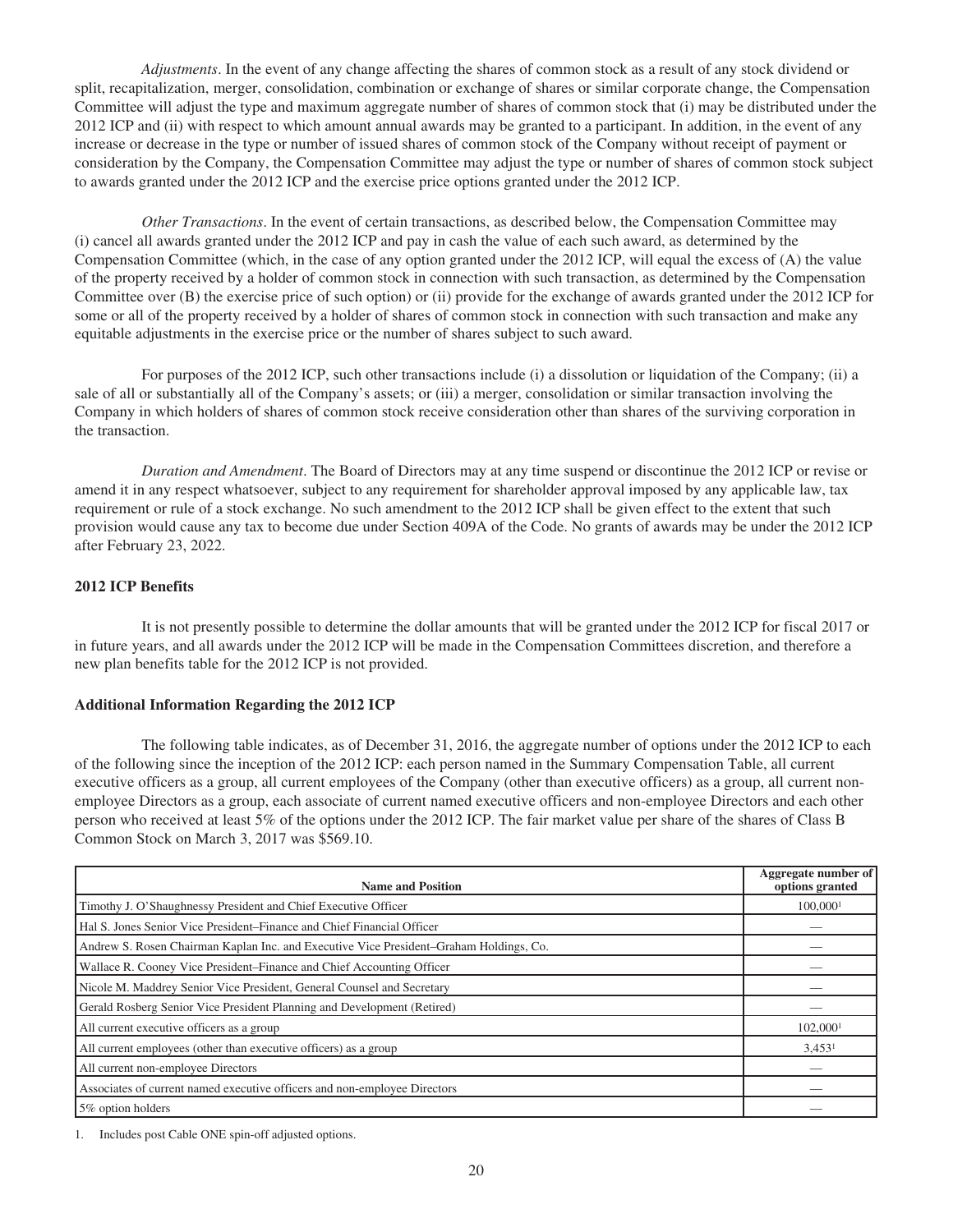*Adjustments*. In the event of any change affecting the shares of common stock as a result of any stock dividend or split, recapitalization, merger, consolidation, combination or exchange of shares or similar corporate change, the Compensation Committee will adjust the type and maximum aggregate number of shares of common stock that (i) may be distributed under the 2012 ICP and (ii) with respect to which amount annual awards may be granted to a participant. In addition, in the event of any increase or decrease in the type or number of issued shares of common stock of the Company without receipt of payment or consideration by the Company, the Compensation Committee may adjust the type or number of shares of common stock subject to awards granted under the 2012 ICP and the exercise price options granted under the 2012 ICP.

*Other Transactions*. In the event of certain transactions, as described below, the Compensation Committee may (i) cancel all awards granted under the 2012 ICP and pay in cash the value of each such award, as determined by the Compensation Committee (which, in the case of any option granted under the 2012 ICP, will equal the excess of (A) the value of the property received by a holder of common stock in connection with such transaction, as determined by the Compensation Committee over (B) the exercise price of such option) or (ii) provide for the exchange of awards granted under the 2012 ICP for some or all of the property received by a holder of shares of common stock in connection with such transaction and make any equitable adjustments in the exercise price or the number of shares subject to such award.

For purposes of the 2012 ICP, such other transactions include (i) a dissolution or liquidation of the Company; (ii) a sale of all or substantially all of the Company's assets; or (iii) a merger, consolidation or similar transaction involving the Company in which holders of shares of common stock receive consideration other than shares of the surviving corporation in the transaction.

*Duration and Amendment*. The Board of Directors may at any time suspend or discontinue the 2012 ICP or revise or amend it in any respect whatsoever, subject to any requirement for shareholder approval imposed by any applicable law, tax requirement or rule of a stock exchange. No such amendment to the 2012 ICP shall be given effect to the extent that such provision would cause any tax to become due under Section 409A of the Code. No grants of awards may be under the 2012 ICP after February 23, 2022.

**2012 ICP Benefits**

It is not presently possible to determine the dollar amounts that will be granted under the 2012 ICP for fiscal 2017 or in future years, and all awards under the 2012 ICP will be made in the Compensation Committees discretion, and therefore a new plan benefits table for the 2012 ICP is not provided.

**Additional Information Regarding the 2012 ICP**

The following table indicates, as of December 31, 2016, the aggregate number of options under the 2012 ICP to each of the following since the inception of the 2012 ICP: each person named in the Summary Compensation Table, all current executive officers as a group, all current employees of the Company (other than executive officers) as a group, all current non-employee Directors as a group, each associate of current named executive officers and non-employee Directors and each other person who received at least 5% of the options under the 2012 ICP. The fair market value per share of the shares of Class B Common Stock on March 3, 2017 was $569.10.

| Name and Position | Aggregate number of options granted |
|---|---|
| Timothy J. O'Shaughnessy President and Chief Executive Officer | 100,000[1] |
| Hal S. Jones Senior Vice President–Finance and Chief Financial Officer | — |
| Andrew S. Rosen Chairman Kaplan Inc. and Executive Vice President–Graham Holdings, Co. | — |
| Wallace R. Cooney Vice President–Finance and Chief Accounting Officer | — |
| Nicole M. Maddrey Senior Vice President, General Counsel and Secretary | — |
| Gerald Rosberg Senior Vice President Planning and Development (Retired) | — |
| All current executive officers as a group | 102,000[1] |
| All current employees (other than executive officers) as a group | 3,453[1] |
| All current non-employee Directors | — |
| Associates of current named executive officers and non-employee Directors | — |
| 5% option holders | — |

1. Includes post Cable ONE spin-off adjusted options.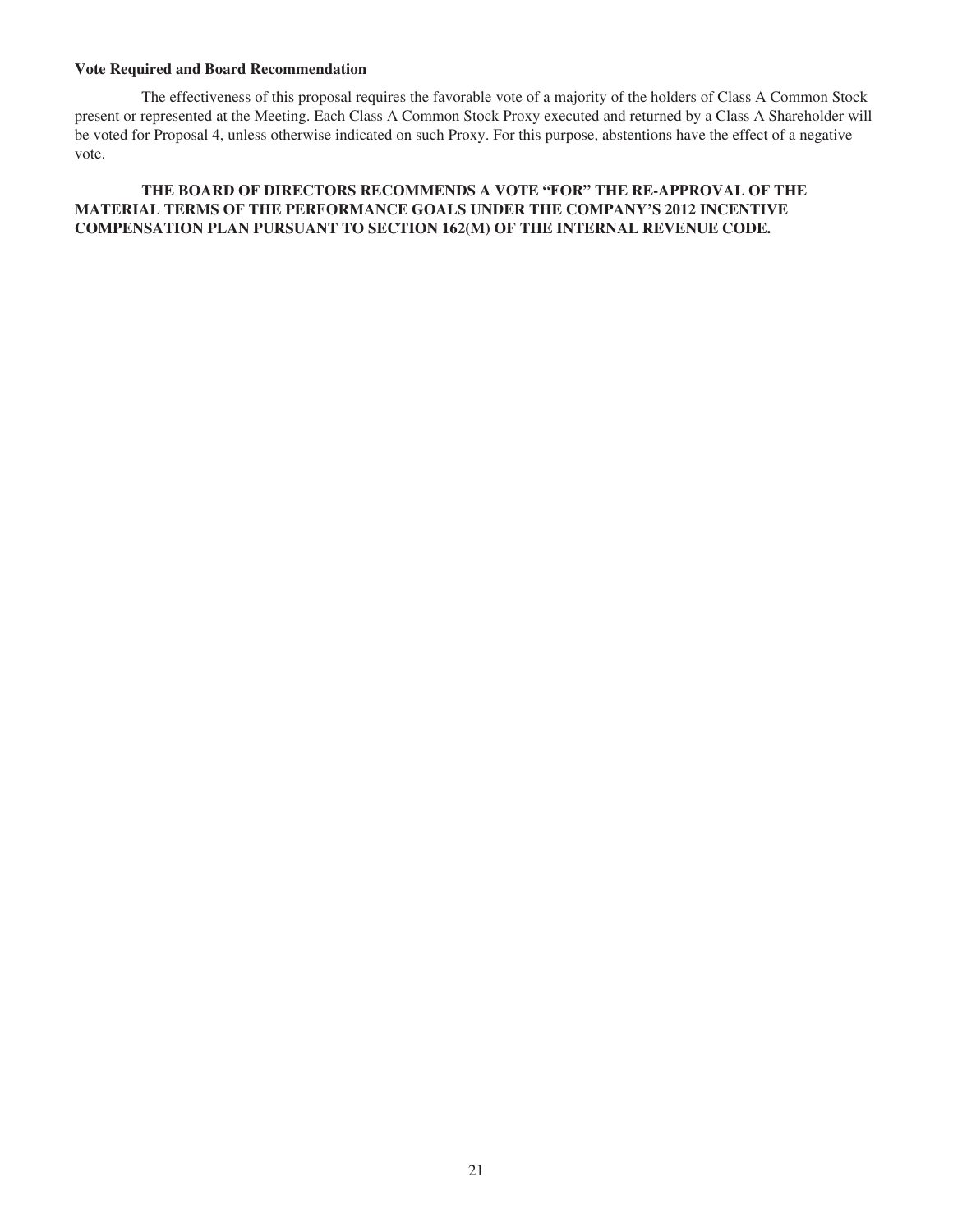**Vote Required and Board Recommendation**

The effectiveness of this proposal requires the favorable vote of a majority of the holders of Class A Common Stock present or represented at the Meeting. Each Class A Common Stock Proxy executed and returned by a Class A Shareholder will be voted for Proposal 4, unless otherwise indicated on such Proxy. For this purpose, abstentions have the effect of a negative vote.

**THE BOARD OF DIRECTORS RECOMMENDS A VOTE "FOR" THE RE-APPROVAL OF THE MATERIAL TERMS OF THE PERFORMANCE GOALS UNDER THE COMPANY'S 2012 INCENTIVE COMPENSATION PLAN PURSUANT TO SECTION 162(M) OF THE INTERNAL REVENUE CODE.**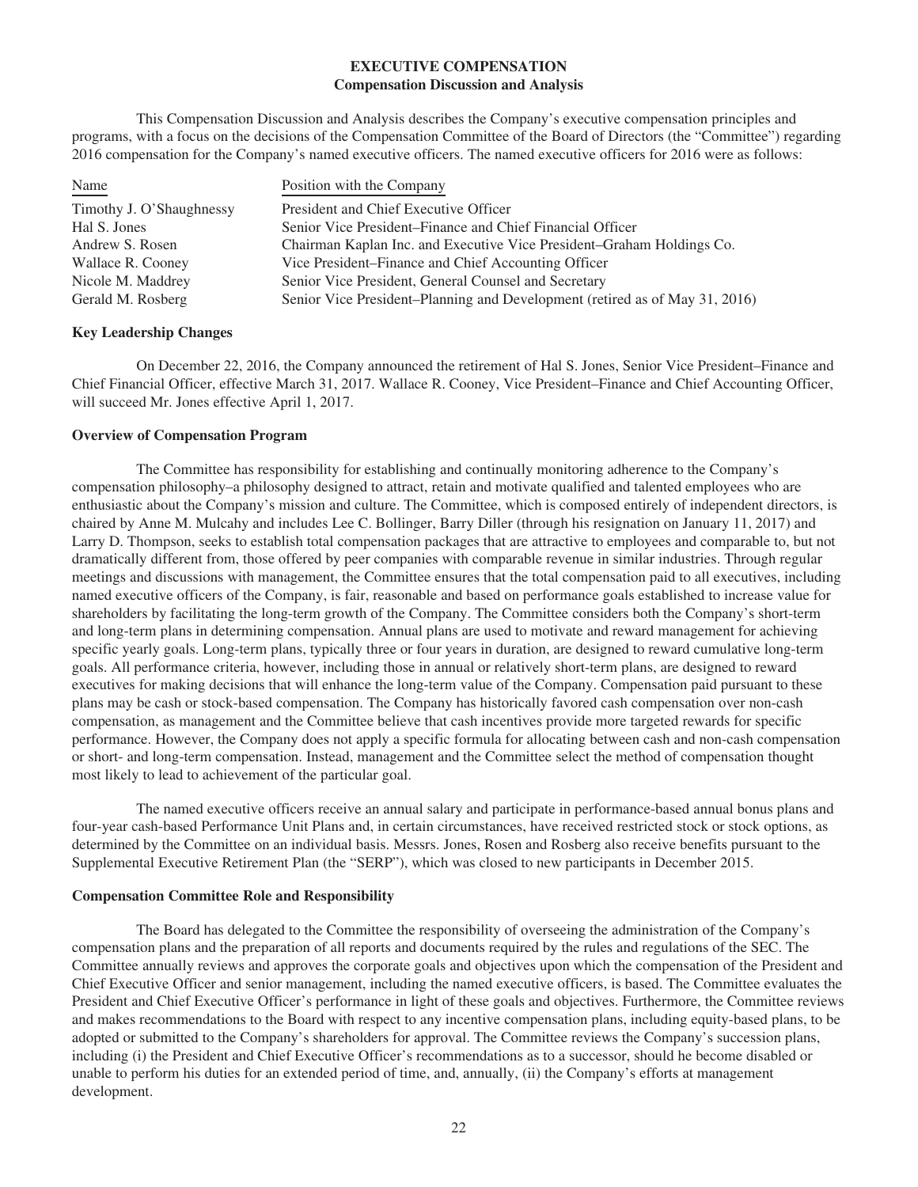# EXECUTIVE COMPENSATION

## Compensation Discussion and Analysis

This Compensation Discussion and Analysis describes the Company's executive compensation principles and programs, with a focus on the decisions of the Compensation Committee of the Board of Directors (the "Committee") regarding 2016 compensation for the Company's named executive officers. The named executive officers for 2016 were as follows:

| Name | Position with the Company |
|---|---|
| Timothy J. O'Shaughnessy | President and Chief Executive Officer |
| Hal S. Jones | Senior Vice President–Finance and Chief Financial Officer |
| Andrew S. Rosen | Chairman Kaplan Inc. and Executive Vice President–Graham Holdings Co. |
| Wallace R. Cooney | Vice President–Finance and Chief Accounting Officer |
| Nicole M. Maddrey | Senior Vice President, General Counsel and Secretary |
| Gerald M. Rosberg | Senior Vice President–Planning and Development (retired as of May 31, 2016) |

### Key Leadership Changes

On December 22, 2016, the Company announced the retirement of Hal S. Jones, Senior Vice President–Finance and Chief Financial Officer, effective March 31, 2017. Wallace R. Cooney, Vice President–Finance and Chief Accounting Officer, will succeed Mr. Jones effective April 1, 2017.

### Overview of Compensation Program

The Committee has responsibility for establishing and continually monitoring adherence to the Company's compensation philosophy–a philosophy designed to attract, retain and motivate qualified and talented employees who are enthusiastic about the Company's mission and culture. The Committee, which is composed entirely of independent directors, is chaired by Anne M. Mulcahy and includes Lee C. Bollinger, Barry Diller (through his resignation on January 11, 2017) and Larry D. Thompson, seeks to establish total compensation packages that are attractive to employees and comparable to, but not dramatically different from, those offered by peer companies with comparable revenue in similar industries. Through regular meetings and discussions with management, the Committee ensures that the total compensation paid to all executives, including named executive officers of the Company, is fair, reasonable and based on performance goals established to increase value for shareholders by facilitating the long-term growth of the Company. The Committee considers both the Company's short-term and long-term plans in determining compensation. Annual plans are used to motivate and reward management for achieving specific yearly goals. Long-term plans, typically three or four years in duration, are designed to reward cumulative long-term goals. All performance criteria, however, including those in annual or relatively short-term plans, are designed to reward executives for making decisions that will enhance the long-term value of the Company. Compensation paid pursuant to these plans may be cash or stock-based compensation. The Company has historically favored cash compensation over non-cash compensation, as management and the Committee believe that cash incentives provide more targeted rewards for specific performance. However, the Company does not apply a specific formula for allocating between cash and non-cash compensation or short- and long-term compensation. Instead, management and the Committee select the method of compensation thought most likely to lead to achievement of the particular goal.

The named executive officers receive an annual salary and participate in performance-based annual bonus plans and four-year cash-based Performance Unit Plans and, in certain circumstances, have received restricted stock or stock options, as determined by the Committee on an individual basis. Messrs. Jones, Rosen and Rosberg also receive benefits pursuant to the Supplemental Executive Retirement Plan (the "SERP"), which was closed to new participants in December 2015.

### Compensation Committee Role and Responsibility

The Board has delegated to the Committee the responsibility of overseeing the administration of the Company's compensation plans and the preparation of all reports and documents required by the rules and regulations of the SEC. The Committee annually reviews and approves the corporate goals and objectives upon which the compensation of the President and Chief Executive Officer and senior management, including the named executive officers, is based. The Committee evaluates the President and Chief Executive Officer's performance in light of these goals and objectives. Furthermore, the Committee reviews and makes recommendations to the Board with respect to any incentive compensation plans, including equity-based plans, to be adopted or submitted to the Company's shareholders for approval. The Committee reviews the Company's succession plans, including (i) the President and Chief Executive Officer's recommendations as to a successor, should he become disabled or unable to perform his duties for an extended period of time, and, annually, (ii) the Company's efforts at management development.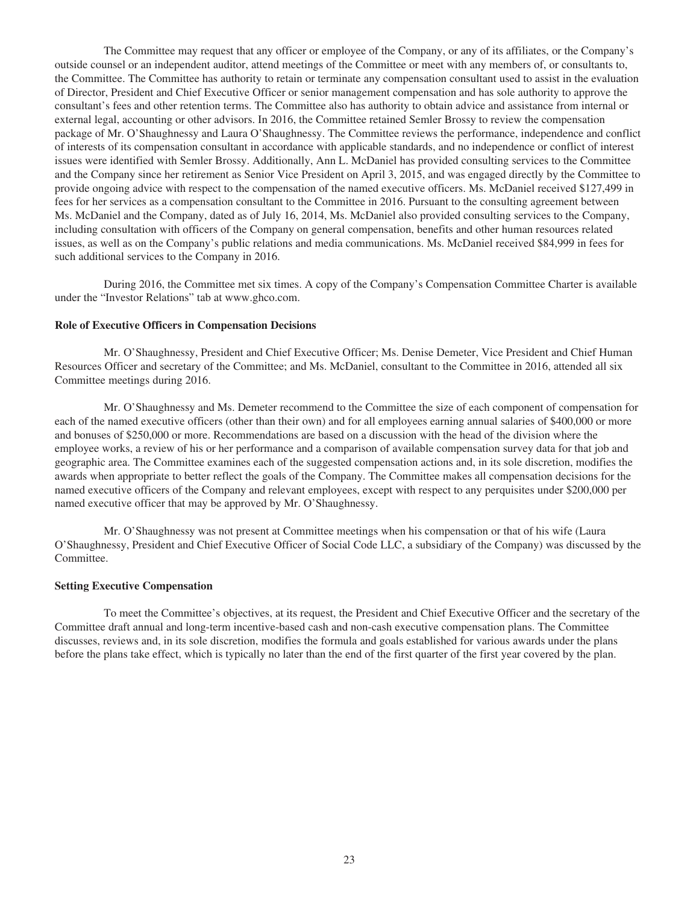The Committee may request that any officer or employee of the Company, or any of its affiliates, or the Company's outside counsel or an independent auditor, attend meetings of the Committee or meet with any members of, or consultants to, the Committee. The Committee has authority to retain or terminate any compensation consultant used to assist in the evaluation of Director, President and Chief Executive Officer or senior management compensation and has sole authority to approve the consultant's fees and other retention terms. The Committee also has authority to obtain advice and assistance from internal or external legal, accounting or other advisors. In 2016, the Committee retained Semler Brossy to review the compensation package of Mr. O'Shaughnessy and Laura O'Shaughnessy. The Committee reviews the performance, independence and conflict of interests of its compensation consultant in accordance with applicable standards, and no independence or conflict of interest issues were identified with Semler Brossy. Additionally, Ann L. McDaniel has provided consulting services to the Committee and the Company since her retirement as Senior Vice President on April 3, 2015, and was engaged directly by the Committee to provide ongoing advice with respect to the compensation of the named executive officers. Ms. McDaniel received $127,499 in fees for her services as a compensation consultant to the Committee in 2016. Pursuant to the consulting agreement between Ms. McDaniel and the Company, dated as of July 16, 2014, Ms. McDaniel also provided consulting services to the Company, including consultation with officers of the Company on general compensation, benefits and other human resources related issues, as well as on the Company's public relations and media communications. Ms. McDaniel received $84,999 in fees for such additional services to the Company in 2016.

During 2016, the Committee met six times. A copy of the Company's Compensation Committee Charter is available under the "Investor Relations" tab at www.ghco.com.

**Role of Executive Officers in Compensation Decisions**

Mr. O'Shaughnessy, President and Chief Executive Officer; Ms. Denise Demeter, Vice President and Chief Human Resources Officer and secretary of the Committee; and Ms. McDaniel, consultant to the Committee in 2016, attended all six Committee meetings during 2016.

Mr. O'Shaughnessy and Ms. Demeter recommend to the Committee the size of each component of compensation for each of the named executive officers (other than their own) and for all employees earning annual salaries of $400,000 or more and bonuses of $250,000 or more. Recommendations are based on a discussion with the head of the division where the employee works, a review of his or her performance and a comparison of available compensation survey data for that job and geographic area. The Committee examines each of the suggested compensation actions and, in its sole discretion, modifies the awards when appropriate to better reflect the goals of the Company. The Committee makes all compensation decisions for the named executive officers of the Company and relevant employees, except with respect to any perquisites under $200,000 per named executive officer that may be approved by Mr. O'Shaughnessy.

Mr. O'Shaughnessy was not present at Committee meetings when his compensation or that of his wife (Laura O'Shaughnessy, President and Chief Executive Officer of Social Code LLC, a subsidiary of the Company) was discussed by the Committee.

**Setting Executive Compensation**

To meet the Committee's objectives, at its request, the President and Chief Executive Officer and the secretary of the Committee draft annual and long-term incentive-based cash and non-cash executive compensation plans. The Committee discusses, reviews and, in its sole discretion, modifies the formula and goals established for various awards under the plans before the plans take effect, which is typically no later than the end of the first quarter of the first year covered by the plan.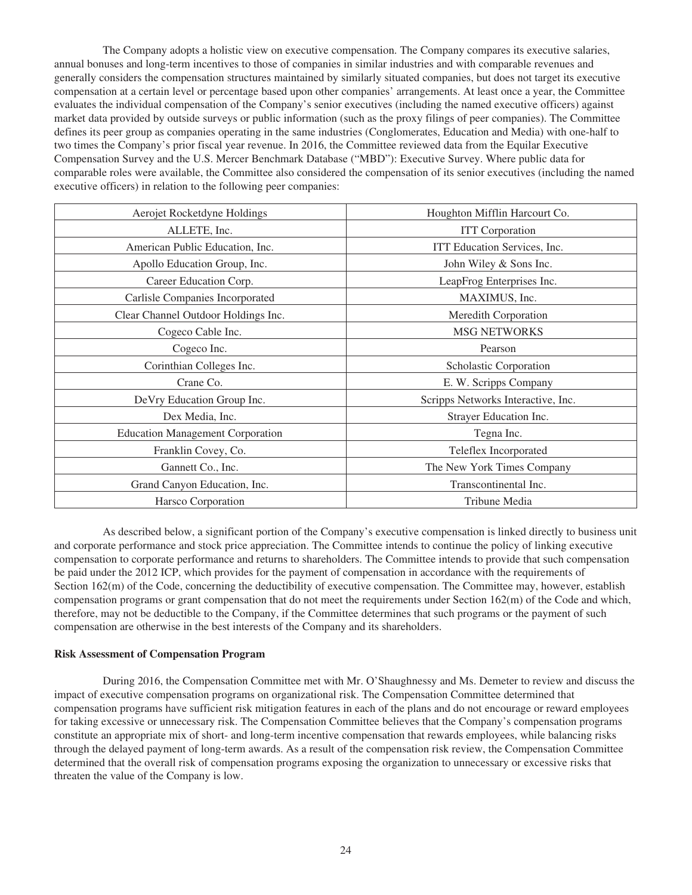The Company adopts a holistic view on executive compensation. The Company compares its executive salaries, annual bonuses and long-term incentives to those of companies in similar industries and with comparable revenues and generally considers the compensation structures maintained by similarly situated companies, but does not target its executive compensation at a certain level or percentage based upon other companies' arrangements. At least once a year, the Committee evaluates the individual compensation of the Company's senior executives (including the named executive officers) against market data provided by outside surveys or public information (such as the proxy filings of peer companies). The Committee defines its peer group as companies operating in the same industries (Conglomerates, Education and Media) with one-half to two times the Company's prior fiscal year revenue. In 2016, the Committee reviewed data from the Equilar Executive Compensation Survey and the U.S. Mercer Benchmark Database ("MBD"): Executive Survey. Where public data for comparable roles were available, the Committee also considered the compensation of its senior executives (including the named executive officers) in relation to the following peer companies:

| | |
|---|---|
| Aerojet Rocketdyne Holdings | Houghton Mifflin Harcourt Co. |
| ALLETE, Inc. | ITT Corporation |
| American Public Education, Inc. | ITT Education Services, Inc. |
| Apollo Education Group, Inc. | John Wiley & Sons Inc. |
| Career Education Corp. | LeapFrog Enterprises Inc. |
| Carlisle Companies Incorporated | MAXIMUS, Inc. |
| Clear Channel Outdoor Holdings Inc. | Meredith Corporation |
| Cogeco Cable Inc. | MSG NETWORKS |
| Cogeco Inc. | Pearson |
| Corinthian Colleges Inc. | Scholastic Corporation |
| Crane Co. | E. W. Scripps Company |
| DeVry Education Group Inc. | Scripps Networks Interactive, Inc. |
| Dex Media, Inc. | Strayer Education Inc. |
| Education Management Corporation | Tegna Inc. |
| Franklin Covey, Co. | Teleflex Incorporated |
| Gannett Co., Inc. | The New York Times Company |
| Grand Canyon Education, Inc. | Transcontinental Inc. |
| Harsco Corporation | Tribune Media |

As described below, a significant portion of the Company's executive compensation is linked directly to business unit and corporate performance and stock price appreciation. The Committee intends to continue the policy of linking executive compensation to corporate performance and returns to shareholders. The Committee intends to provide that such compensation be paid under the 2012 ICP, which provides for the payment of compensation in accordance with the requirements of Section 162(m) of the Code, concerning the deductibility of executive compensation. The Committee may, however, establish compensation programs or grant compensation that do not meet the requirements under Section 162(m) of the Code and which, therefore, may not be deductible to the Company, if the Committee determines that such programs or the payment of such compensation are otherwise in the best interests of the Company and its shareholders.

**Risk Assessment of Compensation Program**

During 2016, the Compensation Committee met with Mr. O'Shaughnessy and Ms. Demeter to review and discuss the impact of executive compensation programs on organizational risk. The Compensation Committee determined that compensation programs have sufficient risk mitigation features in each of the plans and do not encourage or reward employees for taking excessive or unnecessary risk. The Compensation Committee believes that the Company's compensation programs constitute an appropriate mix of short- and long-term incentive compensation that rewards employees, while balancing risks through the delayed payment of long-term awards. As a result of the compensation risk review, the Compensation Committee determined that the overall risk of compensation programs exposing the organization to unnecessary or excessive risks that threaten the value of the Company is low.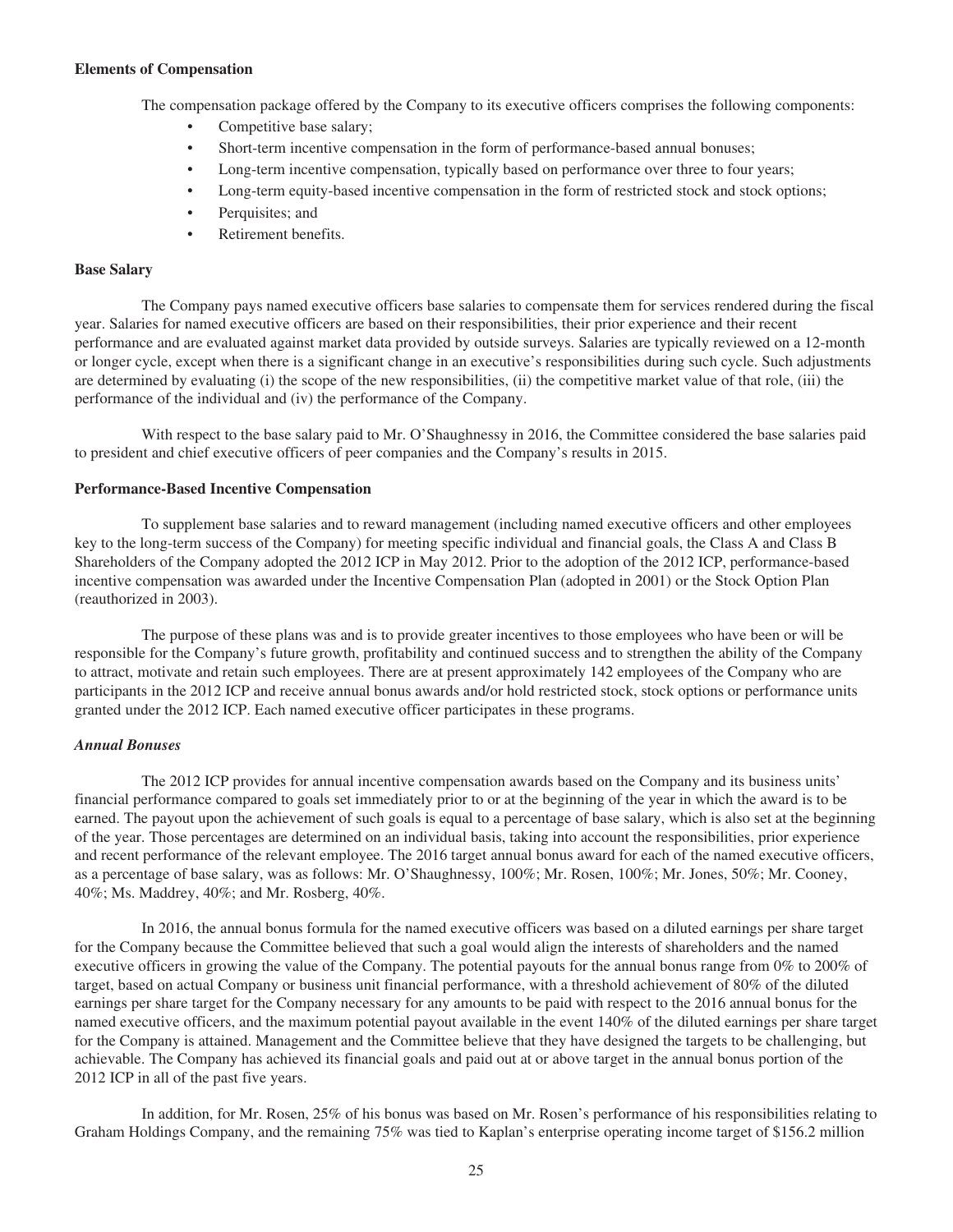**Elements of Compensation**

The compensation package offered by the Company to its executive officers comprises the following components:

- Competitive base salary;
- Short-term incentive compensation in the form of performance-based annual bonuses;
- Long-term incentive compensation, typically based on performance over three to four years;
- Long-term equity-based incentive compensation in the form of restricted stock and stock options;
- Perquisites; and
- Retirement benefits.

**Base Salary**

The Company pays named executive officers base salaries to compensate them for services rendered during the fiscal year. Salaries for named executive officers are based on their responsibilities, their prior experience and their recent performance and are evaluated against market data provided by outside surveys. Salaries are typically reviewed on a 12-month or longer cycle, except when there is a significant change in an executive's responsibilities during such cycle. Such adjustments are determined by evaluating (i) the scope of the new responsibilities, (ii) the competitive market value of that role, (iii) the performance of the individual and (iv) the performance of the Company.

With respect to the base salary paid to Mr. O'Shaughnessy in 2016, the Committee considered the base salaries paid to president and chief executive officers of peer companies and the Company's results in 2015.

**Performance-Based Incentive Compensation**

To supplement base salaries and to reward management (including named executive officers and other employees key to the long-term success of the Company) for meeting specific individual and financial goals, the Class A and Class B Shareholders of the Company adopted the 2012 ICP in May 2012. Prior to the adoption of the 2012 ICP, performance-based incentive compensation was awarded under the Incentive Compensation Plan (adopted in 2001) or the Stock Option Plan (reauthorized in 2003).

The purpose of these plans was and is to provide greater incentives to those employees who have been or will be responsible for the Company's future growth, profitability and continued success and to strengthen the ability of the Company to attract, motivate and retain such employees. There are at present approximately 142 employees of the Company who are participants in the 2012 ICP and receive annual bonus awards and/or hold restricted stock, stock options or performance units granted under the 2012 ICP. Each named executive officer participates in these programs.

***Annual Bonuses***

The 2012 ICP provides for annual incentive compensation awards based on the Company and its business units' financial performance compared to goals set immediately prior to or at the beginning of the year in which the award is to be earned. The payout upon the achievement of such goals is equal to a percentage of base salary, which is also set at the beginning of the year. Those percentages are determined on an individual basis, taking into account the responsibilities, prior experience and recent performance of the relevant employee. The 2016 target annual bonus award for each of the named executive officers, as a percentage of base salary, was as follows: Mr. O'Shaughnessy, 100%; Mr. Rosen, 100%; Mr. Jones, 50%; Mr. Cooney, 40%; Ms. Maddrey, 40%; and Mr. Rosberg, 40%.

In 2016, the annual bonus formula for the named executive officers was based on a diluted earnings per share target for the Company because the Committee believed that such a goal would align the interests of shareholders and the named executive officers in growing the value of the Company. The potential payouts for the annual bonus range from 0% to 200% of target, based on actual Company or business unit financial performance, with a threshold achievement of 80% of the diluted earnings per share target for the Company necessary for any amounts to be paid with respect to the 2016 annual bonus for the named executive officers, and the maximum potential payout available in the event 140% of the diluted earnings per share target for the Company is attained. Management and the Committee believe that they have designed the targets to be challenging, but achievable. The Company has achieved its financial goals and paid out at or above target in the annual bonus portion of the 2012 ICP in all of the past five years.

In addition, for Mr. Rosen, 25% of his bonus was based on Mr. Rosen's performance of his responsibilities relating to Graham Holdings Company, and the remaining 75% was tied to Kaplan's enterprise operating income target of $156.2 million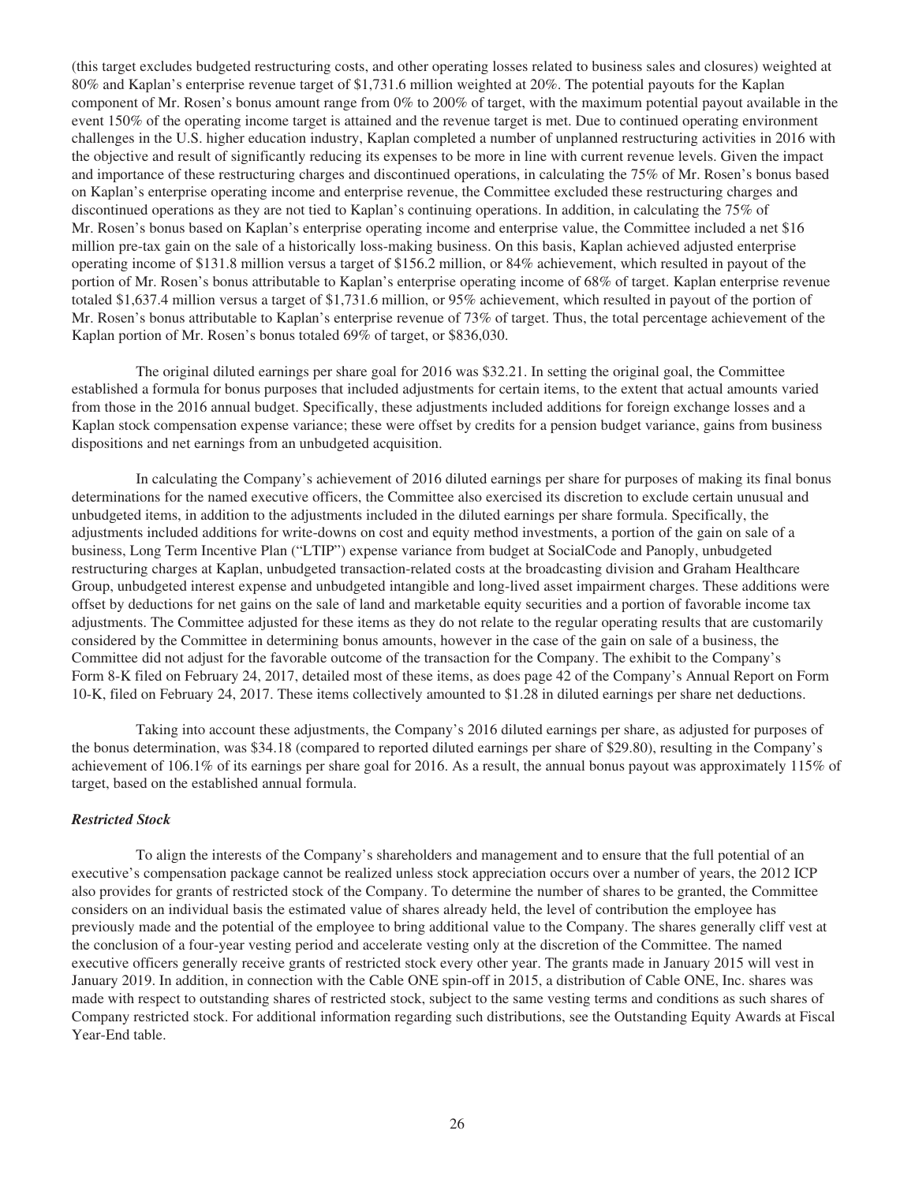(this target excludes budgeted restructuring costs, and other operating losses related to business sales and closures) weighted at 80% and Kaplan's enterprise revenue target of $1,731.6 million weighted at 20%. The potential payouts for the Kaplan component of Mr. Rosen's bonus amount range from 0% to 200% of target, with the maximum potential payout available in the event 150% of the operating income target is attained and the revenue target is met. Due to continued operating environment challenges in the U.S. higher education industry, Kaplan completed a number of unplanned restructuring activities in 2016 with the objective and result of significantly reducing its expenses to be more in line with current revenue levels. Given the impact and importance of these restructuring charges and discontinued operations, in calculating the 75% of Mr. Rosen's bonus based on Kaplan's enterprise operating income and enterprise revenue, the Committee excluded these restructuring charges and discontinued operations as they are not tied to Kaplan's continuing operations. In addition, in calculating the 75% of Mr. Rosen's bonus based on Kaplan's enterprise operating income and enterprise value, the Committee included a net $16 million pre-tax gain on the sale of a historically loss-making business. On this basis, Kaplan achieved adjusted enterprise operating income of $131.8 million versus a target of $156.2 million, or 84% achievement, which resulted in payout of the portion of Mr. Rosen's bonus attributable to Kaplan's enterprise operating income of 68% of target. Kaplan enterprise revenue totaled $1,637.4 million versus a target of $1,731.6 million, or 95% achievement, which resulted in payout of the portion of Mr. Rosen's bonus attributable to Kaplan's enterprise revenue of 73% of target. Thus, the total percentage achievement of the Kaplan portion of Mr. Rosen's bonus totaled 69% of target, or $836,030.

The original diluted earnings per share goal for 2016 was $32.21. In setting the original goal, the Committee established a formula for bonus purposes that included adjustments for certain items, to the extent that actual amounts varied from those in the 2016 annual budget. Specifically, these adjustments included additions for foreign exchange losses and a Kaplan stock compensation expense variance; these were offset by credits for a pension budget variance, gains from business dispositions and net earnings from an unbudgeted acquisition.

In calculating the Company's achievement of 2016 diluted earnings per share for purposes of making its final bonus determinations for the named executive officers, the Committee also exercised its discretion to exclude certain unusual and unbudgeted items, in addition to the adjustments included in the diluted earnings per share formula. Specifically, the adjustments included additions for write-downs on cost and equity method investments, a portion of the gain on sale of a business, Long Term Incentive Plan ("LTIP") expense variance from budget at SocialCode and Panoply, unbudgeted restructuring charges at Kaplan, unbudgeted transaction-related costs at the broadcasting division and Graham Healthcare Group, unbudgeted interest expense and unbudgeted intangible and long-lived asset impairment charges. These additions were offset by deductions for net gains on the sale of land and marketable equity securities and a portion of favorable income tax adjustments. The Committee adjusted for these items as they do not relate to the regular operating results that are customarily considered by the Committee in determining bonus amounts, however in the case of the gain on sale of a business, the Committee did not adjust for the favorable outcome of the transaction for the Company. The exhibit to the Company's Form 8-K filed on February 24, 2017, detailed most of these items, as does page 42 of the Company's Annual Report on Form 10-K, filed on February 24, 2017. These items collectively amounted to $1.28 in diluted earnings per share net deductions.

Taking into account these adjustments, the Company's 2016 diluted earnings per share, as adjusted for purposes of the bonus determination, was $34.18 (compared to reported diluted earnings per share of $29.80), resulting in the Company's achievement of 106.1% of its earnings per share goal for 2016. As a result, the annual bonus payout was approximately 115% of target, based on the established annual formula.

***Restricted Stock***

To align the interests of the Company's shareholders and management and to ensure that the full potential of an executive's compensation package cannot be realized unless stock appreciation occurs over a number of years, the 2012 ICP also provides for grants of restricted stock of the Company. To determine the number of shares to be granted, the Committee considers on an individual basis the estimated value of shares already held, the level of contribution the employee has previously made and the potential of the employee to bring additional value to the Company. The shares generally cliff vest at the conclusion of a four-year vesting period and accelerate vesting only at the discretion of the Committee. The named executive officers generally receive grants of restricted stock every other year. The grants made in January 2015 will vest in January 2019. In addition, in connection with the Cable ONE spin-off in 2015, a distribution of Cable ONE, Inc. shares was made with respect to outstanding shares of restricted stock, subject to the same vesting terms and conditions as such shares of Company restricted stock. For additional information regarding such distributions, see the Outstanding Equity Awards at Fiscal Year-End table.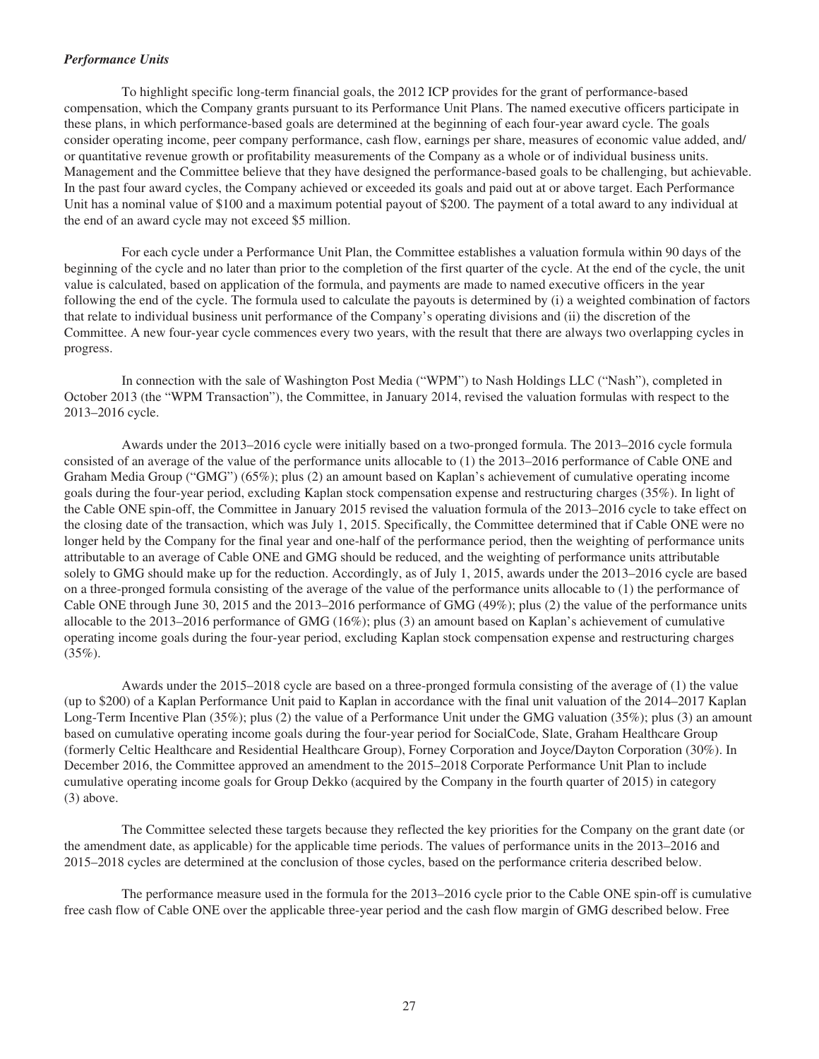### *Performance Units*

To highlight specific long-term financial goals, the 2012 ICP provides for the grant of performance-based compensation, which the Company grants pursuant to its Performance Unit Plans. The named executive officers participate in these plans, in which performance-based goals are determined at the beginning of each four-year award cycle. The goals consider operating income, peer company performance, cash flow, earnings per share, measures of economic value added, and/or quantitative revenue growth or profitability measurements of the Company as a whole or of individual business units. Management and the Committee believe that they have designed the performance-based goals to be challenging, but achievable. In the past four award cycles, the Company achieved or exceeded its goals and paid out at or above target. Each Performance Unit has a nominal value of $100 and a maximum potential payout of $200. The payment of a total award to any individual at the end of an award cycle may not exceed $5 million.

For each cycle under a Performance Unit Plan, the Committee establishes a valuation formula within 90 days of the beginning of the cycle and no later than prior to the completion of the first quarter of the cycle. At the end of the cycle, the unit value is calculated, based on application of the formula, and payments are made to named executive officers in the year following the end of the cycle. The formula used to calculate the payouts is determined by (i) a weighted combination of factors that relate to individual business unit performance of the Company's operating divisions and (ii) the discretion of the Committee. A new four-year cycle commences every two years, with the result that there are always two overlapping cycles in progress.

In connection with the sale of Washington Post Media ("WPM") to Nash Holdings LLC ("Nash"), completed in October 2013 (the "WPM Transaction"), the Committee, in January 2014, revised the valuation formulas with respect to the 2013–2016 cycle.

Awards under the 2013–2016 cycle were initially based on a two-pronged formula. The 2013–2016 cycle formula consisted of an average of the value of the performance units allocable to (1) the 2013–2016 performance of Cable ONE and Graham Media Group ("GMG") (65%); plus (2) an amount based on Kaplan's achievement of cumulative operating income goals during the four-year period, excluding Kaplan stock compensation expense and restructuring charges (35%). In light of the Cable ONE spin-off, the Committee in January 2015 revised the valuation formula of the 2013–2016 cycle to take effect on the closing date of the transaction, which was July 1, 2015. Specifically, the Committee determined that if Cable ONE were no longer held by the Company for the final year and one-half of the performance period, then the weighting of performance units attributable to an average of Cable ONE and GMG should be reduced, and the weighting of performance units attributable solely to GMG should make up for the reduction. Accordingly, as of July 1, 2015, awards under the 2013–2016 cycle are based on a three-pronged formula consisting of the average of the value of the performance units allocable to (1) the performance of Cable ONE through June 30, 2015 and the 2013–2016 performance of GMG (49%); plus (2) the value of the performance units allocable to the 2013–2016 performance of GMG (16%); plus (3) an amount based on Kaplan's achievement of cumulative operating income goals during the four-year period, excluding Kaplan stock compensation expense and restructuring charges (35%).

Awards under the 2015–2018 cycle are based on a three-pronged formula consisting of the average of (1) the value (up to $200) of a Kaplan Performance Unit paid to Kaplan in accordance with the final unit valuation of the 2014–2017 Kaplan Long-Term Incentive Plan (35%); plus (2) the value of a Performance Unit under the GMG valuation (35%); plus (3) an amount based on cumulative operating income goals during the four-year period for SocialCode, Slate, Graham Healthcare Group (formerly Celtic Healthcare and Residential Healthcare Group), Forney Corporation and Joyce/Dayton Corporation (30%). In December 2016, the Committee approved an amendment to the 2015–2018 Corporate Performance Unit Plan to include cumulative operating income goals for Group Dekko (acquired by the Company in the fourth quarter of 2015) in category (3) above.

The Committee selected these targets because they reflected the key priorities for the Company on the grant date (or the amendment date, as applicable) for the applicable time periods. The values of performance units in the 2013–2016 and 2015–2018 cycles are determined at the conclusion of those cycles, based on the performance criteria described below.

The performance measure used in the formula for the 2013–2016 cycle prior to the Cable ONE spin-off is cumulative free cash flow of Cable ONE over the applicable three-year period and the cash flow margin of GMG described below. Free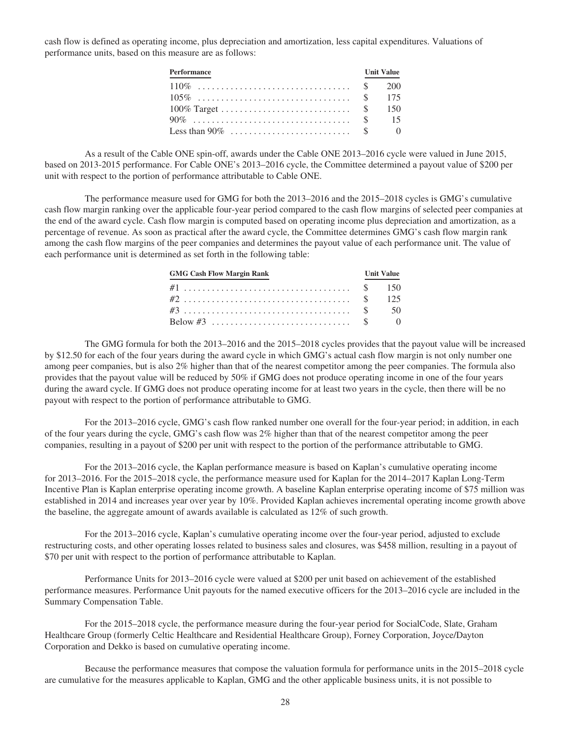cash flow is defined as operating income, plus depreciation and amortization, less capital expenditures. Valuations of performance units, based on this measure are as follows:

| Performance | Unit Value |
| --- | --- |
| 110% | $ 200 |
| 105% | $ 175 |
| 100% Target | $ 150 |
| 90% | $ 15 |
| Less than 90% | $ 0 |

As a result of the Cable ONE spin-off, awards under the Cable ONE 2013–2016 cycle were valued in June 2015, based on 2013-2015 performance. For Cable ONE's 2013–2016 cycle, the Committee determined a payout value of $200 per unit with respect to the portion of performance attributable to Cable ONE.

The performance measure used for GMG for both the 2013–2016 and the 2015–2018 cycles is GMG's cumulative cash flow margin ranking over the applicable four-year period compared to the cash flow margins of selected peer companies at the end of the award cycle. Cash flow margin is computed based on operating income plus depreciation and amortization, as a percentage of revenue. As soon as practical after the award cycle, the Committee determines GMG's cash flow margin rank among the cash flow margins of the peer companies and determines the payout value of each performance unit. The value of each performance unit is determined as set forth in the following table:

| GMG Cash Flow Margin Rank | Unit Value |
| --- | --- |
| #1 | $ 150 |
| #2 | $ 125 |
| #3 | $ 50 |
| Below #3 | $ 0 |

The GMG formula for both the 2013–2016 and the 2015–2018 cycles provides that the payout value will be increased by $12.50 for each of the four years during the award cycle in which GMG's actual cash flow margin is not only number one among peer companies, but is also 2% higher than that of the nearest competitor among the peer companies. The formula also provides that the payout value will be reduced by 50% if GMG does not produce operating income in one of the four years during the award cycle. If GMG does not produce operating income for at least two years in the cycle, then there will be no payout with respect to the portion of performance attributable to GMG.

For the 2013–2016 cycle, GMG's cash flow ranked number one overall for the four-year period; in addition, in each of the four years during the cycle, GMG's cash flow was 2% higher than that of the nearest competitor among the peer companies, resulting in a payout of $200 per unit with respect to the portion of the performance attributable to GMG.

For the 2013–2016 cycle, the Kaplan performance measure is based on Kaplan's cumulative operating income for 2013–2016. For the 2015–2018 cycle, the performance measure used for Kaplan for the 2014–2017 Kaplan Long-Term Incentive Plan is Kaplan enterprise operating income growth. A baseline Kaplan enterprise operating income of $75 million was established in 2014 and increases year over year by 10%. Provided Kaplan achieves incremental operating income growth above the baseline, the aggregate amount of awards available is calculated as 12% of such growth.

For the 2013–2016 cycle, Kaplan's cumulative operating income over the four-year period, adjusted to exclude restructuring costs, and other operating losses related to business sales and closures, was $458 million, resulting in a payout of $70 per unit with respect to the portion of performance attributable to Kaplan.

Performance Units for 2013–2016 cycle were valued at $200 per unit based on achievement of the established performance measures. Performance Unit payouts for the named executive officers for the 2013–2016 cycle are included in the Summary Compensation Table.

For the 2015–2018 cycle, the performance measure during the four-year period for SocialCode, Slate, Graham Healthcare Group (formerly Celtic Healthcare and Residential Healthcare Group), Forney Corporation, Joyce/Dayton Corporation and Dekko is based on cumulative operating income.

Because the performance measures that compose the valuation formula for performance units in the 2015–2018 cycle are cumulative for the measures applicable to Kaplan, GMG and the other applicable business units, it is not possible to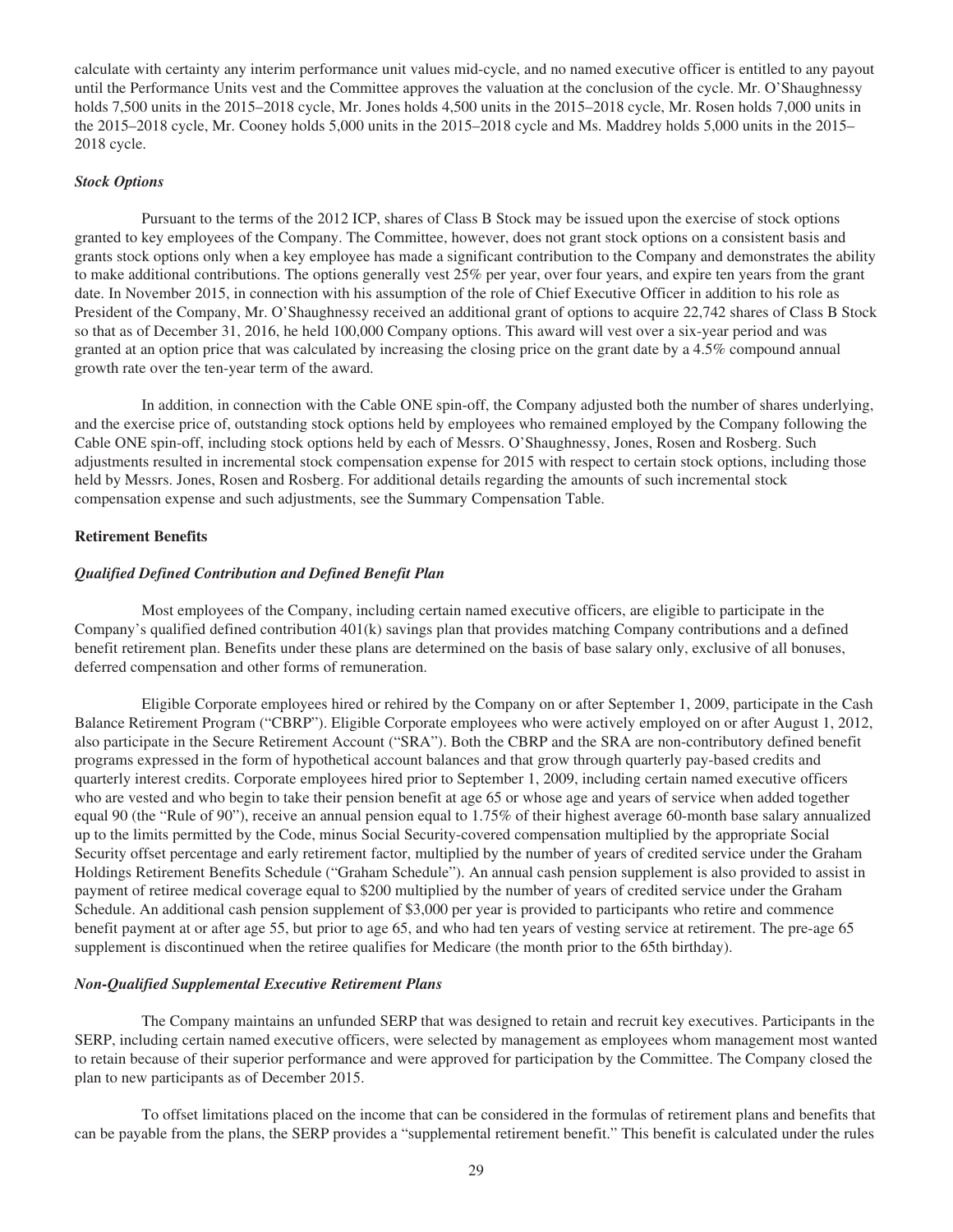calculate with certainty any interim performance unit values mid-cycle, and no named executive officer is entitled to any payout until the Performance Units vest and the Committee approves the valuation at the conclusion of the cycle. Mr. O'Shaughnessy holds 7,500 units in the 2015–2018 cycle, Mr. Jones holds 4,500 units in the 2015–2018 cycle, Mr. Rosen holds 7,000 units in the 2015–2018 cycle, Mr. Cooney holds 5,000 units in the 2015–2018 cycle and Ms. Maddrey holds 5,000 units in the 2015–2018 cycle.

***Stock Options***

Pursuant to the terms of the 2012 ICP, shares of Class B Stock may be issued upon the exercise of stock options granted to key employees of the Company. The Committee, however, does not grant stock options on a consistent basis and grants stock options only when a key employee has made a significant contribution to the Company and demonstrates the ability to make additional contributions. The options generally vest 25% per year, over four years, and expire ten years from the grant date. In November 2015, in connection with his assumption of the role of Chief Executive Officer in addition to his role as President of the Company, Mr. O'Shaughnessy received an additional grant of options to acquire 22,742 shares of Class B Stock so that as of December 31, 2016, he held 100,000 Company options. This award will vest over a six-year period and was granted at an option price that was calculated by increasing the closing price on the grant date by a 4.5% compound annual growth rate over the ten-year term of the award.

In addition, in connection with the Cable ONE spin-off, the Company adjusted both the number of shares underlying, and the exercise price of, outstanding stock options held by employees who remained employed by the Company following the Cable ONE spin-off, including stock options held by each of Messrs. O'Shaughnessy, Jones, Rosen and Rosberg. Such adjustments resulted in incremental stock compensation expense for 2015 with respect to certain stock options, including those held by Messrs. Jones, Rosen and Rosberg. For additional details regarding the amounts of such incremental stock compensation expense and such adjustments, see the Summary Compensation Table.

**Retirement Benefits**

***Qualified Defined Contribution and Defined Benefit Plan***

Most employees of the Company, including certain named executive officers, are eligible to participate in the Company's qualified defined contribution 401(k) savings plan that provides matching Company contributions and a defined benefit retirement plan. Benefits under these plans are determined on the basis of base salary only, exclusive of all bonuses, deferred compensation and other forms of remuneration.

Eligible Corporate employees hired or rehired by the Company on or after September 1, 2009, participate in the Cash Balance Retirement Program ("CBRP"). Eligible Corporate employees who were actively employed on or after August 1, 2012, also participate in the Secure Retirement Account ("SRA"). Both the CBRP and the SRA are non-contributory defined benefit programs expressed in the form of hypothetical account balances and that grow through quarterly pay-based credits and quarterly interest credits. Corporate employees hired prior to September 1, 2009, including certain named executive officers who are vested and who begin to take their pension benefit at age 65 or whose age and years of service when added together equal 90 (the "Rule of 90"), receive an annual pension equal to 1.75% of their highest average 60-month base salary annualized up to the limits permitted by the Code, minus Social Security-covered compensation multiplied by the appropriate Social Security offset percentage and early retirement factor, multiplied by the number of years of credited service under the Graham Holdings Retirement Benefits Schedule ("Graham Schedule"). An annual cash pension supplement is also provided to assist in payment of retiree medical coverage equal to $200 multiplied by the number of years of credited service under the Graham Schedule. An additional cash pension supplement of $3,000 per year is provided to participants who retire and commence benefit payment at or after age 55, but prior to age 65, and who had ten years of vesting service at retirement. The pre-age 65 supplement is discontinued when the retiree qualifies for Medicare (the month prior to the 65th birthday).

***Non-Qualified Supplemental Executive Retirement Plans***

The Company maintains an unfunded SERP that was designed to retain and recruit key executives. Participants in the SERP, including certain named executive officers, were selected by management as employees whom management most wanted to retain because of their superior performance and were approved for participation by the Committee. The Company closed the plan to new participants as of December 2015.

To offset limitations placed on the income that can be considered in the formulas of retirement plans and benefits that can be payable from the plans, the SERP provides a "supplemental retirement benefit." This benefit is calculated under the rules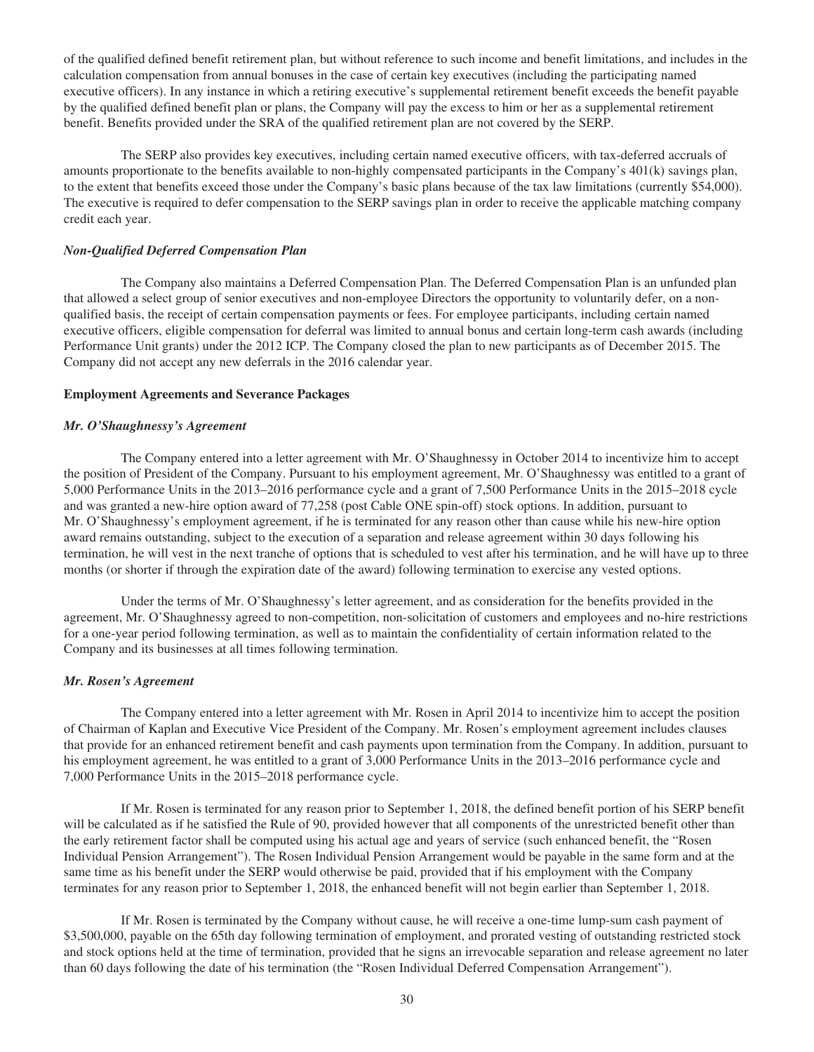of the qualified defined benefit retirement plan, but without reference to such income and benefit limitations, and includes in the calculation compensation from annual bonuses in the case of certain key executives (including the participating named executive officers). In any instance in which a retiring executive's supplemental retirement benefit exceeds the benefit payable by the qualified defined benefit plan or plans, the Company will pay the excess to him or her as a supplemental retirement benefit. Benefits provided under the SRA of the qualified retirement plan are not covered by the SERP.

The SERP also provides key executives, including certain named executive officers, with tax-deferred accruals of amounts proportionate to the benefits available to non-highly compensated participants in the Company's 401(k) savings plan, to the extent that benefits exceed those under the Company's basic plans because of the tax law limitations (currently $54,000). The executive is required to defer compensation to the SERP savings plan in order to receive the applicable matching company credit each year.

***Non-Qualified Deferred Compensation Plan***

The Company also maintains a Deferred Compensation Plan. The Deferred Compensation Plan is an unfunded plan that allowed a select group of senior executives and non-employee Directors the opportunity to voluntarily defer, on a non-qualified basis, the receipt of certain compensation payments or fees. For employee participants, including certain named executive officers, eligible compensation for deferral was limited to annual bonus and certain long-term cash awards (including Performance Unit grants) under the 2012 ICP. The Company closed the plan to new participants as of December 2015. The Company did not accept any new deferrals in the 2016 calendar year.

**Employment Agreements and Severance Packages**

***Mr. O'Shaughnessy's Agreement***

The Company entered into a letter agreement with Mr. O'Shaughnessy in October 2014 to incentivize him to accept the position of President of the Company. Pursuant to his employment agreement, Mr. O'Shaughnessy was entitled to a grant of 5,000 Performance Units in the 2013–2016 performance cycle and a grant of 7,500 Performance Units in the 2015–2018 cycle and was granted a new-hire option award of 77,258 (post Cable ONE spin-off) stock options. In addition, pursuant to Mr. O'Shaughnessy's employment agreement, if he is terminated for any reason other than cause while his new-hire option award remains outstanding, subject to the execution of a separation and release agreement within 30 days following his termination, he will vest in the next tranche of options that is scheduled to vest after his termination, and he will have up to three months (or shorter if through the expiration date of the award) following termination to exercise any vested options.

Under the terms of Mr. O'Shaughnessy's letter agreement, and as consideration for the benefits provided in the agreement, Mr. O'Shaughnessy agreed to non-competition, non-solicitation of customers and employees and no-hire restrictions for a one-year period following termination, as well as to maintain the confidentiality of certain information related to the Company and its businesses at all times following termination.

***Mr. Rosen's Agreement***

The Company entered into a letter agreement with Mr. Rosen in April 2014 to incentivize him to accept the position of Chairman of Kaplan and Executive Vice President of the Company. Mr. Rosen's employment agreement includes clauses that provide for an enhanced retirement benefit and cash payments upon termination from the Company. In addition, pursuant to his employment agreement, he was entitled to a grant of 3,000 Performance Units in the 2013–2016 performance cycle and 7,000 Performance Units in the 2015–2018 performance cycle.

If Mr. Rosen is terminated for any reason prior to September 1, 2018, the defined benefit portion of his SERP benefit will be calculated as if he satisfied the Rule of 90, provided however that all components of the unrestricted benefit other than the early retirement factor shall be computed using his actual age and years of service (such enhanced benefit, the "Rosen Individual Pension Arrangement"). The Rosen Individual Pension Arrangement would be payable in the same form and at the same time as his benefit under the SERP would otherwise be paid, provided that if his employment with the Company terminates for any reason prior to September 1, 2018, the enhanced benefit will not begin earlier than September 1, 2018.

If Mr. Rosen is terminated by the Company without cause, he will receive a one-time lump-sum cash payment of $3,500,000, payable on the 65th day following termination of employment, and prorated vesting of outstanding restricted stock and stock options held at the time of termination, provided that he signs an irrevocable separation and release agreement no later than 60 days following the date of his termination (the "Rosen Individual Deferred Compensation Arrangement").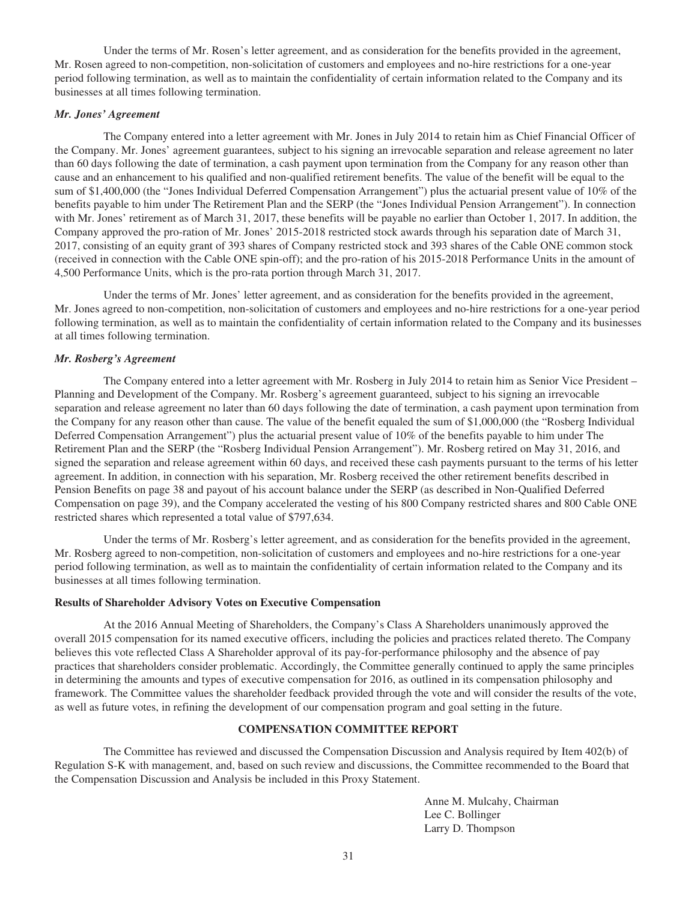Under the terms of Mr. Rosen's letter agreement, and as consideration for the benefits provided in the agreement, Mr. Rosen agreed to non-competition, non-solicitation of customers and employees and no-hire restrictions for a one-year period following termination, as well as to maintain the confidentiality of certain information related to the Company and its businesses at all times following termination.

***Mr. Jones' Agreement***

The Company entered into a letter agreement with Mr. Jones in July 2014 to retain him as Chief Financial Officer of the Company. Mr. Jones' agreement guarantees, subject to his signing an irrevocable separation and release agreement no later than 60 days following the date of termination, a cash payment upon termination from the Company for any reason other than cause and an enhancement to his qualified and non-qualified retirement benefits. The value of the benefit will be equal to the sum of $1,400,000 (the "Jones Individual Deferred Compensation Arrangement") plus the actuarial present value of 10% of the benefits payable to him under The Retirement Plan and the SERP (the "Jones Individual Pension Arrangement"). In connection with Mr. Jones' retirement as of March 31, 2017, these benefits will be payable no earlier than October 1, 2017. In addition, the Company approved the pro-ration of Mr. Jones' 2015-2018 restricted stock awards through his separation date of March 31, 2017, consisting of an equity grant of 393 shares of Company restricted stock and 393 shares of the Cable ONE common stock (received in connection with the Cable ONE spin-off); and the pro-ration of his 2015-2018 Performance Units in the amount of 4,500 Performance Units, which is the pro-rata portion through March 31, 2017.

Under the terms of Mr. Jones' letter agreement, and as consideration for the benefits provided in the agreement, Mr. Jones agreed to non-competition, non-solicitation of customers and employees and no-hire restrictions for a one-year period following termination, as well as to maintain the confidentiality of certain information related to the Company and its businesses at all times following termination.

***Mr. Rosberg's Agreement***

The Company entered into a letter agreement with Mr. Rosberg in July 2014 to retain him as Senior Vice President – Planning and Development of the Company. Mr. Rosberg's agreement guaranteed, subject to his signing an irrevocable separation and release agreement no later than 60 days following the date of termination, a cash payment upon termination from the Company for any reason other than cause. The value of the benefit equaled the sum of $1,000,000 (the "Rosberg Individual Deferred Compensation Arrangement") plus the actuarial present value of 10% of the benefits payable to him under The Retirement Plan and the SERP (the "Rosberg Individual Pension Arrangement"). Mr. Rosberg retired on May 31, 2016, and signed the separation and release agreement within 60 days, and received these cash payments pursuant to the terms of his letter agreement. In addition, in connection with his separation, Mr. Rosberg received the other retirement benefits described in Pension Benefits on page 38 and payout of his account balance under the SERP (as described in Non-Qualified Deferred Compensation on page 39), and the Company accelerated the vesting of his 800 Company restricted shares and 800 Cable ONE restricted shares which represented a total value of $797,634.

Under the terms of Mr. Rosberg's letter agreement, and as consideration for the benefits provided in the agreement, Mr. Rosberg agreed to non-competition, non-solicitation of customers and employees and no-hire restrictions for a one-year period following termination, as well as to maintain the confidentiality of certain information related to the Company and its businesses at all times following termination.

**Results of Shareholder Advisory Votes on Executive Compensation**

At the 2016 Annual Meeting of Shareholders, the Company's Class A Shareholders unanimously approved the overall 2015 compensation for its named executive officers, including the policies and practices related thereto. The Company believes this vote reflected Class A Shareholder approval of its pay-for-performance philosophy and the absence of pay practices that shareholders consider problematic. Accordingly, the Committee generally continued to apply the same principles in determining the amounts and types of executive compensation for 2016, as outlined in its compensation philosophy and framework. The Committee values the shareholder feedback provided through the vote and will consider the results of the vote, as well as future votes, in refining the development of our compensation program and goal setting in the future.

## COMPENSATION COMMITTEE REPORT

The Committee has reviewed and discussed the Compensation Discussion and Analysis required by Item 402(b) of Regulation S-K with management, and, based on such review and discussions, the Committee recommended to the Board that the Compensation Discussion and Analysis be included in this Proxy Statement.

Anne M. Mulcahy, Chairman
Lee C. Bollinger
Larry D. Thompson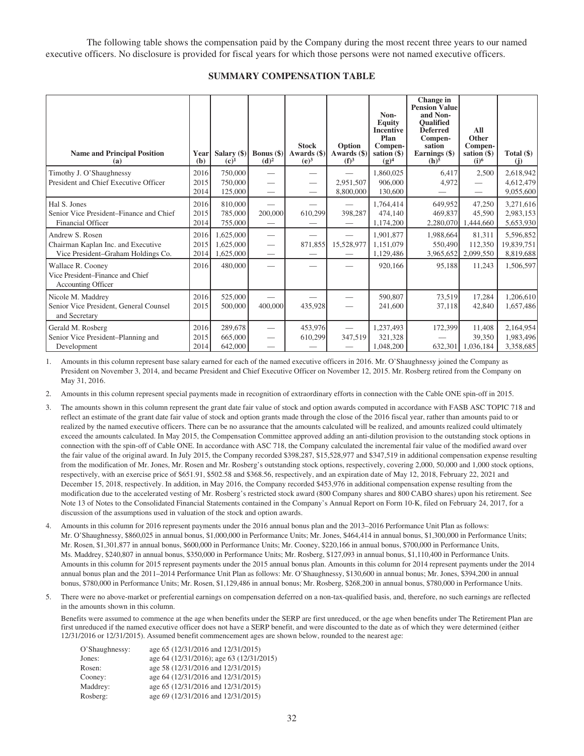The following table shows the compensation paid by the Company during the most recent three years to our named executive officers. No disclosure is provided for fiscal years for which those persons were not named executive officers.

## SUMMARY COMPENSATION TABLE

| Name and Principal Position (a) | Year (b) | Salary ($) (c)[1] | Bonus ($) (d)[2] | Stock Awards ($) (e)[3] | Option Awards ($) (f)[3] | Non-Equity Incentive Plan Compensation ($) (g)[4] | Change in Pension Value and Non-Qualified Deferred Compensation Earnings ($) (h)[5] | All Other Compensation ($) (i)[6] | Total ($) (j) |
|---|---|---|---|---|---|---|---|---|---|
| Timothy J. O'Shaughnessy | 2016 | 750,000 | — | — | — | 1,860,025 | 6,417 | 2,500 | 2,618,942 |
| President and Chief Executive Officer | 2015 | 750,000 | — | — | 2,951,507 | 906,000 | 4,972 | — | 4,612,479 |
| | 2014 | 125,000 | — | — | 8,800,000 | 130,600 | — | — | 9,055,600 |
| Hal S. Jones | 2016 | 810,000 | — | — | — | 1,764,414 | 649,952 | 47,250 | 3,271,616 |
| Senior Vice President–Finance and Chief | 2015 | 785,000 | 200,000 | 610,299 | 398,287 | 474,140 | 469,837 | 45,590 | 2,983,153 |
| Financial Officer | 2014 | 755,000 | — | — | — | 1,174,200 | 2,280,070 | 1,444,660 | 5,653,930 |
| Andrew S. Rosen | 2016 | 1,625,000 | — | — | — | 1,901,877 | 1,988,664 | 81,311 | 5,596,852 |
| Chairman Kaplan Inc. and Executive | 2015 | 1,625,000 | — | 871,855 | 15,528,977 | 1,151,079 | 550,490 | 112,350 | 19,839,751 |
| Vice President–Graham Holdings Co. | 2014 | 1,625,000 | — | — | — | 1,129,486 | 3,965,652 | 2,099,550 | 8,819,688 |
| Wallace R. Cooney<br>Vice President–Finance and Chief Accounting Officer | 2016 | 480,000 | — | — | — | 920,166 | 95,188 | 11,243 | 1,506,597 |
| Nicole M. Maddrey | 2016 | 525,000 | — | — | — | 590,807 | 73,519 | 17,284 | 1,206,610 |
| Senior Vice President, General Counsel and Secretary | 2015 | 500,000 | 400,000 | 435,928 | — | 241,600 | 37,118 | 42,840 | 1,657,486 |
| Gerald M. Rosberg | 2016 | 289,678 | — | 453,976 | — | 1,237,493 | 172,399 | 11,408 | 2,164,954 |
| Senior Vice President–Planning and | 2015 | 665,000 | — | 610,299 | 347,519 | 321,328 | — | 39,350 | 1,983,496 |
| Development | 2014 | 642,000 | — | — | — | 1,048,200 | 632,301 | 1,036,184 | 3,358,685 |

1. Amounts in this column represent base salary earned for each of the named executive officers in 2016. Mr. O'Shaughnessy joined the Company as President on November 3, 2014, and became President and Chief Executive Officer on November 12, 2015. Mr. Rosberg retired from the Company on May 31, 2016.

2. Amounts in this column represent special payments made in recognition of extraordinary efforts in connection with the Cable ONE spin-off in 2015.

3. The amounts shown in this column represent the grant date fair value of stock and option awards computed in accordance with FASB ASC TOPIC 718 and reflect an estimate of the grant date fair value of stock and option grants made through the close of the 2016 fiscal year, rather than amounts paid to or realized by the named executive officers. There can be no assurance that the amounts calculated will be realized, and amounts realized could ultimately exceed the amounts calculated. In May 2015, the Compensation Committee approved adding an anti-dilution provision to the outstanding stock options in connection with the spin-off of Cable ONE. In accordance with ASC 718, the Company calculated the incremental fair value of the modified award over the fair value of the original award. In July 2015, the Company recorded $398,287, $15,528,977 and $347,519 in additional compensation expense resulting from the modification of Mr. Jones, Mr. Rosen and Mr. Rosberg's outstanding stock options, respectively, covering 2,000, 50,000 and 1,000 stock options, respectively, with an exercise price of $651.91, $502.58 and $368.56, respectively, and an expiration date of May 12, 2018, February 22, 2021 and December 15, 2018, respectively. In addition, in May 2016, the Company recorded $453,976 in additional compensation expense resulting from the modification due to the accelerated vesting of Mr. Rosberg's restricted stock award (800 Company shares and 800 CABO shares) upon his retirement. See Note 13 of Notes to the Consolidated Financial Statements contained in the Company's Annual Report on Form 10-K, filed on February 24, 2017, for a discussion of the assumptions used in valuation of the stock and option awards.

4. Amounts in this column for 2016 represent payments under the 2016 annual bonus plan and the 2013–2016 Performance Unit Plan as follows: Mr. O'Shaughnessy, $860,025 in annual bonus, $1,000,000 in Performance Units; Mr. Jones, $464,414 in annual bonus, $1,300,000 in Performance Units; Mr. Rosen, $1,301,877 in annual bonus, $600,000 in Performance Units; Mr. Cooney, $220,166 in annual bonus, $700,000 in Performance Units, Ms. Maddrey, $240,807 in annual bonus, $350,000 in Performance Units; Mr. Rosberg, $127,093 in annual bonus, $1,110,400 in Performance Units. Amounts in this column for 2015 represent payments under the 2015 annual bonus plan. Amounts in this column for 2014 represent payments under the 2014 annual bonus plan and the 2011–2014 Performance Unit Plan as follows: Mr. O'Shaughnessy, $130,600 in annual bonus; Mr. Jones, $394,200 in annual bonus, $780,000 in Performance Units; Mr. Rosen, $1,129,486 in annual bonus; Mr. Rosberg, $268,200 in annual bonus, $780,000 in Performance Units.

5. There were no above-market or preferential earnings on compensation deferred on a non-tax-qualified basis, and, therefore, no such earnings are reflected in the amounts shown in this column.

   Benefits were assumed to commence at the age when benefits under the SERP are first unreduced, or the age when benefits under The Retirement Plan are first unreduced if the named executive officer does not have a SERP benefit, and were discounted to the date as of which they were determined (either 12/31/2016 or 12/31/2015). Assumed benefit commencement ages are shown below, rounded to the nearest age:

   | | |
   |---|---|
   | O'Shaughnessy: | age 65 (12/31/2016 and 12/31/2015) |
   | Jones: | age 64 (12/31/2016); age 63 (12/31/2015) |
   | Rosen: | age 58 (12/31/2016 and 12/31/2015) |
   | Cooney: | age 64 (12/31/2016 and 12/31/2015) |
   | Maddrey: | age 65 (12/31/2016 and 12/31/2015) |
   | Rosberg: | age 69 (12/31/2016 and 12/31/2015) |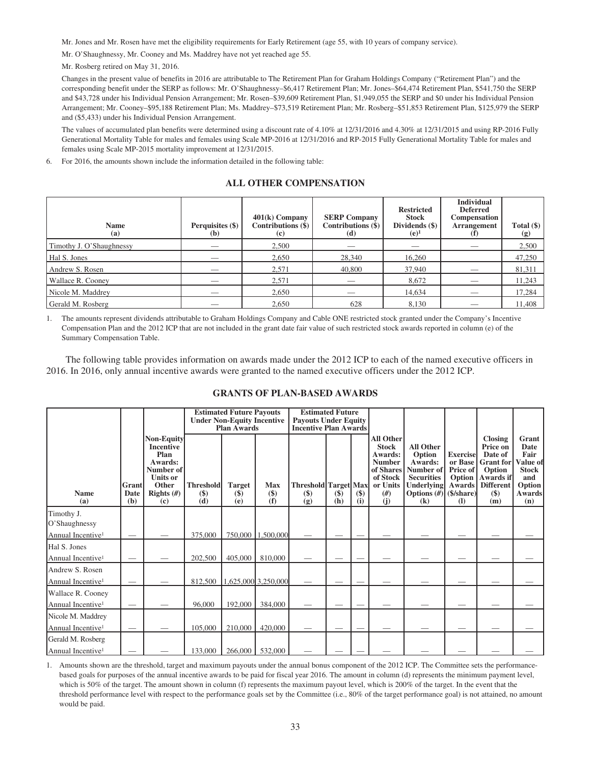Mr. Jones and Mr. Rosen have met the eligibility requirements for Early Retirement (age 55, with 10 years of company service).

Mr. O'Shaughnessy, Mr. Cooney and Ms. Maddrey have not yet reached age 55.

Mr. Rosberg retired on May 31, 2016.

Changes in the present value of benefits in 2016 are attributable to The Retirement Plan for Graham Holdings Company ("Retirement Plan") and the corresponding benefit under the SERP as follows: Mr. O'Shaughnessy–$6,417 Retirement Plan; Mr. Jones–$64,474 Retirement Plan, $541,750 the SERP and $43,728 under his Individual Pension Arrangement; Mr. Rosen–$39,609 Retirement Plan, $1,949,055 the SERP and $0 under his Individual Pension Arrangement; Mr. Cooney–$95,188 Retirement Plan; Ms. Maddrey–$73,519 Retirement Plan; Mr. Rosberg–$51,853 Retirement Plan, $125,979 the SERP and ($5,433) under his Individual Pension Arrangement.

The values of accumulated plan benefits were determined using a discount rate of 4.10% at 12/31/2016 and 4.30% at 12/31/2015 and using RP-2016 Fully Generational Mortality Table for males and females using Scale MP-2016 at 12/31/2016 and RP-2015 Fully Generational Mortality Table for males and females using Scale MP-2015 mortality improvement at 12/31/2015.

6. For 2016, the amounts shown include the information detailed in the following table:

## ALL OTHER COMPENSATION

| Name (a) | Perquisites ($) (b) | 401(k) Company Contributions ($) (c) | SERP Company Contributions ($) (d) | Restricted Stock Dividends ($) (e)[1] | Individual Deferred Compensation Arrangement (f) | Total ($) (g) |
|---|---|---|---|---|---|---|
| Timothy J. O'Shaughnessy | — | 2,500 | — | — | — | 2,500 |
| Hal S. Jones | — | 2,650 | 28,340 | 16,260 | | 47,250 |
| Andrew S. Rosen | — | 2,571 | 40,800 | 37,940 | — | 81,311 |
| Wallace R. Cooney | — | 2,571 | — | 8,672 | — | 11,243 |
| Nicole M. Maddrey | — | 2,650 | — | 14,634 | — | 17,284 |
| Gerald M. Rosberg | — | 2,650 | 628 | 8,130 | — | 11,408 |

1. The amounts represent dividends attributable to Graham Holdings Company and Cable ONE restricted stock granted under the Company's Incentive Compensation Plan and the 2012 ICP that are not included in the grant date fair value of such restricted stock awards reported in column (e) of the Summary Compensation Table.

The following table provides information on awards made under the 2012 ICP to each of the named executive officers in 2016. In 2016, only annual incentive awards were granted to the named executive officers under the 2012 ICP.

## GRANTS OF PLAN-BASED AWARDS

| | | | Estimated Future Payouts Under Non-Equity Incentive Plan Awards | | | Estimated Future Payouts Under Equity Incentive Plan Awards | | | | | | | |
|---|---|---|---|---|---|---|---|---|---|---|---|---|---|
| Name (a) | Grant Date (b) | Non-Equity Incentive Plan Awards: Number of Units or Other Rights (#) (c) | Threshold ($) (d) | Target ($) (e) | Max ($) (f) | Threshold ($) (g) | Target ($) (h) | Max ($) (i) | All Other Stock Awards: Number of Shares of Stock or Units (#) (j) | All Other Option Awards: Number of Securities Underlying Options (#) (k) | Exercise or Base Price of Option Awards ($/share) (l) | Closing Price on Date of Grant for Option Awards if Different ($) (m) | Grant Date Fair Value of Stock and Option Awards (n) |
| Timothy J. O'Shaughnessy | | | | | | | | | | | | | |
| Annual Incentive[1] | — | — | 375,000 | 750,000 | 1,500,000 | — | — | — | — | — | — | — | — |
| Hal S. Jones | | | | | | | | | | | | | |
| Annual Incentive[1] | — | — | 202,500 | 405,000 | 810,000 | — | — | — | — | — | — | — | — |
| Andrew S. Rosen | | | | | | | | | | | | | |
| Annual Incentive[1] | — | — | 812,500 | 1,625,000 | 3,250,000 | — | — | — | — | — | — | — | — |
| Wallace R. Cooney | | | | | | | | | | | | | |
| Annual Incentive[1] | — | — | 96,000 | 192,000 | 384,000 | — | — | — | — | — | — | — | — |
| Nicole M. Maddrey | | | | | | | | | | | | | |
| Annual Incentive[1] | — | — | 105,000 | 210,000 | 420,000 | — | — | — | — | — | — | — | — |
| Gerald M. Rosberg | | | | | | | | | | | | | |
| Annual Incentive[1] | — | — | 133,000 | 266,000 | 532,000 | — | — | — | — | — | — | — | — |

1. Amounts shown are the threshold, target and maximum payouts under the annual bonus component of the 2012 ICP. The Committee sets the performance-based goals for purposes of the annual incentive awards to be paid for fiscal year 2016. The amount in column (d) represents the minimum payment level, which is 50% of the target. The amount shown in column (f) represents the maximum payout level, which is 200% of the target. In the event that the threshold performance level with respect to the performance goals set by the Committee (i.e., 80% of the target performance goal) is not attained, no amount would be paid.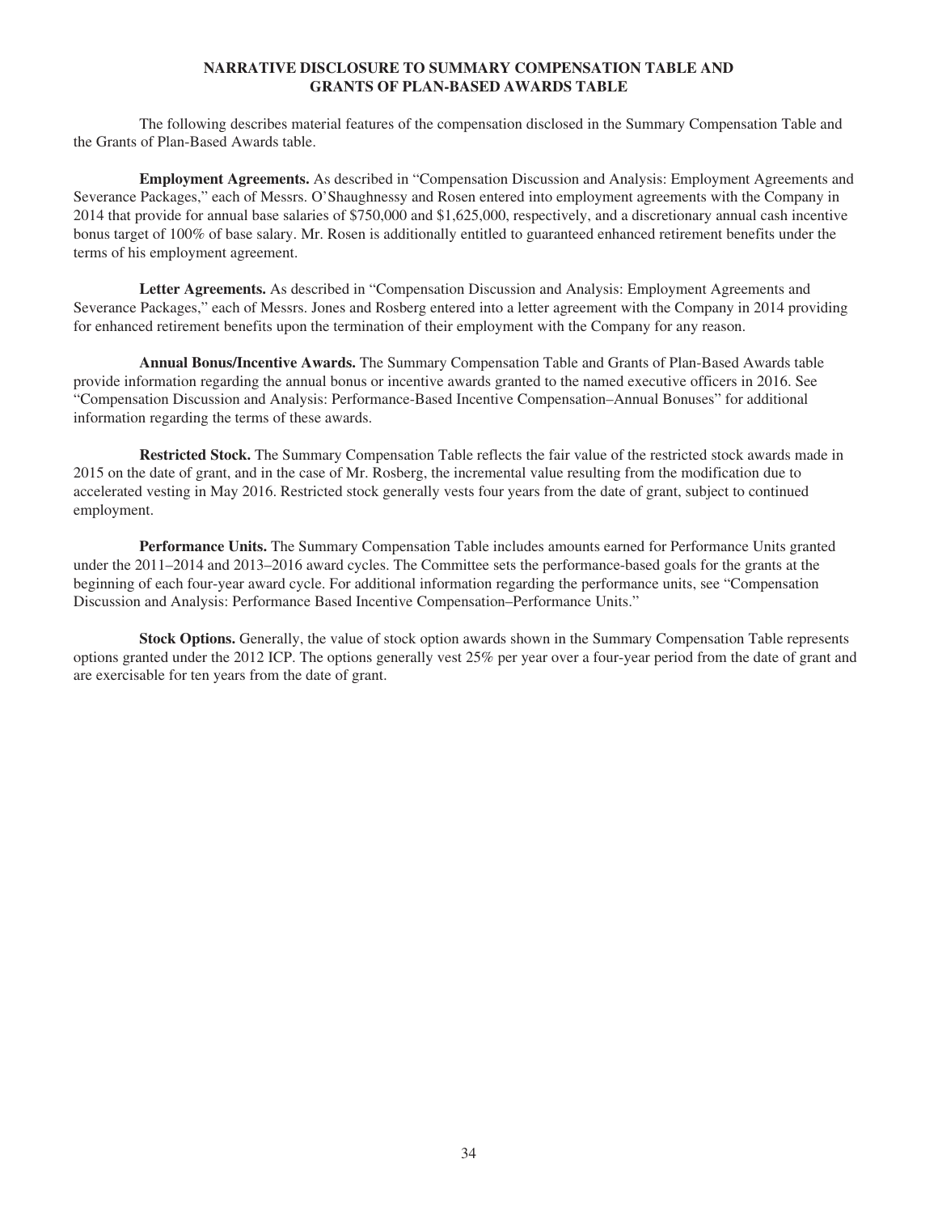## NARRATIVE DISCLOSURE TO SUMMARY COMPENSATION TABLE AND GRANTS OF PLAN-BASED AWARDS TABLE

The following describes material features of the compensation disclosed in the Summary Compensation Table and the Grants of Plan-Based Awards table.

**Employment Agreements.** As described in "Compensation Discussion and Analysis: Employment Agreements and Severance Packages," each of Messrs. O'Shaughnessy and Rosen entered into employment agreements with the Company in 2014 that provide for annual base salaries of $750,000 and $1,625,000, respectively, and a discretionary annual cash incentive bonus target of 100% of base salary. Mr. Rosen is additionally entitled to guaranteed enhanced retirement benefits under the terms of his employment agreement.

**Letter Agreements.** As described in "Compensation Discussion and Analysis: Employment Agreements and Severance Packages," each of Messrs. Jones and Rosberg entered into a letter agreement with the Company in 2014 providing for enhanced retirement benefits upon the termination of their employment with the Company for any reason.

**Annual Bonus/Incentive Awards.** The Summary Compensation Table and Grants of Plan-Based Awards table provide information regarding the annual bonus or incentive awards granted to the named executive officers in 2016. See "Compensation Discussion and Analysis: Performance-Based Incentive Compensation–Annual Bonuses" for additional information regarding the terms of these awards.

**Restricted Stock.** The Summary Compensation Table reflects the fair value of the restricted stock awards made in 2015 on the date of grant, and in the case of Mr. Rosberg, the incremental value resulting from the modification due to accelerated vesting in May 2016. Restricted stock generally vests four years from the date of grant, subject to continued employment.

**Performance Units.** The Summary Compensation Table includes amounts earned for Performance Units granted under the 2011–2014 and 2013–2016 award cycles. The Committee sets the performance-based goals for the grants at the beginning of each four-year award cycle. For additional information regarding the performance units, see "Compensation Discussion and Analysis: Performance Based Incentive Compensation–Performance Units."

**Stock Options.** Generally, the value of stock option awards shown in the Summary Compensation Table represents options granted under the 2012 ICP. The options generally vest 25% per year over a four-year period from the date of grant and are exercisable for ten years from the date of grant.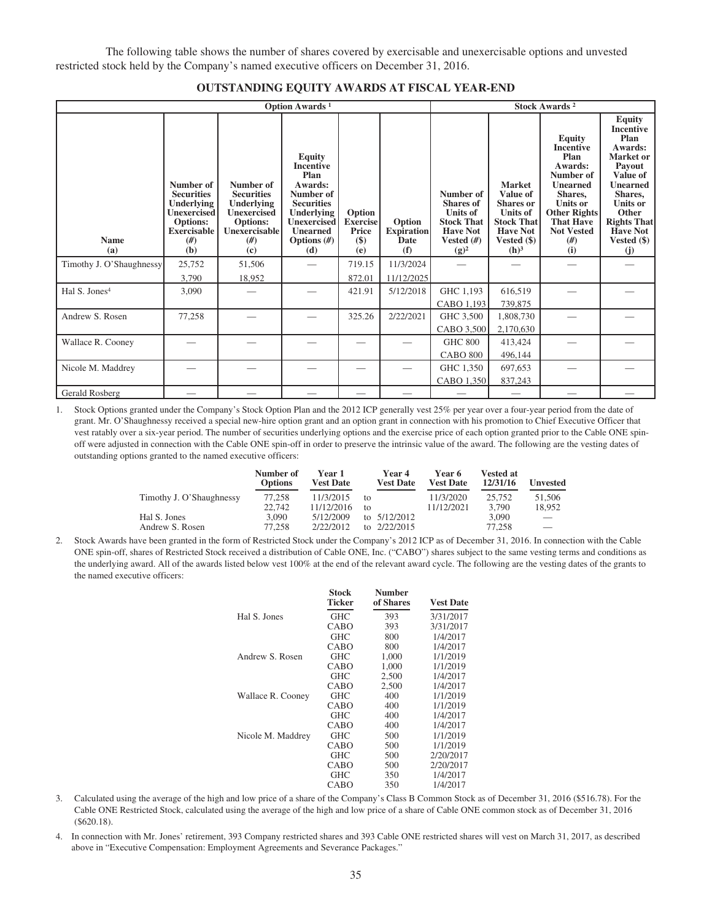The following table shows the number of shares covered by exercisable and unexercisable options and unvested restricted stock held by the Company's named executive officers on December 31, 2016.

## OUTSTANDING EQUITY AWARDS AT FISCAL YEAR-END

| | Option Awards [1] | | | | | Stock Awards [2] | | | |
|---|---|---|---|---|---|---|---|---|---|
| **Name (a)** | **Number of Securities Underlying Unexercised Options: Exercisable (#) (b)** | **Number of Securities Underlying Unexercised Options: Unexercisable (#) (c)** | **Equity Incentive Plan Awards: Number of Securities Underlying Unexercised Unearned Options (#) (d)** | **Option Exercise Price ($) (e)** | **Option Expiration Date (f)** | **Number of Shares or Units of Stock That Have Not Vested (#) (g)[2]** | **Market Value of Shares or Units of Stock That Have Not Vested ($) (h)[3]** | **Equity Incentive Plan Awards: Number of Unearned Shares, Units or Other Rights That Have Not Vested (#) (i)** | **Equity Incentive Plan Awards: Market or Payout Value of Unearned Shares, Units or Other Rights That Have Not Vested ($) (j)** |
| Timothy J. O'Shaughnessy | 25,752 | 51,506 | — | 719.15 | 11/3/2024 | — | — | — | — |
| | 3,790 | 18,952 | | 872.01 | 11/12/2025 | | | | |
| Hal S. Jones[4] | 3,090 | — | — | 421.91 | 5/12/2018 | GHC 1,193 | 616,519 | — | — |
| | | | | | | CABO 1,193 | 739,875 | | |
| Andrew S. Rosen | 77,258 | — | — | 325.26 | 2/22/2021 | GHC 3,500 | 1,808,730 | — | — |
| | | | | | | CABO 3,500 | 2,170,630 | | |
| Wallace R. Cooney | — | — | — | — | — | GHC 800 | 413,424 | — | — |
| | | | | | | CABO 800 | 496,144 | | |
| Nicole M. Maddrey | — | — | — | — | — | GHC 1,350 | 697,653 | — | — |
| | | | | | | CABO 1,350 | 837,243 | | |
| Gerald Rosberg | — | — | — | — | — | — | — | — | — |

1. Stock Options granted under the Company's Stock Option Plan and the 2012 ICP generally vest 25% per year over a four-year period from the date of grant. Mr. O'Shaughnessy received a special new-hire option grant and an option grant in connection with his promotion to Chief Executive Officer that vest ratably over a six-year period. The number of securities underlying options and the exercise price of each option granted prior to the Cable ONE spin-off were adjusted in connection with the Cable ONE spin-off in order to preserve the intrinsic value of the award. The following are the vesting dates of outstanding options granted to the named executive officers:

| | Number of Options | Year 1 Vest Date | | Year 4 Vest Date | Year 6 Vest Date | Vested at 12/31/16 | Unvested |
|---|---|---|---|---|---|---|---|
| Timothy J. O'Shaughnessy | 77,258 | 11/3/2015 | to | | 11/3/2020 | 25,752 | 51,506 |
| | 22,742 | 11/12/2016 | to | | 11/12/2021 | 3,790 | 18,952 |
| Hal S. Jones | 3,090 | 5/12/2009 | to | 5/12/2012 | | 3,090 | — |
| Andrew S. Rosen | 77,258 | 2/22/2012 | to | 2/22/2015 | | 77,258 | — |

2. Stock Awards have been granted in the form of Restricted Stock under the Company's 2012 ICP as of December 31, 2016. In connection with the Cable ONE spin-off, shares of Restricted Stock received a distribution of Cable ONE, Inc. ("CABO") shares subject to the same vesting terms and conditions as the underlying award. All of the awards listed below vest 100% at the end of the relevant award cycle. The following are the vesting dates of the grants to the named executive officers:

| | Stock Ticker | Number of Shares | Vest Date |
|---|---|---|---|
| Hal S. Jones | GHC | 393 | 3/31/2017 |
| | CABO | 393 | 3/31/2017 |
| | GHC | 800 | 1/4/2017 |
| | CABO | 800 | 1/4/2017 |
| Andrew S. Rosen | GHC | 1,000 | 1/1/2019 |
| | CABO | 1,000 | 1/1/2019 |
| | GHC | 2,500 | 1/4/2017 |
| | CABO | 2,500 | 1/4/2017 |
| Wallace R. Cooney | GHC | 400 | 1/1/2019 |
| | CABO | 400 | 1/1/2019 |
| | GHC | 400 | 1/4/2017 |
| | CABO | 400 | 1/4/2017 |
| Nicole M. Maddrey | GHC | 500 | 1/1/2019 |
| | CABO | 500 | 1/1/2019 |
| | GHC | 500 | 2/20/2017 |
| | CABO | 500 | 2/20/2017 |
| | GHC | 350 | 1/4/2017 |
| | CABO | 350 | 1/4/2017 |

3. Calculated using the average of the high and low price of a share of the Company's Class B Common Stock as of December 31, 2016 ($516.78). For the Cable ONE Restricted Stock, calculated using the average of the high and low price of a share of Cable ONE common stock as of December 31, 2016 ($620.18).

4. In connection with Mr. Jones' retirement, 393 Company restricted shares and 393 Cable ONE restricted shares will vest on March 31, 2017, as described above in "Executive Compensation: Employment Agreements and Severance Packages."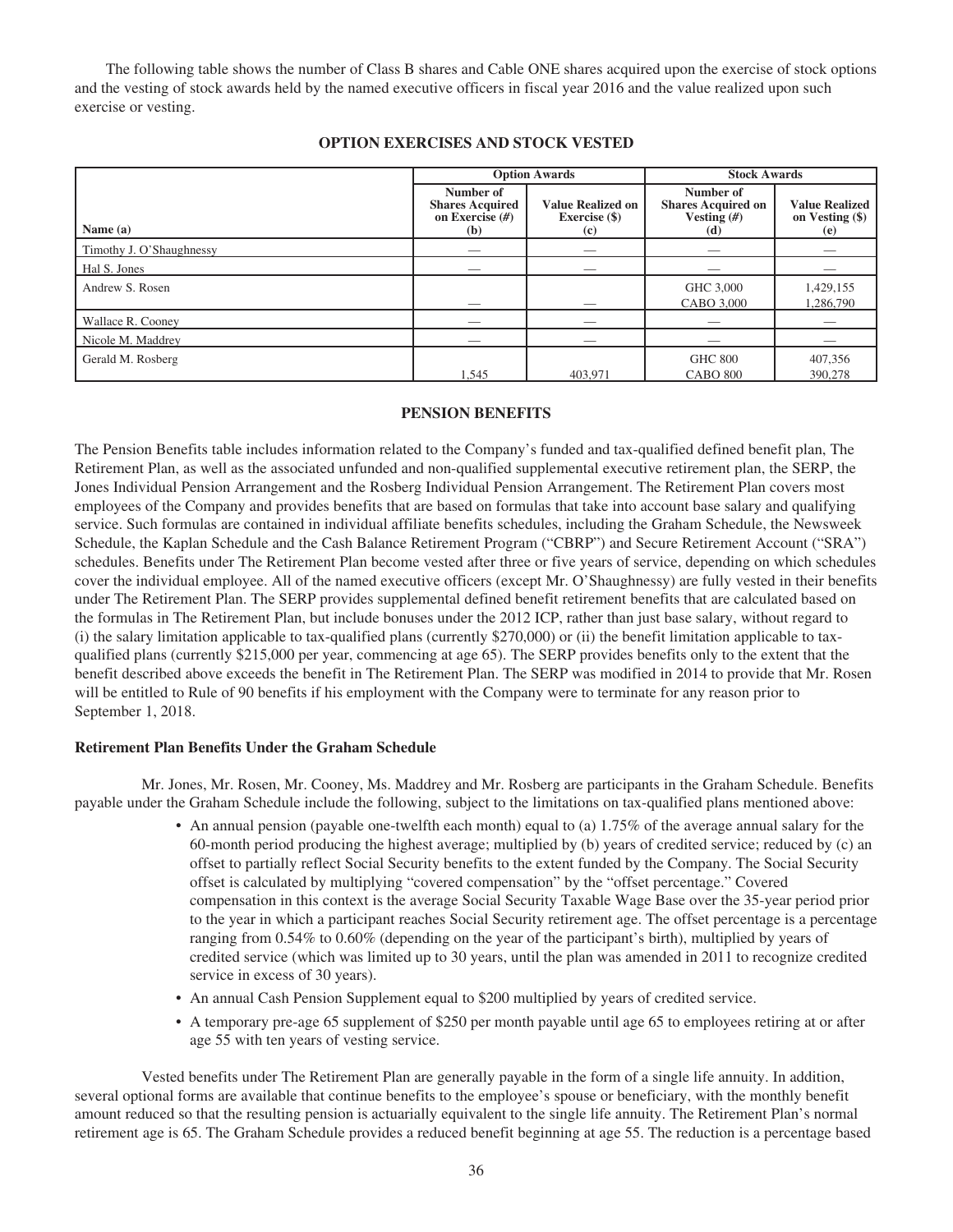The following table shows the number of Class B shares and Cable ONE shares acquired upon the exercise of stock options and the vesting of stock awards held by the named executive officers in fiscal year 2016 and the value realized upon such exercise or vesting.

## OPTION EXERCISES AND STOCK VESTED

| | Option Awards | | Stock Awards | |
|---|---|---|---|---|
| Name (a) | Number of Shares Acquired on Exercise (#) (b) | Value Realized on Exercise ($) (c) | Number of Shares Acquired on Vesting (#) (d) | Value Realized on Vesting ($) (e) |
| Timothy J. O'Shaughnessy | — | — | — | — |
| Hal S. Jones | — | — | — | — |
| Andrew S. Rosen | — | — | GHC 3,000<br>CABO 3,000 | 1,429,155<br>1,286,790 |
| Wallace R. Cooney | — | — | — | — |
| Nicole M. Maddrey | — | — | — | — |
| Gerald M. Rosberg | 1,545 | 403,971 | GHC 800<br>CABO 800 | 407,356<br>390,278 |

## PENSION BENEFITS

The Pension Benefits table includes information related to the Company's funded and tax-qualified defined benefit plan, The Retirement Plan, as well as the associated unfunded and non-qualified supplemental executive retirement plan, the SERP, the Jones Individual Pension Arrangement and the Rosberg Individual Pension Arrangement. The Retirement Plan covers most employees of the Company and provides benefits that are based on formulas that take into account base salary and qualifying service. Such formulas are contained in individual affiliate benefits schedules, including the Graham Schedule, the Newsweek Schedule, the Kaplan Schedule and the Cash Balance Retirement Program ("CBRP") and Secure Retirement Account ("SRA") schedules. Benefits under The Retirement Plan become vested after three or five years of service, depending on which schedules cover the individual employee. All of the named executive officers (except Mr. O'Shaughnessy) are fully vested in their benefits under The Retirement Plan. The SERP provides supplemental defined benefit retirement benefits that are calculated based on the formulas in The Retirement Plan, but include bonuses under the 2012 ICP, rather than just base salary, without regard to (i) the salary limitation applicable to tax-qualified plans (currently $270,000) or (ii) the benefit limitation applicable to tax-qualified plans (currently $215,000 per year, commencing at age 65). The SERP provides benefits only to the extent that the benefit described above exceeds the benefit in The Retirement Plan. The SERP was modified in 2014 to provide that Mr. Rosen will be entitled to Rule of 90 benefits if his employment with the Company were to terminate for any reason prior to September 1, 2018.

### Retirement Plan Benefits Under the Graham Schedule

Mr. Jones, Mr. Rosen, Mr. Cooney, Ms. Maddrey and Mr. Rosberg are participants in the Graham Schedule. Benefits payable under the Graham Schedule include the following, subject to the limitations on tax-qualified plans mentioned above:

- An annual pension (payable one-twelfth each month) equal to (a) 1.75% of the average annual salary for the 60-month period producing the highest average; multiplied by (b) years of credited service; reduced by (c) an offset to partially reflect Social Security benefits to the extent funded by the Company. The Social Security offset is calculated by multiplying "covered compensation" by the "offset percentage." Covered compensation in this context is the average Social Security Taxable Wage Base over the 35-year period prior to the year in which a participant reaches Social Security retirement age. The offset percentage is a percentage ranging from 0.54% to 0.60% (depending on the year of the participant's birth), multiplied by years of credited service (which was limited up to 30 years, until the plan was amended in 2011 to recognize credited service in excess of 30 years).
- An annual Cash Pension Supplement equal to $200 multiplied by years of credited service.
- A temporary pre-age 65 supplement of $250 per month payable until age 65 to employees retiring at or after age 55 with ten years of vesting service.

Vested benefits under The Retirement Plan are generally payable in the form of a single life annuity. In addition, several optional forms are available that continue benefits to the employee's spouse or beneficiary, with the monthly benefit amount reduced so that the resulting pension is actuarially equivalent to the single life annuity. The Retirement Plan's normal retirement age is 65. The Graham Schedule provides a reduced benefit beginning at age 55. The reduction is a percentage based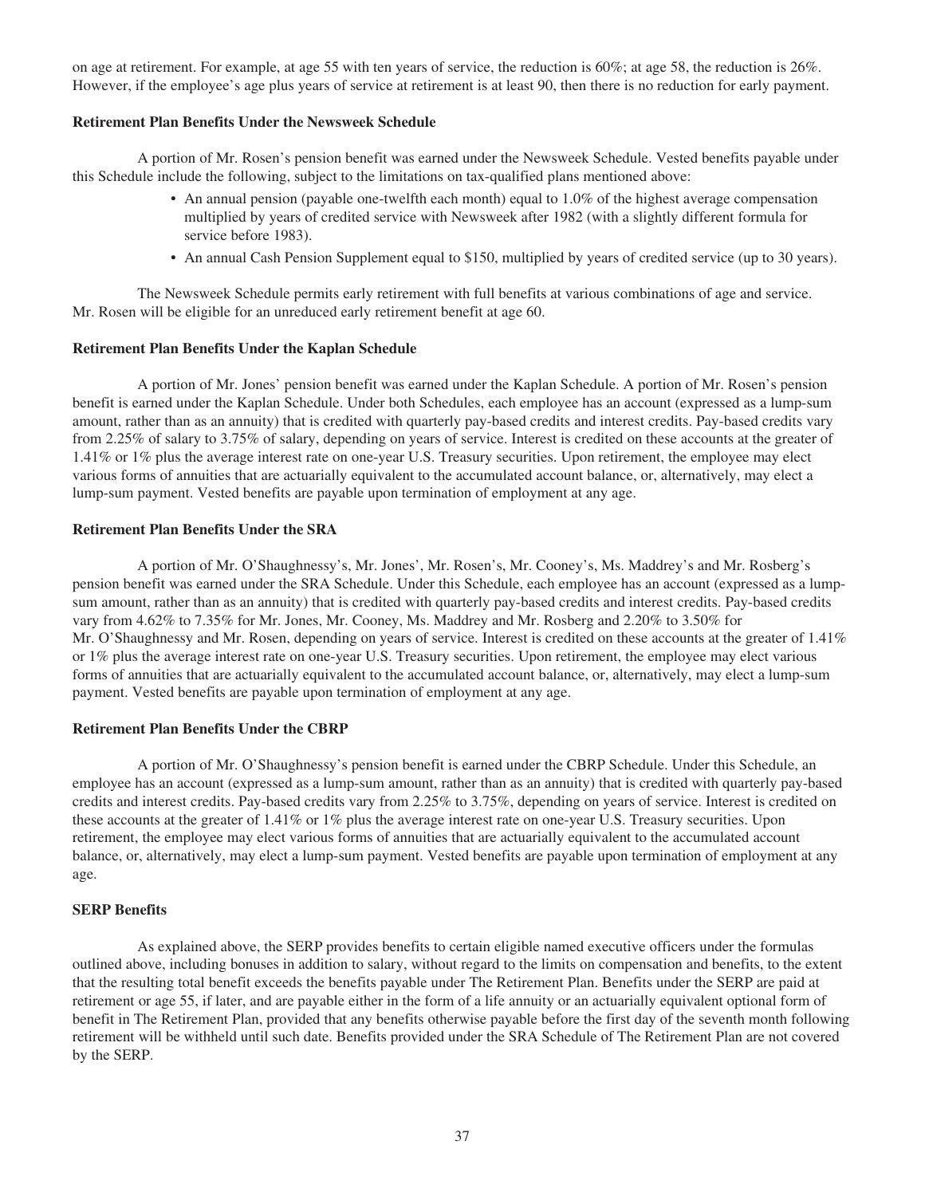on age at retirement. For example, at age 55 with ten years of service, the reduction is 60%; at age 58, the reduction is 26%. However, if the employee's age plus years of service at retirement is at least 90, then there is no reduction for early payment.

**Retirement Plan Benefits Under the Newsweek Schedule**

A portion of Mr. Rosen's pension benefit was earned under the Newsweek Schedule. Vested benefits payable under this Schedule include the following, subject to the limitations on tax-qualified plans mentioned above:

- An annual pension (payable one-twelfth each month) equal to 1.0% of the highest average compensation multiplied by years of credited service with Newsweek after 1982 (with a slightly different formula for service before 1983).
- An annual Cash Pension Supplement equal to \$150, multiplied by years of credited service (up to 30 years).

The Newsweek Schedule permits early retirement with full benefits at various combinations of age and service. Mr. Rosen will be eligible for an unreduced early retirement benefit at age 60.

**Retirement Plan Benefits Under the Kaplan Schedule**

A portion of Mr. Jones' pension benefit was earned under the Kaplan Schedule. A portion of Mr. Rosen's pension benefit is earned under the Kaplan Schedule. Under both Schedules, each employee has an account (expressed as a lump-sum amount, rather than as an annuity) that is credited with quarterly pay-based credits and interest credits. Pay-based credits vary from 2.25% of salary to 3.75% of salary, depending on years of service. Interest is credited on these accounts at the greater of 1.41% or 1% plus the average interest rate on one-year U.S. Treasury securities. Upon retirement, the employee may elect various forms of annuities that are actuarially equivalent to the accumulated account balance, or, alternatively, may elect a lump-sum payment. Vested benefits are payable upon termination of employment at any age.

**Retirement Plan Benefits Under the SRA**

A portion of Mr. O'Shaughnessy's, Mr. Jones', Mr. Rosen's, Mr. Cooney's, Ms. Maddrey's and Mr. Rosberg's pension benefit was earned under the SRA Schedule. Under this Schedule, each employee has an account (expressed as a lump-sum amount, rather than as an annuity) that is credited with quarterly pay-based credits and interest credits. Pay-based credits vary from 4.62% to 7.35% for Mr. Jones, Mr. Cooney, Ms. Maddrey and Mr. Rosberg and 2.20% to 3.50% for Mr. O'Shaughnessy and Mr. Rosen, depending on years of service. Interest is credited on these accounts at the greater of 1.41% or 1% plus the average interest rate on one-year U.S. Treasury securities. Upon retirement, the employee may elect various forms of annuities that are actuarially equivalent to the accumulated account balance, or, alternatively, may elect a lump-sum payment. Vested benefits are payable upon termination of employment at any age.

**Retirement Plan Benefits Under the CBRP**

A portion of Mr. O'Shaughnessy's pension benefit is earned under the CBRP Schedule. Under this Schedule, an employee has an account (expressed as a lump-sum amount, rather than as an annuity) that is credited with quarterly pay-based credits and interest credits. Pay-based credits vary from 2.25% to 3.75%, depending on years of service. Interest is credited on these accounts at the greater of 1.41% or 1% plus the average interest rate on one-year U.S. Treasury securities. Upon retirement, the employee may elect various forms of annuities that are actuarially equivalent to the accumulated account balance, or, alternatively, may elect a lump-sum payment. Vested benefits are payable upon termination of employment at any age.

**SERP Benefits**

As explained above, the SERP provides benefits to certain eligible named executive officers under the formulas outlined above, including bonuses in addition to salary, without regard to the limits on compensation and benefits, to the extent that the resulting total benefit exceeds the benefits payable under The Retirement Plan. Benefits under the SERP are paid at retirement or age 55, if later, and are payable either in the form of a life annuity or an actuarially equivalent optional form of benefit in The Retirement Plan, provided that any benefits otherwise payable before the first day of the seventh month following retirement will be withheld until such date. Benefits provided under the SRA Schedule of The Retirement Plan are not covered by the SERP.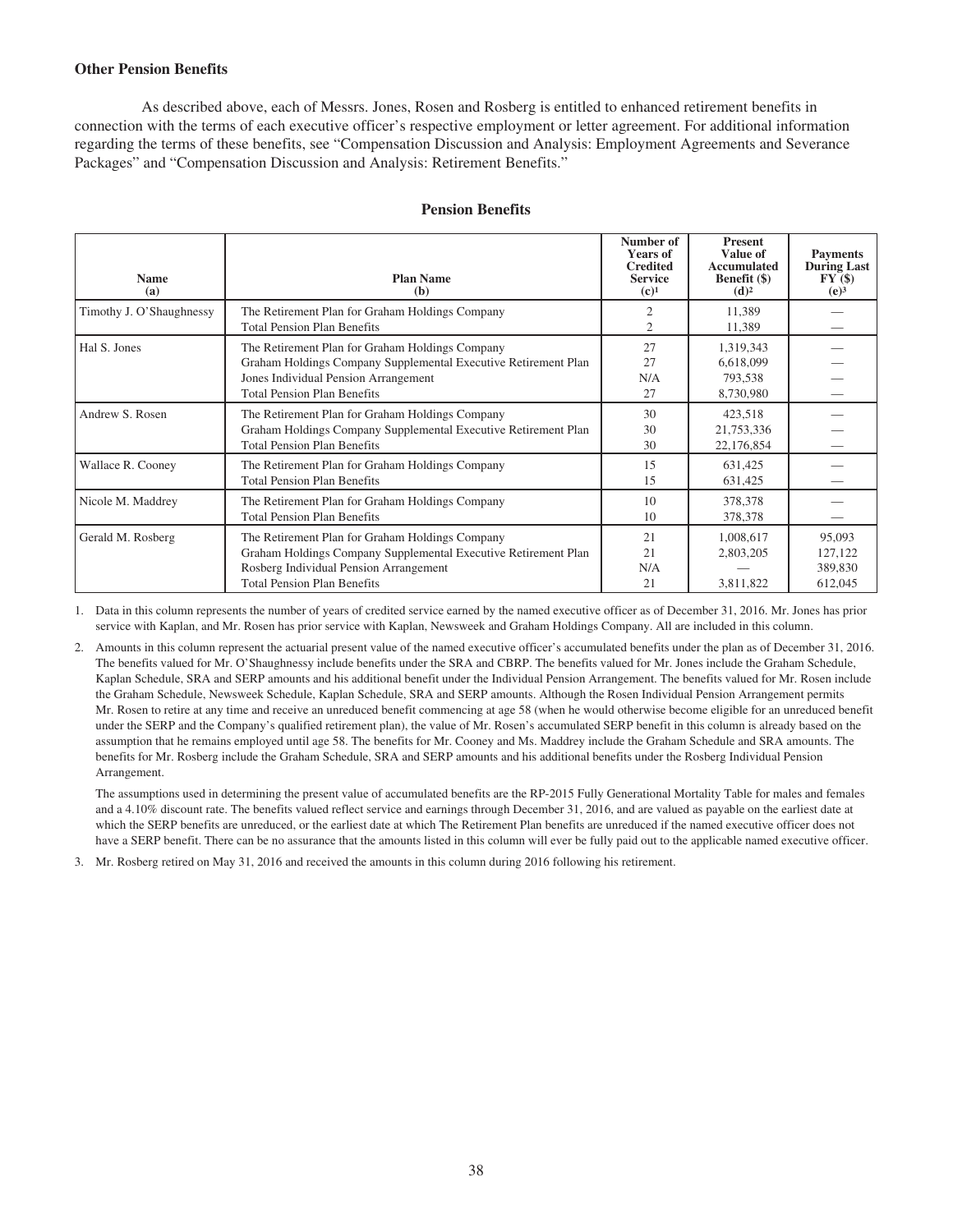### Other Pension Benefits

As described above, each of Messrs. Jones, Rosen and Rosberg is entitled to enhanced retirement benefits in connection with the terms of each executive officer's respective employment or letter agreement. For additional information regarding the terms of these benefits, see "Compensation Discussion and Analysis: Employment Agreements and Severance Packages" and "Compensation Discussion and Analysis: Retirement Benefits."

### Pension Benefits

| Name (a) | Plan Name (b) | Number of Years of Credited Service (c)[1] | Present Value of Accumulated Benefit ($) (d)[2] | Payments During Last FY ($) (e)[3] |
|---|---|---|---|---|
| Timothy J. O'Shaughnessy | The Retirement Plan for Graham Holdings Company | 2 | 11,389 | — |
| | Total Pension Plan Benefits | 2 | 11,389 | — |
| Hal S. Jones | The Retirement Plan for Graham Holdings Company | 27 | 1,319,343 | — |
| | Graham Holdings Company Supplemental Executive Retirement Plan | 27 | 6,618,099 | — |
| | Jones Individual Pension Arrangement | N/A | 793,538 | — |
| | Total Pension Plan Benefits | 27 | 8,730,980 | — |
| Andrew S. Rosen | The Retirement Plan for Graham Holdings Company | 30 | 423,518 | — |
| | Graham Holdings Company Supplemental Executive Retirement Plan | 30 | 21,753,336 | — |
| | Total Pension Plan Benefits | 30 | 22,176,854 | — |
| Wallace R. Cooney | The Retirement Plan for Graham Holdings Company | 15 | 631,425 | — |
| | Total Pension Plan Benefits | 15 | 631,425 | — |
| Nicole M. Maddrey | The Retirement Plan for Graham Holdings Company | 10 | 378,378 | — |
| | Total Pension Plan Benefits | 10 | 378,378 | — |
| Gerald M. Rosberg | The Retirement Plan for Graham Holdings Company | 21 | 1,008,617 | 95,093 |
| | Graham Holdings Company Supplemental Executive Retirement Plan | 21 | 2,803,205 | 127,122 |
| | Rosberg Individual Pension Arrangement | N/A | — | 389,830 |
| | Total Pension Plan Benefits | 21 | 3,811,822 | 612,045 |

1. Data in this column represents the number of years of credited service earned by the named executive officer as of December 31, 2016. Mr. Jones has prior service with Kaplan, and Mr. Rosen has prior service with Kaplan, Newsweek and Graham Holdings Company. All are included in this column.

2. Amounts in this column represent the actuarial present value of the named executive officer's accumulated benefits under the plan as of December 31, 2016. The benefits valued for Mr. O'Shaughnessy include benefits under the SRA and CBRP. The benefits valued for Mr. Jones include the Graham Schedule, Kaplan Schedule, SRA and SERP amounts and his additional benefit under the Individual Pension Arrangement. The benefits valued for Mr. Rosen include the Graham Schedule, Newsweek Schedule, Kaplan Schedule, SRA and SERP amounts. Although the Rosen Individual Pension Arrangement permits Mr. Rosen to retire at any time and receive an unreduced benefit commencing at age 58 (when he would otherwise become eligible for an unreduced benefit under the SERP and the Company's qualified retirement plan), the value of Mr. Rosen's accumulated SERP benefit in this column is already based on the assumption that he remains employed until age 58. The benefits for Mr. Cooney and Ms. Maddrey include the Graham Schedule and SRA amounts. The benefits for Mr. Rosberg include the Graham Schedule, SRA and SERP amounts and his additional benefits under the Rosberg Individual Pension Arrangement.

   The assumptions used in determining the present value of accumulated benefits are the RP-2015 Fully Generational Mortality Table for males and females and a 4.10% discount rate. The benefits valued reflect service and earnings through December 31, 2016, and are valued as payable on the earliest date at which the SERP benefits are unreduced, or the earliest date at which The Retirement Plan benefits are unreduced if the named executive officer does not have a SERP benefit. There can be no assurance that the amounts listed in this column will ever be fully paid out to the applicable named executive officer.

3. Mr. Rosberg retired on May 31, 2016 and received the amounts in this column during 2016 following his retirement.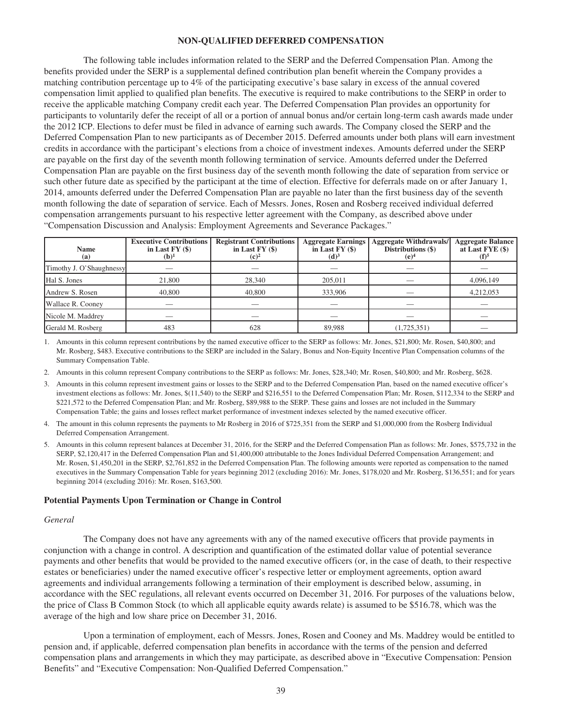## NON-QUALIFIED DEFERRED COMPENSATION

The following table includes information related to the SERP and the Deferred Compensation Plan. Among the benefits provided under the SERP is a supplemental defined contribution plan benefit wherein the Company provides a matching contribution percentage up to 4% of the participating executive's base salary in excess of the annual covered compensation limit applied to qualified plan benefits. The executive is required to make contributions to the SERP in order to receive the applicable matching Company credit each year. The Deferred Compensation Plan provides an opportunity for participants to voluntarily defer the receipt of all or a portion of annual bonus and/or certain long-term cash awards made under the 2012 ICP. Elections to defer must be filed in advance of earning such awards. The Company closed the SERP and the Deferred Compensation Plan to new participants as of December 2015. Deferred amounts under both plans will earn investment credits in accordance with the participant's elections from a choice of investment indexes. Amounts deferred under the SERP are payable on the first day of the seventh month following termination of service. Amounts deferred under the Deferred Compensation Plan are payable on the first business day of the seventh month following the date of separation from service or such other future date as specified by the participant at the time of election. Effective for deferrals made on or after January 1, 2014, amounts deferred under the Deferred Compensation Plan are payable no later than the first business day of the seventh month following the date of separation of service. Each of Messrs. Jones, Rosen and Rosberg received individual deferred compensation arrangements pursuant to his respective letter agreement with the Company, as described above under "Compensation Discussion and Analysis: Employment Agreements and Severance Packages."

| Name (a) | Executive Contributions in Last FY ($) (b)[1] | Registrant Contributions in Last FY ($) (c)[2] | Aggregate Earnings in Last FY ($) (d)[3] | Aggregate Withdrawals/ Distributions ($) (e)[4] | Aggregate Balance at Last FYE ($) (f)[5] |
|---|---|---|---|---|---|
| Timothy J. O'Shaughnessy | — | — | — | — | — |
| Hal S. Jones | 21,800 | 28,340 | 205,011 | — | 4,096,149 |
| Andrew S. Rosen | 40,800 | 40,800 | 333,906 | — | 4,212,053 |
| Wallace R. Cooney | — | — | — | — | — |
| Nicole M. Maddrey | — | — | — | — | — |
| Gerald M. Rosberg | 483 | 628 | 89,988 | (1,725,351) | — |

1. Amounts in this column represent contributions by the named executive officer to the SERP as follows: Mr. Jones, $21,800; Mr. Rosen, $40,800; and Mr. Rosberg, $483. Executive contributions to the SERP are included in the Salary, Bonus and Non-Equity Incentive Plan Compensation columns of the Summary Compensation Table.
2. Amounts in this column represent Company contributions to the SERP as follows: Mr. Jones, $28,340; Mr. Rosen, $40,800; and Mr. Rosberg, $628.
3. Amounts in this column represent investment gains or losses to the SERP and to the Deferred Compensation Plan, based on the named executive officer's investment elections as follows: Mr. Jones, $(11,540) to the SERP and $216,551 to the Deferred Compensation Plan; Mr. Rosen, $112,334 to the SERP and $221,572 to the Deferred Compensation Plan; and Mr. Rosberg, $89,988 to the SERP. These gains and losses are not included in the Summary Compensation Table; the gains and losses reflect market performance of investment indexes selected by the named executive officer.
4. The amount in this column represents the payments to Mr Rosberg in 2016 of $725,351 from the SERP and $1,000,000 from the Rosberg Individual Deferred Compensation Arrangement.
5. Amounts in this column represent balances at December 31, 2016, for the SERP and the Deferred Compensation Plan as follows: Mr. Jones, $575,732 in the SERP, $2,120,417 in the Deferred Compensation Plan and $1,400,000 attributable to the Jones Individual Deferred Compensation Arrangement; and Mr. Rosen, $1,450,201 in the SERP, $2,761,852 in the Deferred Compensation Plan. The following amounts were reported as compensation to the named executives in the Summary Compensation Table for years beginning 2012 (excluding 2016): Mr. Jones, $178,020 and Mr. Rosberg, $136,551; and for years beginning 2014 (excluding 2016): Mr. Rosen, $163,500.

### Potential Payments Upon Termination or Change in Control

*General*

The Company does not have any agreements with any of the named executive officers that provide payments in conjunction with a change in control. A description and quantification of the estimated dollar value of potential severance payments and other benefits that would be provided to the named executive officers (or, in the case of death, to their respective estates or beneficiaries) under the named executive officer's respective letter or employment agreements, option award agreements and individual arrangements following a termination of their employment is described below, assuming, in accordance with the SEC regulations, all relevant events occurred on December 31, 2016. For purposes of the valuations below, the price of Class B Common Stock (to which all applicable equity awards relate) is assumed to be $516.78, which was the average of the high and low share price on December 31, 2016.

Upon a termination of employment, each of Messrs. Jones, Rosen and Cooney and Ms. Maddrey would be entitled to pension and, if applicable, deferred compensation plan benefits in accordance with the terms of the pension and deferred compensation plans and arrangements in which they may participate, as described above in "Executive Compensation: Pension Benefits" and "Executive Compensation: Non-Qualified Deferred Compensation."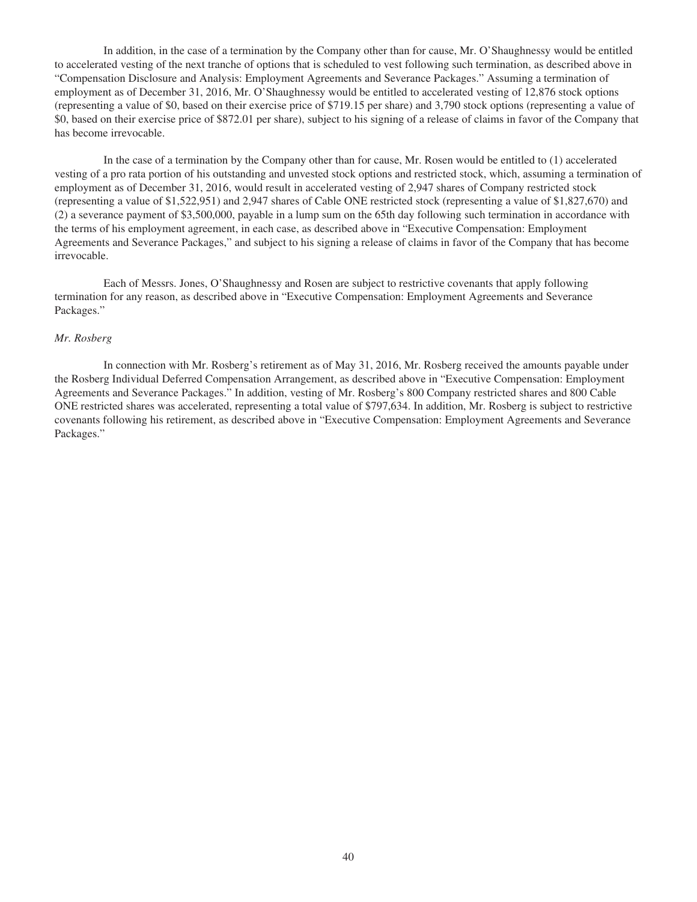In addition, in the case of a termination by the Company other than for cause, Mr. O'Shaughnessy would be entitled to accelerated vesting of the next tranche of options that is scheduled to vest following such termination, as described above in "Compensation Disclosure and Analysis: Employment Agreements and Severance Packages." Assuming a termination of employment as of December 31, 2016, Mr. O'Shaughnessy would be entitled to accelerated vesting of 12,876 stock options (representing a value of $0, based on their exercise price of $719.15 per share) and 3,790 stock options (representing a value of $0, based on their exercise price of $872.01 per share), subject to his signing of a release of claims in favor of the Company that has become irrevocable.

In the case of a termination by the Company other than for cause, Mr. Rosen would be entitled to (1) accelerated vesting of a pro rata portion of his outstanding and unvested stock options and restricted stock, which, assuming a termination of employment as of December 31, 2016, would result in accelerated vesting of 2,947 shares of Company restricted stock (representing a value of $1,522,951) and 2,947 shares of Cable ONE restricted stock (representing a value of $1,827,670) and (2) a severance payment of $3,500,000, payable in a lump sum on the 65th day following such termination in accordance with the terms of his employment agreement, in each case, as described above in "Executive Compensation: Employment Agreements and Severance Packages," and subject to his signing a release of claims in favor of the Company that has become irrevocable.

Each of Messrs. Jones, O'Shaughnessy and Rosen are subject to restrictive covenants that apply following termination for any reason, as described above in "Executive Compensation: Employment Agreements and Severance Packages."

*Mr. Rosberg*

In connection with Mr. Rosberg's retirement as of May 31, 2016, Mr. Rosberg received the amounts payable under the Rosberg Individual Deferred Compensation Arrangement, as described above in "Executive Compensation: Employment Agreements and Severance Packages." In addition, vesting of Mr. Rosberg's 800 Company restricted shares and 800 Cable ONE restricted shares was accelerated, representing a total value of $797,634. In addition, Mr. Rosberg is subject to restrictive covenants following his retirement, as described above in "Executive Compensation: Employment Agreements and Severance Packages."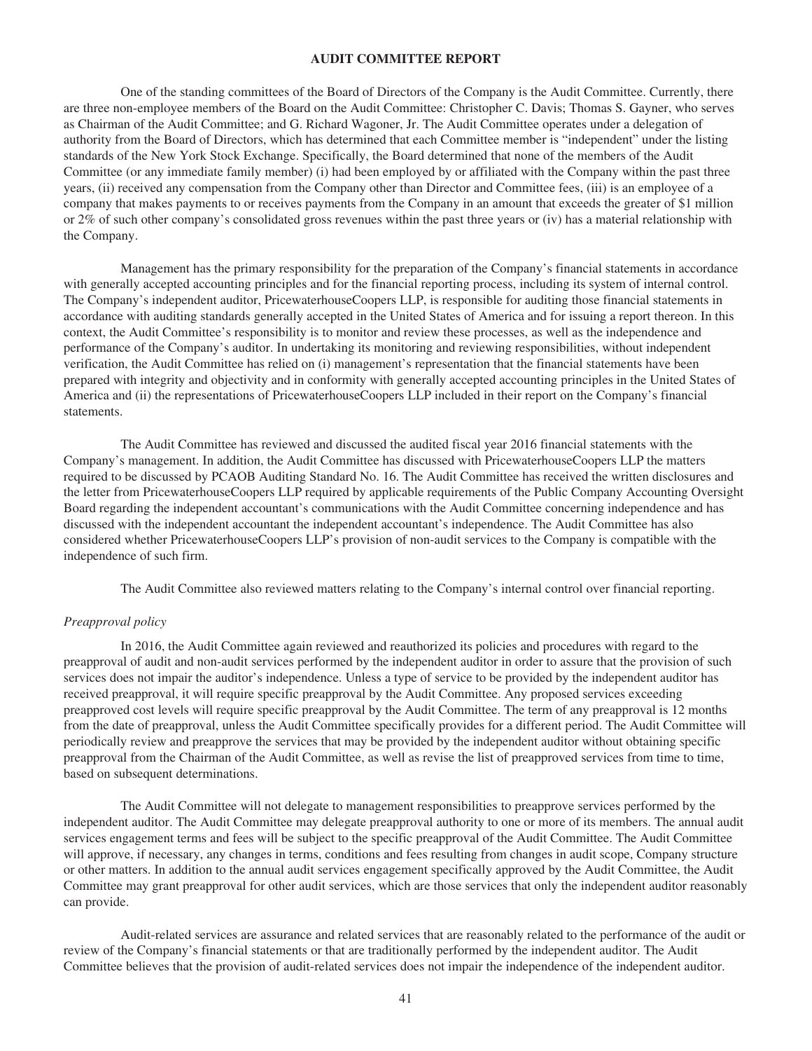## AUDIT COMMITTEE REPORT

One of the standing committees of the Board of Directors of the Company is the Audit Committee. Currently, there are three non-employee members of the Board on the Audit Committee: Christopher C. Davis; Thomas S. Gayner, who serves as Chairman of the Audit Committee; and G. Richard Wagoner, Jr. The Audit Committee operates under a delegation of authority from the Board of Directors, which has determined that each Committee member is "independent" under the listing standards of the New York Stock Exchange. Specifically, the Board determined that none of the members of the Audit Committee (or any immediate family member) (i) had been employed by or affiliated with the Company within the past three years, (ii) received any compensation from the Company other than Director and Committee fees, (iii) is an employee of a company that makes payments to or receives payments from the Company in an amount that exceeds the greater of $1 million or 2% of such other company's consolidated gross revenues within the past three years or (iv) has a material relationship with the Company.

Management has the primary responsibility for the preparation of the Company's financial statements in accordance with generally accepted accounting principles and for the financial reporting process, including its system of internal control. The Company's independent auditor, PricewaterhouseCoopers LLP, is responsible for auditing those financial statements in accordance with auditing standards generally accepted in the United States of America and for issuing a report thereon. In this context, the Audit Committee's responsibility is to monitor and review these processes, as well as the independence and performance of the Company's auditor. In undertaking its monitoring and reviewing responsibilities, without independent verification, the Audit Committee has relied on (i) management's representation that the financial statements have been prepared with integrity and objectivity and in conformity with generally accepted accounting principles in the United States of America and (ii) the representations of PricewaterhouseCoopers LLP included in their report on the Company's financial statements.

The Audit Committee has reviewed and discussed the audited fiscal year 2016 financial statements with the Company's management. In addition, the Audit Committee has discussed with PricewaterhouseCoopers LLP the matters required to be discussed by PCAOB Auditing Standard No. 16. The Audit Committee has received the written disclosures and the letter from PricewaterhouseCoopers LLP required by applicable requirements of the Public Company Accounting Oversight Board regarding the independent accountant's communications with the Audit Committee concerning independence and has discussed with the independent accountant the independent accountant's independence. The Audit Committee has also considered whether PricewaterhouseCoopers LLP's provision of non-audit services to the Company is compatible with the independence of such firm.

The Audit Committee also reviewed matters relating to the Company's internal control over financial reporting.

*Preapproval policy*

In 2016, the Audit Committee again reviewed and reauthorized its policies and procedures with regard to the preapproval of audit and non-audit services performed by the independent auditor in order to assure that the provision of such services does not impair the auditor's independence. Unless a type of service to be provided by the independent auditor has received preapproval, it will require specific preapproval by the Audit Committee. Any proposed services exceeding preapproved cost levels will require specific preapproval by the Audit Committee. The term of any preapproval is 12 months from the date of preapproval, unless the Audit Committee specifically provides for a different period. The Audit Committee will periodically review and preapprove the services that may be provided by the independent auditor without obtaining specific preapproval from the Chairman of the Audit Committee, as well as revise the list of preapproved services from time to time, based on subsequent determinations.

The Audit Committee will not delegate to management responsibilities to preapprove services performed by the independent auditor. The Audit Committee may delegate preapproval authority to one or more of its members. The annual audit services engagement terms and fees will be subject to the specific preapproval of the Audit Committee. The Audit Committee will approve, if necessary, any changes in terms, conditions and fees resulting from changes in audit scope, Company structure or other matters. In addition to the annual audit services engagement specifically approved by the Audit Committee, the Audit Committee may grant preapproval for other audit services, which are those services that only the independent auditor reasonably can provide.

Audit-related services are assurance and related services that are reasonably related to the performance of the audit or review of the Company's financial statements or that are traditionally performed by the independent auditor. The Audit Committee believes that the provision of audit-related services does not impair the independence of the independent auditor.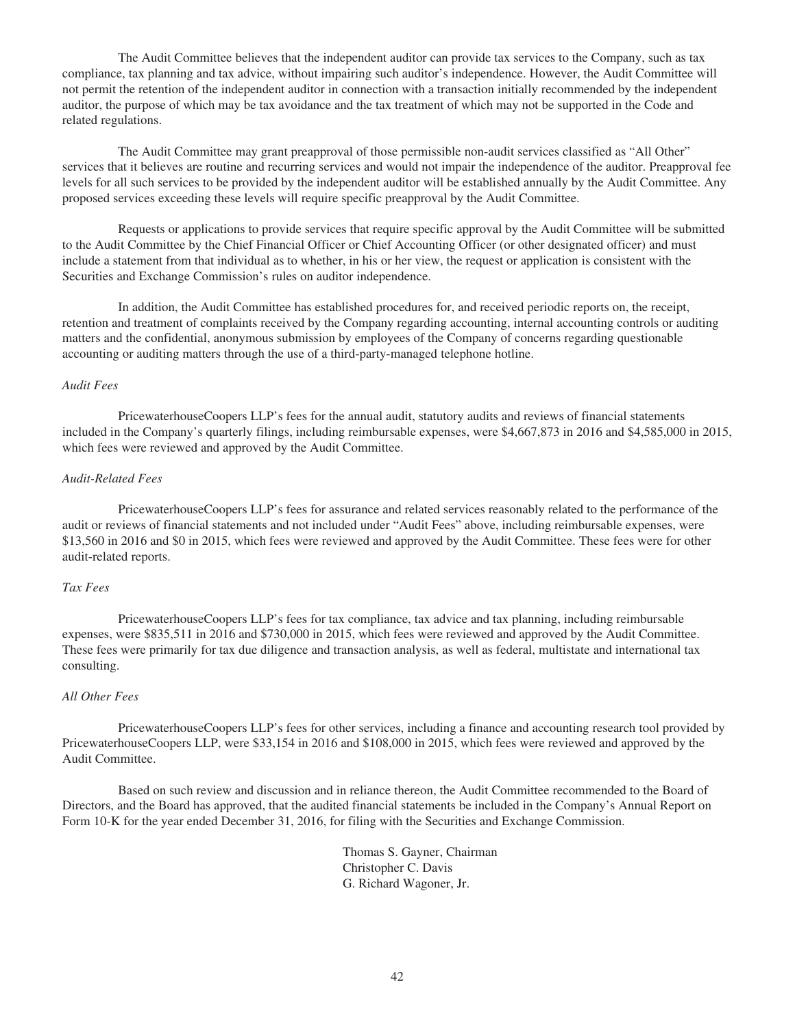The Audit Committee believes that the independent auditor can provide tax services to the Company, such as tax compliance, tax planning and tax advice, without impairing such auditor's independence. However, the Audit Committee will not permit the retention of the independent auditor in connection with a transaction initially recommended by the independent auditor, the purpose of which may be tax avoidance and the tax treatment of which may not be supported in the Code and related regulations.

The Audit Committee may grant preapproval of those permissible non-audit services classified as "All Other" services that it believes are routine and recurring services and would not impair the independence of the auditor. Preapproval fee levels for all such services to be provided by the independent auditor will be established annually by the Audit Committee. Any proposed services exceeding these levels will require specific preapproval by the Audit Committee.

Requests or applications to provide services that require specific approval by the Audit Committee will be submitted to the Audit Committee by the Chief Financial Officer or Chief Accounting Officer (or other designated officer) and must include a statement from that individual as to whether, in his or her view, the request or application is consistent with the Securities and Exchange Commission's rules on auditor independence.

In addition, the Audit Committee has established procedures for, and received periodic reports on, the receipt, retention and treatment of complaints received by the Company regarding accounting, internal accounting controls or auditing matters and the confidential, anonymous submission by employees of the Company of concerns regarding questionable accounting or auditing matters through the use of a third-party-managed telephone hotline.

*Audit Fees*

PricewaterhouseCoopers LLP's fees for the annual audit, statutory audits and reviews of financial statements included in the Company's quarterly filings, including reimbursable expenses, were $4,667,873 in 2016 and $4,585,000 in 2015, which fees were reviewed and approved by the Audit Committee.

*Audit-Related Fees*

PricewaterhouseCoopers LLP's fees for assurance and related services reasonably related to the performance of the audit or reviews of financial statements and not included under "Audit Fees" above, including reimbursable expenses, were $13,560 in 2016 and $0 in 2015, which fees were reviewed and approved by the Audit Committee. These fees were for other audit-related reports.

*Tax Fees*

PricewaterhouseCoopers LLP's fees for tax compliance, tax advice and tax planning, including reimbursable expenses, were $835,511 in 2016 and $730,000 in 2015, which fees were reviewed and approved by the Audit Committee. These fees were primarily for tax due diligence and transaction analysis, as well as federal, multistate and international tax consulting.

*All Other Fees*

PricewaterhouseCoopers LLP's fees for other services, including a finance and accounting research tool provided by PricewaterhouseCoopers LLP, were $33,154 in 2016 and $108,000 in 2015, which fees were reviewed and approved by the Audit Committee.

Based on such review and discussion and in reliance thereon, the Audit Committee recommended to the Board of Directors, and the Board has approved, that the audited financial statements be included in the Company's Annual Report on Form 10-K for the year ended December 31, 2016, for filing with the Securities and Exchange Commission.

Thomas S. Gayner, Chairman
Christopher C. Davis
G. Richard Wagoner, Jr.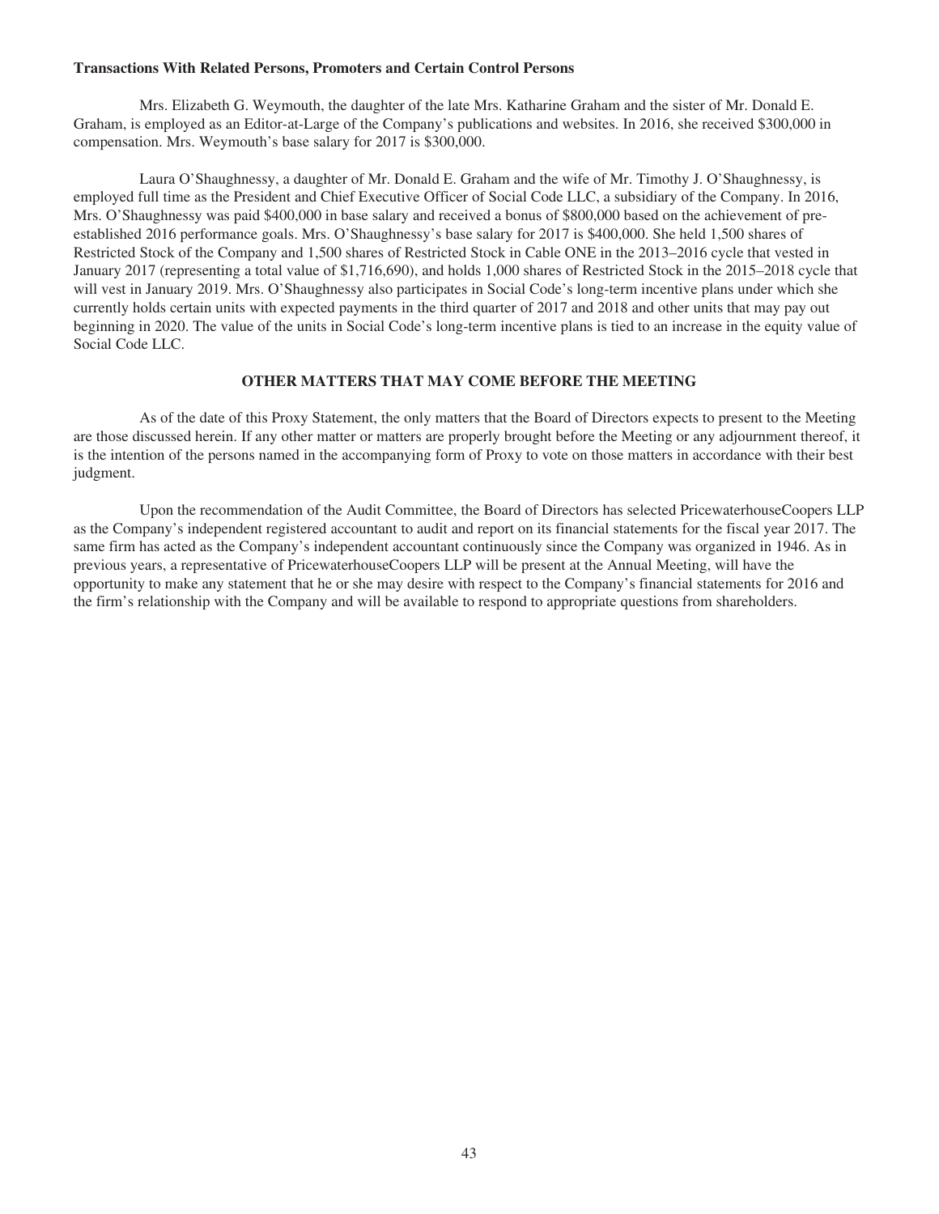**Transactions With Related Persons, Promoters and Certain Control Persons**

Mrs. Elizabeth G. Weymouth, the daughter of the late Mrs. Katharine Graham and the sister of Mr. Donald E. Graham, is employed as an Editor-at-Large of the Company's publications and websites. In 2016, she received $300,000 in compensation. Mrs. Weymouth's base salary for 2017 is $300,000.

Laura O'Shaughnessy, a daughter of Mr. Donald E. Graham and the wife of Mr. Timothy J. O'Shaughnessy, is employed full time as the President and Chief Executive Officer of Social Code LLC, a subsidiary of the Company. In 2016, Mrs. O'Shaughnessy was paid $400,000 in base salary and received a bonus of $800,000 based on the achievement of pre-established 2016 performance goals. Mrs. O'Shaughnessy's base salary for 2017 is $400,000. She held 1,500 shares of Restricted Stock of the Company and 1,500 shares of Restricted Stock in Cable ONE in the 2013–2016 cycle that vested in January 2017 (representing a total value of $1,716,690), and holds 1,000 shares of Restricted Stock in the 2015–2018 cycle that will vest in January 2019. Mrs. O'Shaughnessy also participates in Social Code's long-term incentive plans under which she currently holds certain units with expected payments in the third quarter of 2017 and 2018 and other units that may pay out beginning in 2020. The value of the units in Social Code's long-term incentive plans is tied to an increase in the equity value of Social Code LLC.

## OTHER MATTERS THAT MAY COME BEFORE THE MEETING

As of the date of this Proxy Statement, the only matters that the Board of Directors expects to present to the Meeting are those discussed herein. If any other matter or matters are properly brought before the Meeting or any adjournment thereof, it is the intention of the persons named in the accompanying form of Proxy to vote on those matters in accordance with their best judgment.

Upon the recommendation of the Audit Committee, the Board of Directors has selected PricewaterhouseCoopers LLP as the Company's independent registered accountant to audit and report on its financial statements for the fiscal year 2017. The same firm has acted as the Company's independent accountant continuously since the Company was organized in 1946. As in previous years, a representative of PricewaterhouseCoopers LLP will be present at the Annual Meeting, will have the opportunity to make any statement that he or she may desire with respect to the Company's financial statements for 2016 and the firm's relationship with the Company and will be available to respond to appropriate questions from shareholders.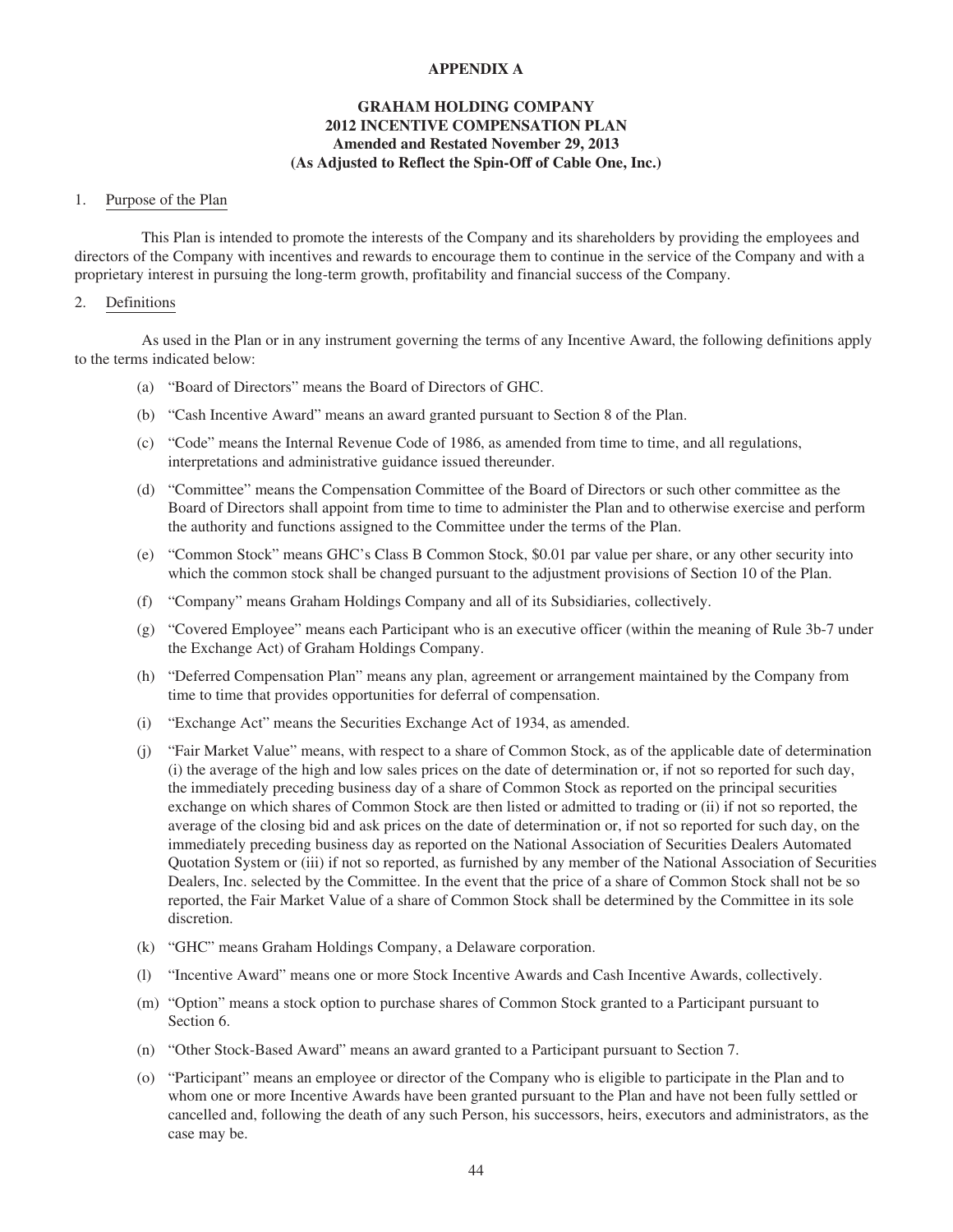**APPENDIX A**

**GRAHAM HOLDING COMPANY**
**2012 INCENTIVE COMPENSATION PLAN**
**Amended and Restated November 29, 2013**
**(As Adjusted to Reflect the Spin-Off of Cable One, Inc.)**

1. Purpose of the Plan

This Plan is intended to promote the interests of the Company and its shareholders by providing the employees and directors of the Company with incentives and rewards to encourage them to continue in the service of the Company and with a proprietary interest in pursuing the long-term growth, profitability and financial success of the Company.

2. Definitions

As used in the Plan or in any instrument governing the terms of any Incentive Award, the following definitions apply to the terms indicated below:

(a) "Board of Directors" means the Board of Directors of GHC.

(b) "Cash Incentive Award" means an award granted pursuant to Section 8 of the Plan.

(c) "Code" means the Internal Revenue Code of 1986, as amended from time to time, and all regulations, interpretations and administrative guidance issued thereunder.

(d) "Committee" means the Compensation Committee of the Board of Directors or such other committee as the Board of Directors shall appoint from time to time to administer the Plan and to otherwise exercise and perform the authority and functions assigned to the Committee under the terms of the Plan.

(e) "Common Stock" means GHC's Class B Common Stock, $0.01 par value per share, or any other security into which the common stock shall be changed pursuant to the adjustment provisions of Section 10 of the Plan.

(f) "Company" means Graham Holdings Company and all of its Subsidiaries, collectively.

(g) "Covered Employee" means each Participant who is an executive officer (within the meaning of Rule 3b-7 under the Exchange Act) of Graham Holdings Company.

(h) "Deferred Compensation Plan" means any plan, agreement or arrangement maintained by the Company from time to time that provides opportunities for deferral of compensation.

(i) "Exchange Act" means the Securities Exchange Act of 1934, as amended.

(j) "Fair Market Value" means, with respect to a share of Common Stock, as of the applicable date of determination (i) the average of the high and low sales prices on the date of determination or, if not so reported for such day, the immediately preceding business day of a share of Common Stock as reported on the principal securities exchange on which shares of Common Stock are then listed or admitted to trading or (ii) if not so reported, the average of the closing bid and ask prices on the date of determination or, if not so reported for such day, on the immediately preceding business day as reported on the National Association of Securities Dealers Automated Quotation System or (iii) if not so reported, as furnished by any member of the National Association of Securities Dealers, Inc. selected by the Committee. In the event that the price of a share of Common Stock shall not be so reported, the Fair Market Value of a share of Common Stock shall be determined by the Committee in its sole discretion.

(k) "GHC" means Graham Holdings Company, a Delaware corporation.

(l) "Incentive Award" means one or more Stock Incentive Awards and Cash Incentive Awards, collectively.

(m) "Option" means a stock option to purchase shares of Common Stock granted to a Participant pursuant to Section 6.

(n) "Other Stock-Based Award" means an award granted to a Participant pursuant to Section 7.

(o) "Participant" means an employee or director of the Company who is eligible to participate in the Plan and to whom one or more Incentive Awards have been granted pursuant to the Plan and have not been fully settled or cancelled and, following the death of any such Person, his successors, heirs, executors and administrators, as the case may be.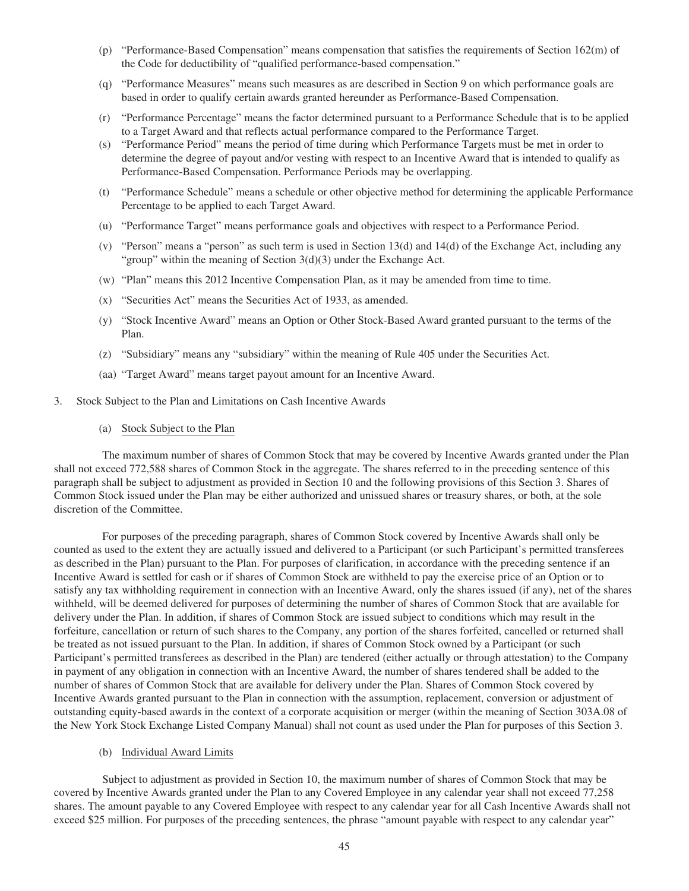(p) "Performance-Based Compensation" means compensation that satisfies the requirements of Section 162(m) of the Code for deductibility of "qualified performance-based compensation."

(q) "Performance Measures" means such measures as are described in Section 9 on which performance goals are based in order to qualify certain awards granted hereunder as Performance-Based Compensation.

(r) "Performance Percentage" means the factor determined pursuant to a Performance Schedule that is to be applied to a Target Award and that reflects actual performance compared to the Performance Target.

(s) "Performance Period" means the period of time during which Performance Targets must be met in order to determine the degree of payout and/or vesting with respect to an Incentive Award that is intended to qualify as Performance-Based Compensation. Performance Periods may be overlapping.

(t) "Performance Schedule" means a schedule or other objective method for determining the applicable Performance Percentage to be applied to each Target Award.

(u) "Performance Target" means performance goals and objectives with respect to a Performance Period.

(v) "Person" means a "person" as such term is used in Section 13(d) and 14(d) of the Exchange Act, including any "group" within the meaning of Section 3(d)(3) under the Exchange Act.

(w) "Plan" means this 2012 Incentive Compensation Plan, as it may be amended from time to time.

(x) "Securities Act" means the Securities Act of 1933, as amended.

(y) "Stock Incentive Award" means an Option or Other Stock-Based Award granted pursuant to the terms of the Plan.

(z) "Subsidiary" means any "subsidiary" within the meaning of Rule 405 under the Securities Act.

(aa) "Target Award" means target payout amount for an Incentive Award.

3. Stock Subject to the Plan and Limitations on Cash Incentive Awards

(a) Stock Subject to the Plan

The maximum number of shares of Common Stock that may be covered by Incentive Awards granted under the Plan shall not exceed 772,588 shares of Common Stock in the aggregate. The shares referred to in the preceding sentence of this paragraph shall be subject to adjustment as provided in Section 10 and the following provisions of this Section 3. Shares of Common Stock issued under the Plan may be either authorized and unissued shares or treasury shares, or both, at the sole discretion of the Committee.

For purposes of the preceding paragraph, shares of Common Stock covered by Incentive Awards shall only be counted as used to the extent they are actually issued and delivered to a Participant (or such Participant's permitted transferees as described in the Plan) pursuant to the Plan. For purposes of clarification, in accordance with the preceding sentence if an Incentive Award is settled for cash or if shares of Common Stock are withheld to pay the exercise price of an Option or to satisfy any tax withholding requirement in connection with an Incentive Award, only the shares issued (if any), net of the shares withheld, will be deemed delivered for purposes of determining the number of shares of Common Stock that are available for delivery under the Plan. In addition, if shares of Common Stock are issued subject to conditions which may result in the forfeiture, cancellation or return of such shares to the Company, any portion of the shares forfeited, cancelled or returned shall be treated as not issued pursuant to the Plan. In addition, if shares of Common Stock owned by a Participant (or such Participant's permitted transferees as described in the Plan) are tendered (either actually or through attestation) to the Company in payment of any obligation in connection with an Incentive Award, the number of shares tendered shall be added to the number of shares of Common Stock that are available for delivery under the Plan. Shares of Common Stock covered by Incentive Awards granted pursuant to the Plan in connection with the assumption, replacement, conversion or adjustment of outstanding equity-based awards in the context of a corporate acquisition or merger (within the meaning of Section 303A.08 of the New York Stock Exchange Listed Company Manual) shall not count as used under the Plan for purposes of this Section 3.

(b) Individual Award Limits

Subject to adjustment as provided in Section 10, the maximum number of shares of Common Stock that may be covered by Incentive Awards granted under the Plan to any Covered Employee in any calendar year shall not exceed 77,258 shares. The amount payable to any Covered Employee with respect to any calendar year for all Cash Incentive Awards shall not exceed $25 million. For purposes of the preceding sentences, the phrase "amount payable with respect to any calendar year"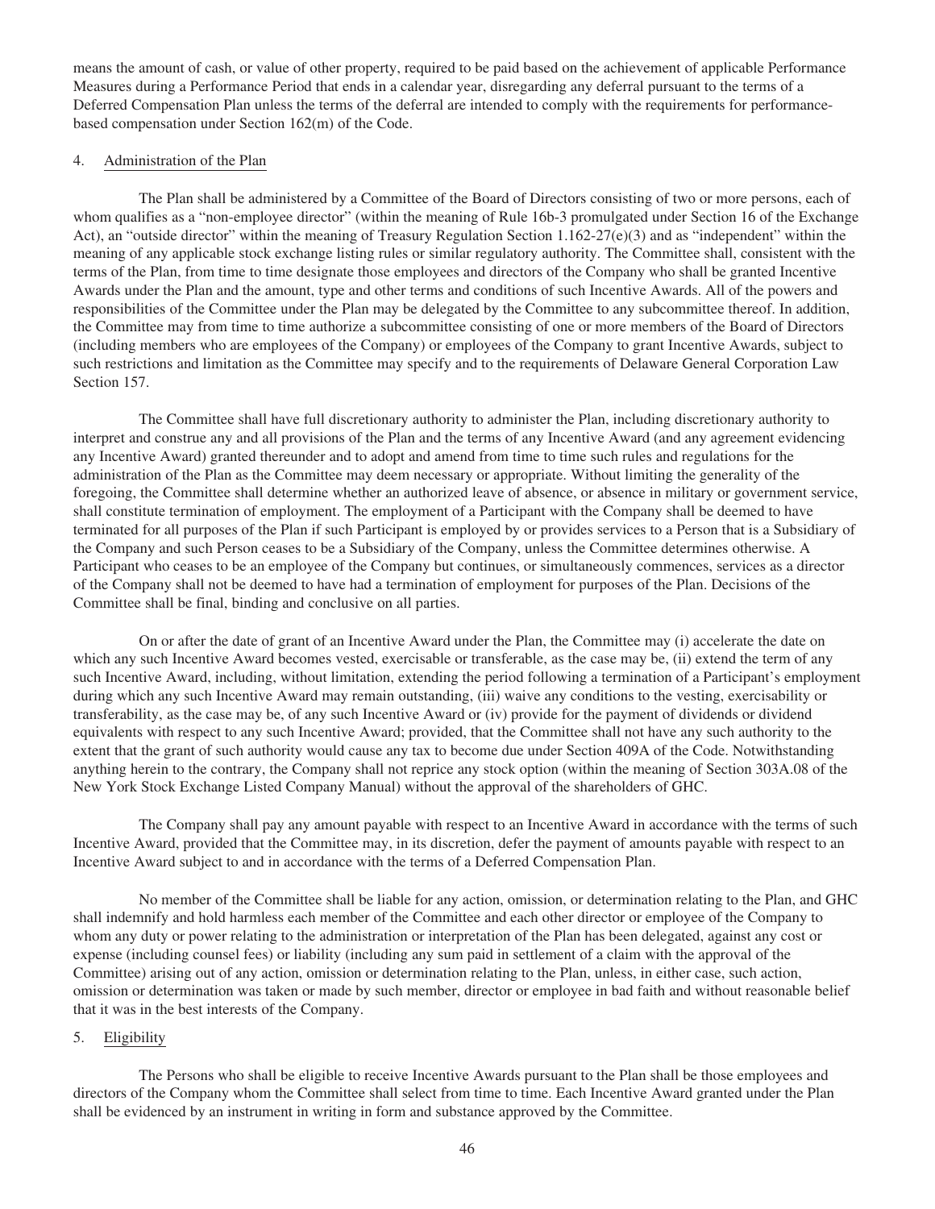means the amount of cash, or value of other property, required to be paid based on the achievement of applicable Performance Measures during a Performance Period that ends in a calendar year, disregarding any deferral pursuant to the terms of a Deferred Compensation Plan unless the terms of the deferral are intended to comply with the requirements for performance-based compensation under Section 162(m) of the Code.

4. Administration of the Plan

The Plan shall be administered by a Committee of the Board of Directors consisting of two or more persons, each of whom qualifies as a "non-employee director" (within the meaning of Rule 16b-3 promulgated under Section 16 of the Exchange Act), an "outside director" within the meaning of Treasury Regulation Section 1.162-27(e)(3) and as "independent" within the meaning of any applicable stock exchange listing rules or similar regulatory authority. The Committee shall, consistent with the terms of the Plan, from time to time designate those employees and directors of the Company who shall be granted Incentive Awards under the Plan and the amount, type and other terms and conditions of such Incentive Awards. All of the powers and responsibilities of the Committee under the Plan may be delegated by the Committee to any subcommittee thereof. In addition, the Committee may from time to time authorize a subcommittee consisting of one or more members of the Board of Directors (including members who are employees of the Company) or employees of the Company to grant Incentive Awards, subject to such restrictions and limitation as the Committee may specify and to the requirements of Delaware General Corporation Law Section 157.

The Committee shall have full discretionary authority to administer the Plan, including discretionary authority to interpret and construe any and all provisions of the Plan and the terms of any Incentive Award (and any agreement evidencing any Incentive Award) granted thereunder and to adopt and amend from time to time such rules and regulations for the administration of the Plan as the Committee may deem necessary or appropriate. Without limiting the generality of the foregoing, the Committee shall determine whether an authorized leave of absence, or absence in military or government service, shall constitute termination of employment. The employment of a Participant with the Company shall be deemed to have terminated for all purposes of the Plan if such Participant is employed by or provides services to a Person that is a Subsidiary of the Company and such Person ceases to be a Subsidiary of the Company, unless the Committee determines otherwise. A Participant who ceases to be an employee of the Company but continues, or simultaneously commences, services as a director of the Company shall not be deemed to have had a termination of employment for purposes of the Plan. Decisions of the Committee shall be final, binding and conclusive on all parties.

On or after the date of grant of an Incentive Award under the Plan, the Committee may (i) accelerate the date on which any such Incentive Award becomes vested, exercisable or transferable, as the case may be, (ii) extend the term of any such Incentive Award, including, without limitation, extending the period following a termination of a Participant's employment during which any such Incentive Award may remain outstanding, (iii) waive any conditions to the vesting, exercisability or transferability, as the case may be, of any such Incentive Award or (iv) provide for the payment of dividends or dividend equivalents with respect to any such Incentive Award; provided, that the Committee shall not have any such authority to the extent that the grant of such authority would cause any tax to become due under Section 409A of the Code. Notwithstanding anything herein to the contrary, the Company shall not reprice any stock option (within the meaning of Section 303A.08 of the New York Stock Exchange Listed Company Manual) without the approval of the shareholders of GHC.

The Company shall pay any amount payable with respect to an Incentive Award in accordance with the terms of such Incentive Award, provided that the Committee may, in its discretion, defer the payment of amounts payable with respect to an Incentive Award subject to and in accordance with the terms of a Deferred Compensation Plan.

No member of the Committee shall be liable for any action, omission, or determination relating to the Plan, and GHC shall indemnify and hold harmless each member of the Committee and each other director or employee of the Company to whom any duty or power relating to the administration or interpretation of the Plan has been delegated, against any cost or expense (including counsel fees) or liability (including any sum paid in settlement of a claim with the approval of the Committee) arising out of any action, omission or determination relating to the Plan, unless, in either case, such action, omission or determination was taken or made by such member, director or employee in bad faith and without reasonable belief that it was in the best interests of the Company.

5. Eligibility

The Persons who shall be eligible to receive Incentive Awards pursuant to the Plan shall be those employees and directors of the Company whom the Committee shall select from time to time. Each Incentive Award granted under the Plan shall be evidenced by an instrument in writing in form and substance approved by the Committee.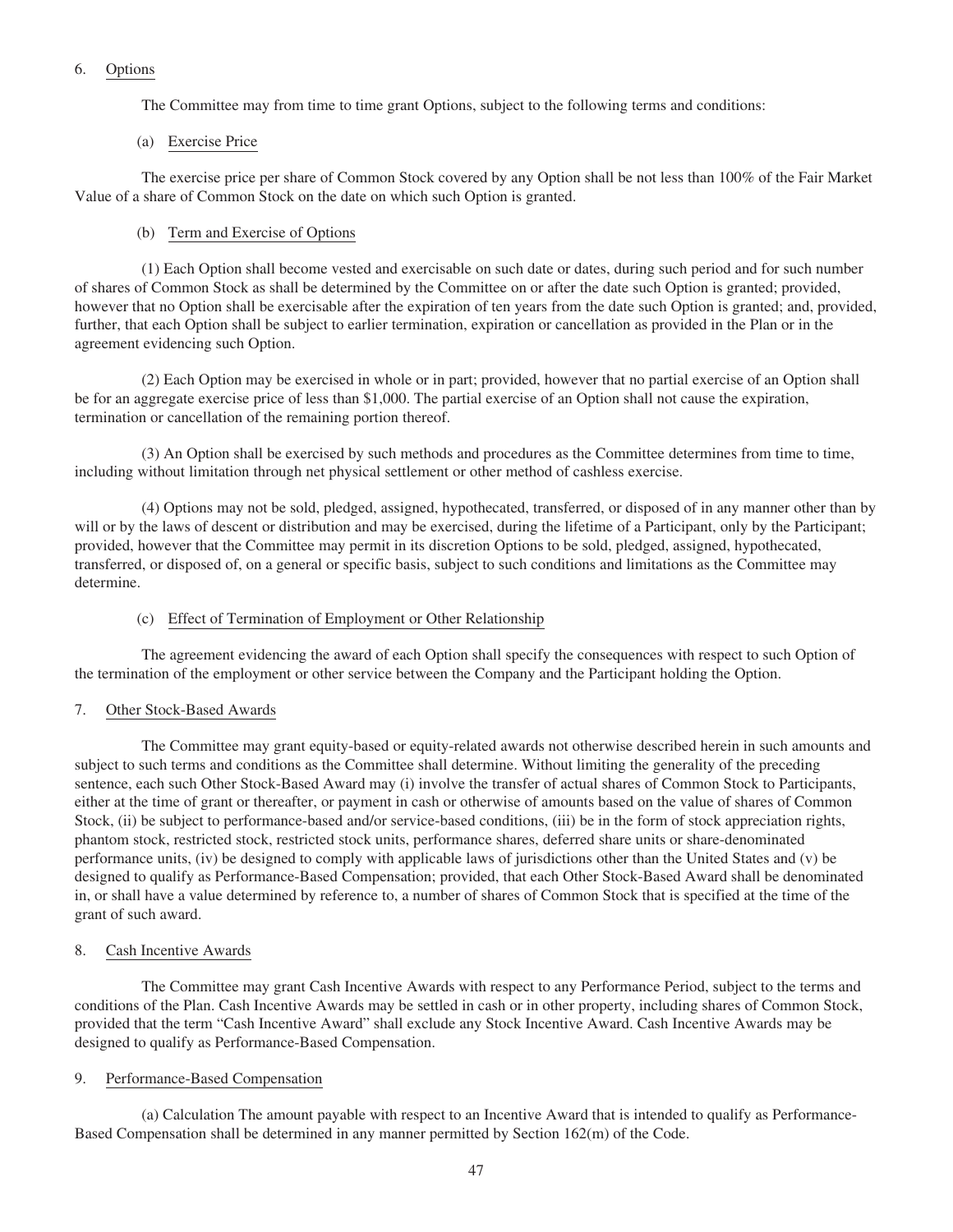## 6. Options

The Committee may from time to time grant Options, subject to the following terms and conditions:

### (a) Exercise Price

The exercise price per share of Common Stock covered by any Option shall be not less than 100% of the Fair Market Value of a share of Common Stock on the date on which such Option is granted.

### (b) Term and Exercise of Options

(1) Each Option shall become vested and exercisable on such date or dates, during such period and for such number of shares of Common Stock as shall be determined by the Committee on or after the date such Option is granted; provided, however that no Option shall be exercisable after the expiration of ten years from the date such Option is granted; and, provided, further, that each Option shall be subject to earlier termination, expiration or cancellation as provided in the Plan or in the agreement evidencing such Option.

(2) Each Option may be exercised in whole or in part; provided, however that no partial exercise of an Option shall be for an aggregate exercise price of less than $1,000. The partial exercise of an Option shall not cause the expiration, termination or cancellation of the remaining portion thereof.

(3) An Option shall be exercised by such methods and procedures as the Committee determines from time to time, including without limitation through net physical settlement or other method of cashless exercise.

(4) Options may not be sold, pledged, assigned, hypothecated, transferred, or disposed of in any manner other than by will or by the laws of descent or distribution and may be exercised, during the lifetime of a Participant, only by the Participant; provided, however that the Committee may permit in its discretion Options to be sold, pledged, assigned, hypothecated, transferred, or disposed of, on a general or specific basis, subject to such conditions and limitations as the Committee may determine.

### (c) Effect of Termination of Employment or Other Relationship

The agreement evidencing the award of each Option shall specify the consequences with respect to such Option of the termination of the employment or other service between the Company and the Participant holding the Option.

## 7. Other Stock-Based Awards

The Committee may grant equity-based or equity-related awards not otherwise described herein in such amounts and subject to such terms and conditions as the Committee shall determine. Without limiting the generality of the preceding sentence, each such Other Stock-Based Award may (i) involve the transfer of actual shares of Common Stock to Participants, either at the time of grant or thereafter, or payment in cash or otherwise of amounts based on the value of shares of Common Stock, (ii) be subject to performance-based and/or service-based conditions, (iii) be in the form of stock appreciation rights, phantom stock, restricted stock, restricted stock units, performance shares, deferred share units or share-denominated performance units, (iv) be designed to comply with applicable laws of jurisdictions other than the United States and (v) be designed to qualify as Performance-Based Compensation; provided, that each Other Stock-Based Award shall be denominated in, or shall have a value determined by reference to, a number of shares of Common Stock that is specified at the time of the grant of such award.

## 8. Cash Incentive Awards

The Committee may grant Cash Incentive Awards with respect to any Performance Period, subject to the terms and conditions of the Plan. Cash Incentive Awards may be settled in cash or in other property, including shares of Common Stock, provided that the term "Cash Incentive Award" shall exclude any Stock Incentive Award. Cash Incentive Awards may be designed to qualify as Performance-Based Compensation.

## 9. Performance-Based Compensation

(a) Calculation The amount payable with respect to an Incentive Award that is intended to qualify as Performance-Based Compensation shall be determined in any manner permitted by Section 162(m) of the Code.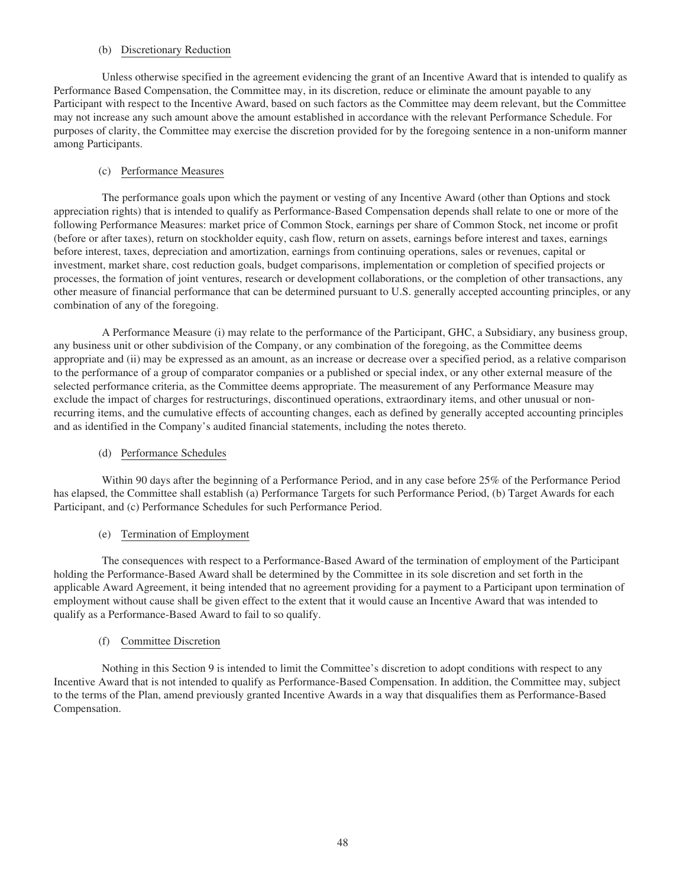(b) Discretionary Reduction

Unless otherwise specified in the agreement evidencing the grant of an Incentive Award that is intended to qualify as Performance Based Compensation, the Committee may, in its discretion, reduce or eliminate the amount payable to any Participant with respect to the Incentive Award, based on such factors as the Committee may deem relevant, but the Committee may not increase any such amount above the amount established in accordance with the relevant Performance Schedule. For purposes of clarity, the Committee may exercise the discretion provided for by the foregoing sentence in a non-uniform manner among Participants.

(c) Performance Measures

The performance goals upon which the payment or vesting of any Incentive Award (other than Options and stock appreciation rights) that is intended to qualify as Performance-Based Compensation depends shall relate to one or more of the following Performance Measures: market price of Common Stock, earnings per share of Common Stock, net income or profit (before or after taxes), return on stockholder equity, cash flow, return on assets, earnings before interest and taxes, earnings before interest, taxes, depreciation and amortization, earnings from continuing operations, sales or revenues, capital or investment, market share, cost reduction goals, budget comparisons, implementation or completion of specified projects or processes, the formation of joint ventures, research or development collaborations, or the completion of other transactions, any other measure of financial performance that can be determined pursuant to U.S. generally accepted accounting principles, or any combination of any of the foregoing.

A Performance Measure (i) may relate to the performance of the Participant, GHC, a Subsidiary, any business group, any business unit or other subdivision of the Company, or any combination of the foregoing, as the Committee deems appropriate and (ii) may be expressed as an amount, as an increase or decrease over a specified period, as a relative comparison to the performance of a group of comparator companies or a published or special index, or any other external measure of the selected performance criteria, as the Committee deems appropriate. The measurement of any Performance Measure may exclude the impact of charges for restructurings, discontinued operations, extraordinary items, and other unusual or non-recurring items, and the cumulative effects of accounting changes, each as defined by generally accepted accounting principles and as identified in the Company's audited financial statements, including the notes thereto.

(d) Performance Schedules

Within 90 days after the beginning of a Performance Period, and in any case before 25% of the Performance Period has elapsed, the Committee shall establish (a) Performance Targets for such Performance Period, (b) Target Awards for each Participant, and (c) Performance Schedules for such Performance Period.

(e) Termination of Employment

The consequences with respect to a Performance-Based Award of the termination of employment of the Participant holding the Performance-Based Award shall be determined by the Committee in its sole discretion and set forth in the applicable Award Agreement, it being intended that no agreement providing for a payment to a Participant upon termination of employment without cause shall be given effect to the extent that it would cause an Incentive Award that was intended to qualify as a Performance-Based Award to fail to so qualify.

(f) Committee Discretion

Nothing in this Section 9 is intended to limit the Committee's discretion to adopt conditions with respect to any Incentive Award that is not intended to qualify as Performance-Based Compensation. In addition, the Committee may, subject to the terms of the Plan, amend previously granted Incentive Awards in a way that disqualifies them as Performance-Based Compensation.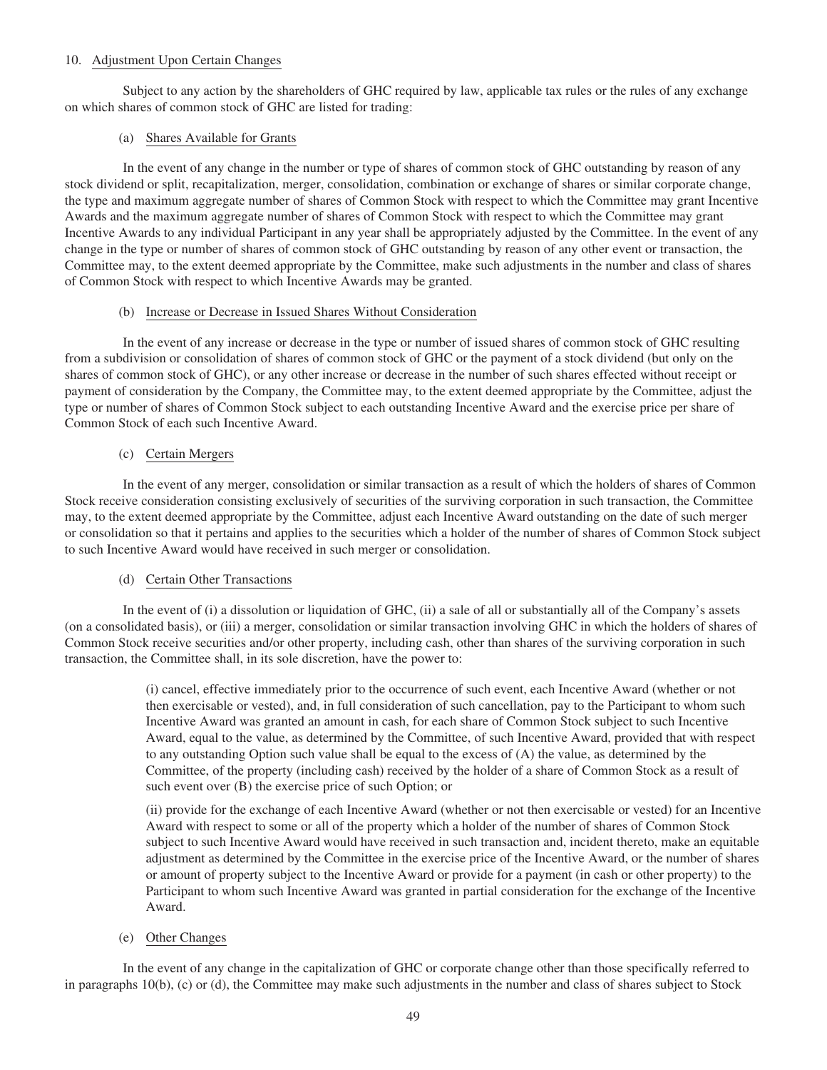10. Adjustment Upon Certain Changes

Subject to any action by the shareholders of GHC required by law, applicable tax rules or the rules of any exchange on which shares of common stock of GHC are listed for trading:

(a) Shares Available for Grants

In the event of any change in the number or type of shares of common stock of GHC outstanding by reason of any stock dividend or split, recapitalization, merger, consolidation, combination or exchange of shares or similar corporate change, the type and maximum aggregate number of shares of Common Stock with respect to which the Committee may grant Incentive Awards and the maximum aggregate number of shares of Common Stock with respect to which the Committee may grant Incentive Awards to any individual Participant in any year shall be appropriately adjusted by the Committee. In the event of any change in the type or number of shares of common stock of GHC outstanding by reason of any other event or transaction, the Committee may, to the extent deemed appropriate by the Committee, make such adjustments in the number and class of shares of Common Stock with respect to which Incentive Awards may be granted.

(b) Increase or Decrease in Issued Shares Without Consideration

In the event of any increase or decrease in the type or number of issued shares of common stock of GHC resulting from a subdivision or consolidation of shares of common stock of GHC or the payment of a stock dividend (but only on the shares of common stock of GHC), or any other increase or decrease in the number of such shares effected without receipt or payment of consideration by the Company, the Committee may, to the extent deemed appropriate by the Committee, adjust the type or number of shares of Common Stock subject to each outstanding Incentive Award and the exercise price per share of Common Stock of each such Incentive Award.

(c) Certain Mergers

In the event of any merger, consolidation or similar transaction as a result of which the holders of shares of Common Stock receive consideration consisting exclusively of securities of the surviving corporation in such transaction, the Committee may, to the extent deemed appropriate by the Committee, adjust each Incentive Award outstanding on the date of such merger or consolidation so that it pertains and applies to the securities which a holder of the number of shares of Common Stock subject to such Incentive Award would have received in such merger or consolidation.

(d) Certain Other Transactions

In the event of (i) a dissolution or liquidation of GHC, (ii) a sale of all or substantially all of the Company's assets (on a consolidated basis), or (iii) a merger, consolidation or similar transaction involving GHC in which the holders of shares of Common Stock receive securities and/or other property, including cash, other than shares of the surviving corporation in such transaction, the Committee shall, in its sole discretion, have the power to:

> (i) cancel, effective immediately prior to the occurrence of such event, each Incentive Award (whether or not then exercisable or vested), and, in full consideration of such cancellation, pay to the Participant to whom such Incentive Award was granted an amount in cash, for each share of Common Stock subject to such Incentive Award, equal to the value, as determined by the Committee, of such Incentive Award, provided that with respect to any outstanding Option such value shall be equal to the excess of (A) the value, as determined by the Committee, of the property (including cash) received by the holder of a share of Common Stock as a result of such event over (B) the exercise price of such Option; or
>
> (ii) provide for the exchange of each Incentive Award (whether or not then exercisable or vested) for an Incentive Award with respect to some or all of the property which a holder of the number of shares of Common Stock subject to such Incentive Award would have received in such transaction and, incident thereto, make an equitable adjustment as determined by the Committee in the exercise price of the Incentive Award, or the number of shares or amount of property subject to the Incentive Award or provide for a payment (in cash or other property) to the Participant to whom such Incentive Award was granted in partial consideration for the exchange of the Incentive Award.

(e) Other Changes

In the event of any change in the capitalization of GHC or corporate change other than those specifically referred to in paragraphs 10(b), (c) or (d), the Committee may make such adjustments in the number and class of shares subject to Stock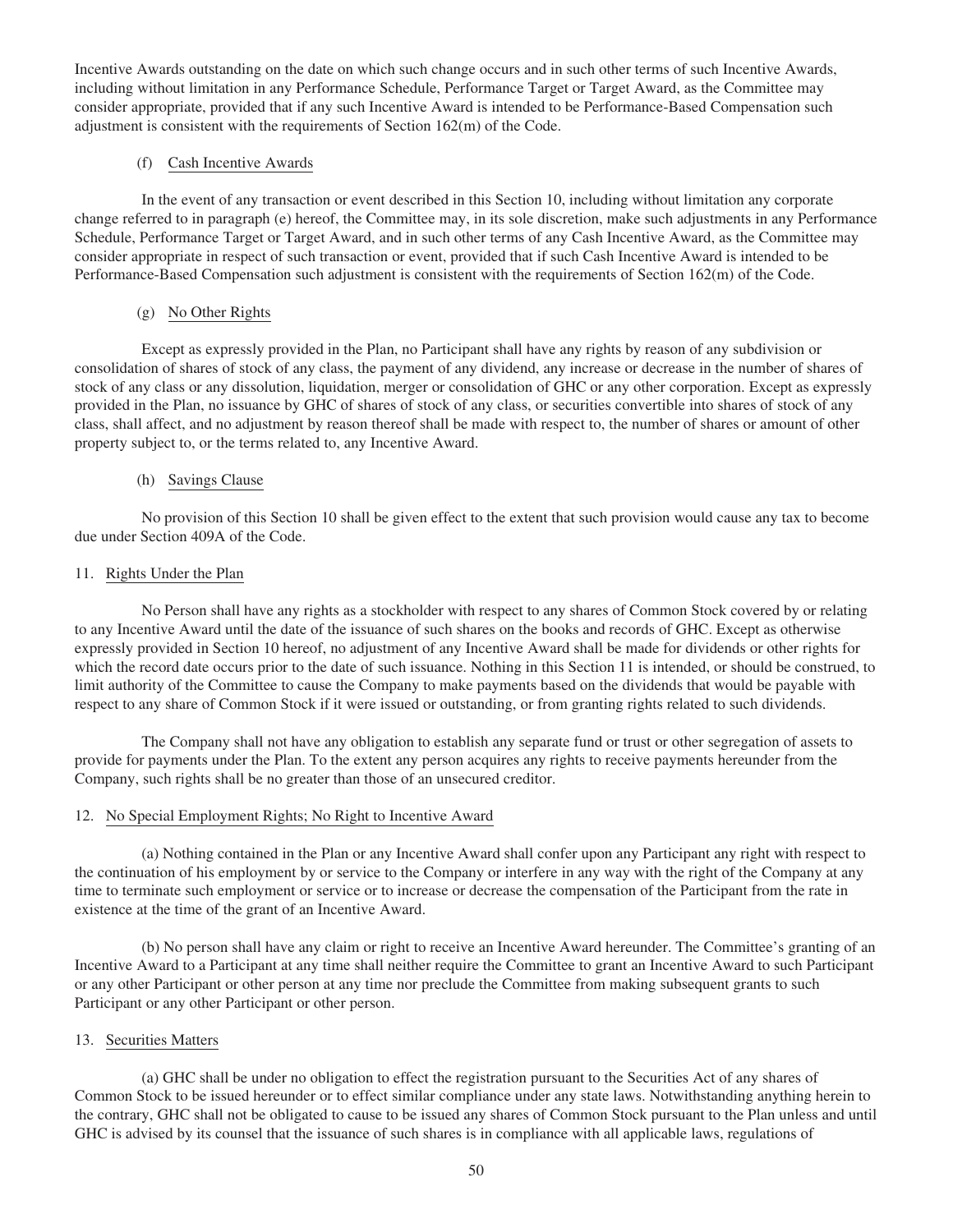Incentive Awards outstanding on the date on which such change occurs and in such other terms of such Incentive Awards, including without limitation in any Performance Schedule, Performance Target or Target Award, as the Committee may consider appropriate, provided that if any such Incentive Award is intended to be Performance-Based Compensation such adjustment is consistent with the requirements of Section 162(m) of the Code.

(f) Cash Incentive Awards

In the event of any transaction or event described in this Section 10, including without limitation any corporate change referred to in paragraph (e) hereof, the Committee may, in its sole discretion, make such adjustments in any Performance Schedule, Performance Target or Target Award, and in such other terms of any Cash Incentive Award, as the Committee may consider appropriate in respect of such transaction or event, provided that if such Cash Incentive Award is intended to be Performance-Based Compensation such adjustment is consistent with the requirements of Section 162(m) of the Code.

(g) No Other Rights

Except as expressly provided in the Plan, no Participant shall have any rights by reason of any subdivision or consolidation of shares of stock of any class, the payment of any dividend, any increase or decrease in the number of shares of stock of any class or any dissolution, liquidation, merger or consolidation of GHC or any other corporation. Except as expressly provided in the Plan, no issuance by GHC of shares of stock of any class, or securities convertible into shares of stock of any class, shall affect, and no adjustment by reason thereof shall be made with respect to, the number of shares or amount of other property subject to, or the terms related to, any Incentive Award.

(h) Savings Clause

No provision of this Section 10 shall be given effect to the extent that such provision would cause any tax to become due under Section 409A of the Code.

11. Rights Under the Plan

No Person shall have any rights as a stockholder with respect to any shares of Common Stock covered by or relating to any Incentive Award until the date of the issuance of such shares on the books and records of GHC. Except as otherwise expressly provided in Section 10 hereof, no adjustment of any Incentive Award shall be made for dividends or other rights for which the record date occurs prior to the date of such issuance. Nothing in this Section 11 is intended, or should be construed, to limit authority of the Committee to cause the Company to make payments based on the dividends that would be payable with respect to any share of Common Stock if it were issued or outstanding, or from granting rights related to such dividends.

The Company shall not have any obligation to establish any separate fund or trust or other segregation of assets to provide for payments under the Plan. To the extent any person acquires any rights to receive payments hereunder from the Company, such rights shall be no greater than those of an unsecured creditor.

12. No Special Employment Rights; No Right to Incentive Award

(a) Nothing contained in the Plan or any Incentive Award shall confer upon any Participant any right with respect to the continuation of his employment by or service to the Company or interfere in any way with the right of the Company at any time to terminate such employment or service or to increase or decrease the compensation of the Participant from the rate in existence at the time of the grant of an Incentive Award.

(b) No person shall have any claim or right to receive an Incentive Award hereunder. The Committee's granting of an Incentive Award to a Participant at any time shall neither require the Committee to grant an Incentive Award to such Participant or any other Participant or other person at any time nor preclude the Committee from making subsequent grants to such Participant or any other Participant or other person.

13. Securities Matters

(a) GHC shall be under no obligation to effect the registration pursuant to the Securities Act of any shares of Common Stock to be issued hereunder or to effect similar compliance under any state laws. Notwithstanding anything herein to the contrary, GHC shall not be obligated to cause to be issued any shares of Common Stock pursuant to the Plan unless and until GHC is advised by its counsel that the issuance of such shares is in compliance with all applicable laws, regulations of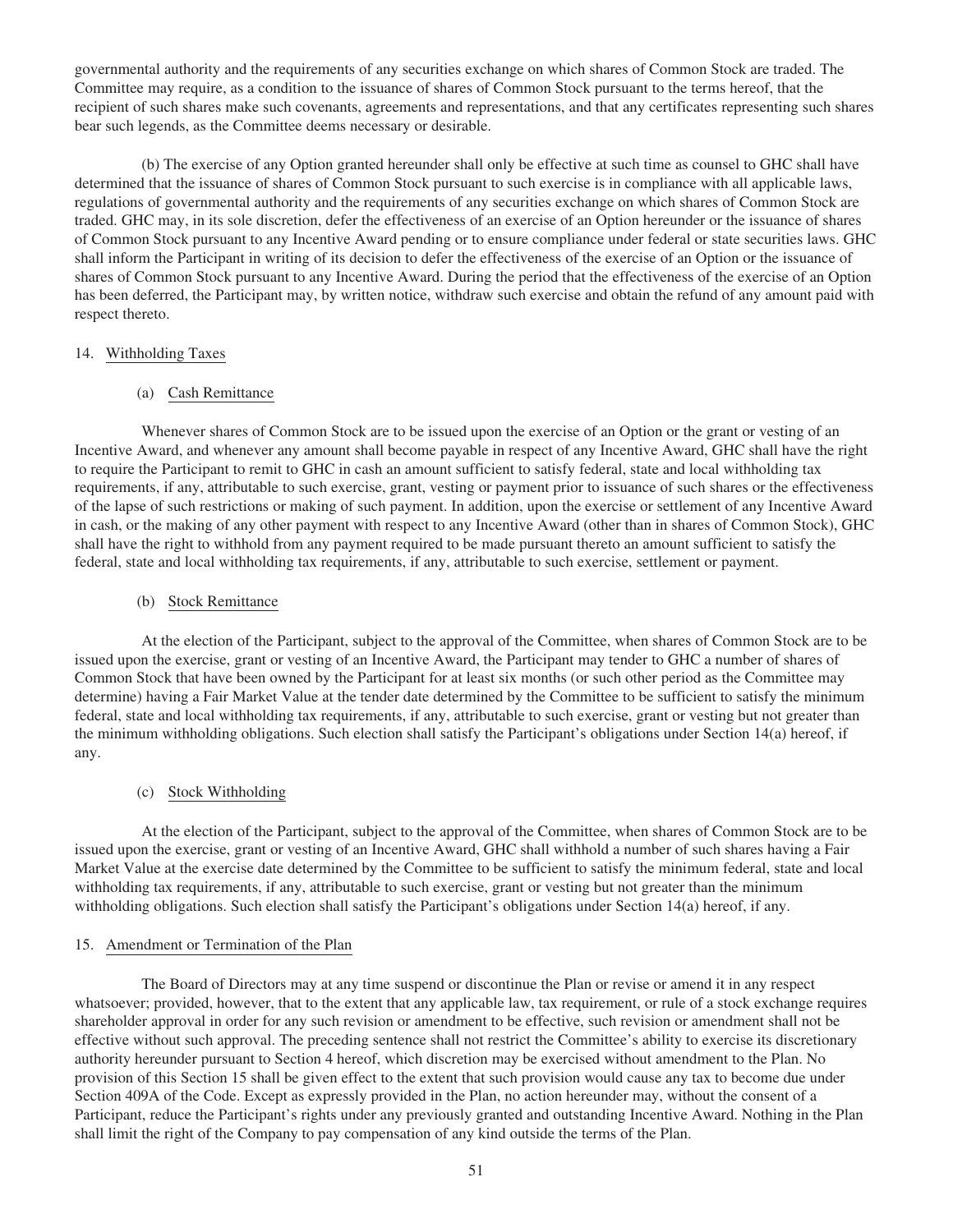governmental authority and the requirements of any securities exchange on which shares of Common Stock are traded. The Committee may require, as a condition to the issuance of shares of Common Stock pursuant to the terms hereof, that the recipient of such shares make such covenants, agreements and representations, and that any certificates representing such shares bear such legends, as the Committee deems necessary or desirable.

(b) The exercise of any Option granted hereunder shall only be effective at such time as counsel to GHC shall have determined that the issuance of shares of Common Stock pursuant to such exercise is in compliance with all applicable laws, regulations of governmental authority and the requirements of any securities exchange on which shares of Common Stock are traded. GHC may, in its sole discretion, defer the effectiveness of an exercise of an Option hereunder or the issuance of shares of Common Stock pursuant to any Incentive Award pending or to ensure compliance under federal or state securities laws. GHC shall inform the Participant in writing of its decision to defer the effectiveness of the exercise of an Option or the issuance of shares of Common Stock pursuant to any Incentive Award. During the period that the effectiveness of the exercise of an Option has been deferred, the Participant may, by written notice, withdraw such exercise and obtain the refund of any amount paid with respect thereto.

14. Withholding Taxes

(a) Cash Remittance

Whenever shares of Common Stock are to be issued upon the exercise of an Option or the grant or vesting of an Incentive Award, and whenever any amount shall become payable in respect of any Incentive Award, GHC shall have the right to require the Participant to remit to GHC in cash an amount sufficient to satisfy federal, state and local withholding tax requirements, if any, attributable to such exercise, grant, vesting or payment prior to issuance of such shares or the effectiveness of the lapse of such restrictions or making of such payment. In addition, upon the exercise or settlement of any Incentive Award in cash, or the making of any other payment with respect to any Incentive Award (other than in shares of Common Stock), GHC shall have the right to withhold from any payment required to be made pursuant thereto an amount sufficient to satisfy the federal, state and local withholding tax requirements, if any, attributable to such exercise, settlement or payment.

(b) Stock Remittance

At the election of the Participant, subject to the approval of the Committee, when shares of Common Stock are to be issued upon the exercise, grant or vesting of an Incentive Award, the Participant may tender to GHC a number of shares of Common Stock that have been owned by the Participant for at least six months (or such other period as the Committee may determine) having a Fair Market Value at the tender date determined by the Committee to be sufficient to satisfy the minimum federal, state and local withholding tax requirements, if any, attributable to such exercise, grant or vesting but not greater than the minimum withholding obligations. Such election shall satisfy the Participant's obligations under Section 14(a) hereof, if any.

(c) Stock Withholding

At the election of the Participant, subject to the approval of the Committee, when shares of Common Stock are to be issued upon the exercise, grant or vesting of an Incentive Award, GHC shall withhold a number of such shares having a Fair Market Value at the exercise date determined by the Committee to be sufficient to satisfy the minimum federal, state and local withholding tax requirements, if any, attributable to such exercise, grant or vesting but not greater than the minimum withholding obligations. Such election shall satisfy the Participant's obligations under Section 14(a) hereof, if any.

15. Amendment or Termination of the Plan

The Board of Directors may at any time suspend or discontinue the Plan or revise or amend it in any respect whatsoever; provided, however, that to the extent that any applicable law, tax requirement, or rule of a stock exchange requires shareholder approval in order for any such revision or amendment to be effective, such revision or amendment shall not be effective without such approval. The preceding sentence shall not restrict the Committee's ability to exercise its discretionary authority hereunder pursuant to Section 4 hereof, which discretion may be exercised without amendment to the Plan. No provision of this Section 15 shall be given effect to the extent that such provision would cause any tax to become due under Section 409A of the Code. Except as expressly provided in the Plan, no action hereunder may, without the consent of a Participant, reduce the Participant's rights under any previously granted and outstanding Incentive Award. Nothing in the Plan shall limit the right of the Company to pay compensation of any kind outside the terms of the Plan.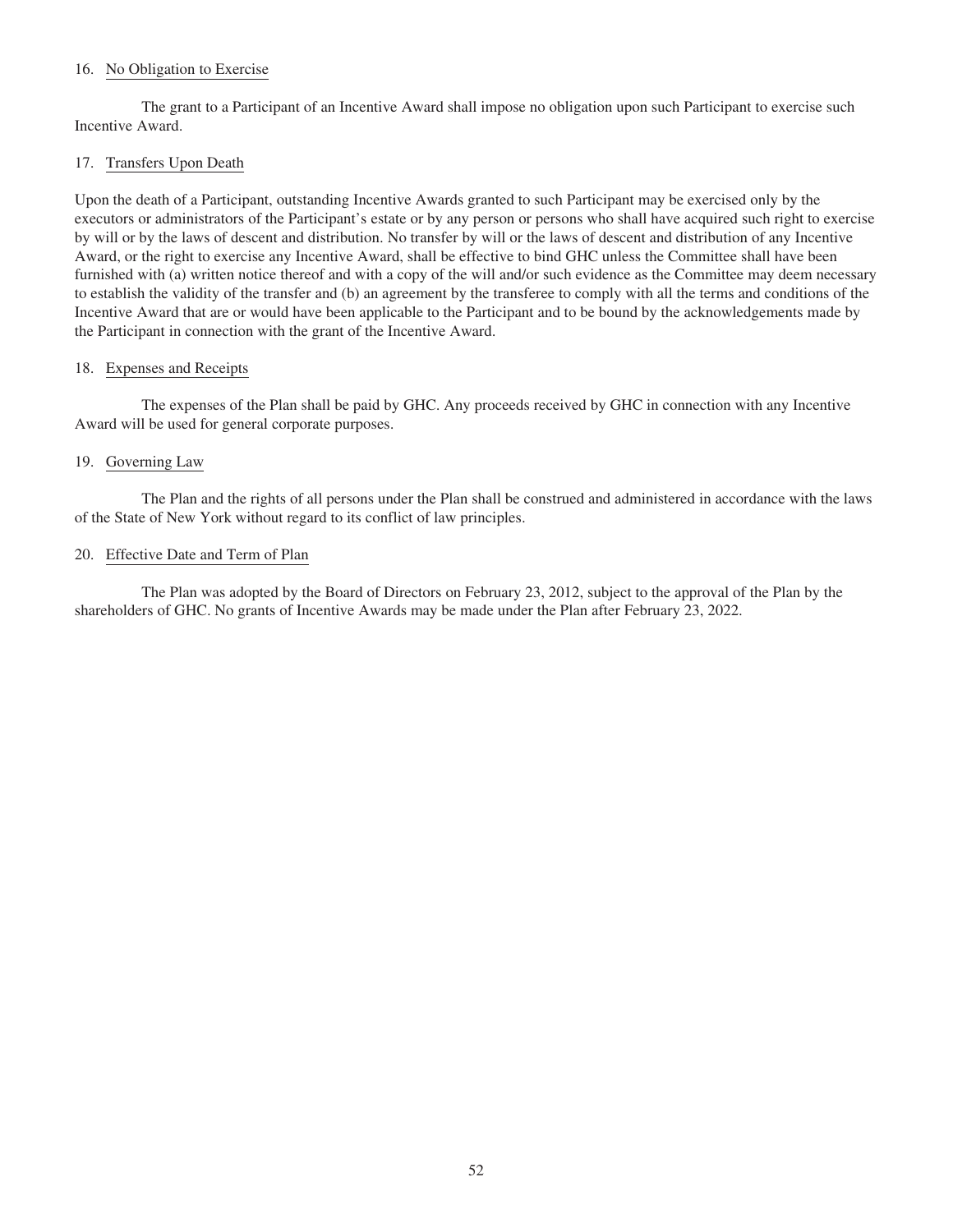16. No Obligation to Exercise

The grant to a Participant of an Incentive Award shall impose no obligation upon such Participant to exercise such Incentive Award.

17. Transfers Upon Death

Upon the death of a Participant, outstanding Incentive Awards granted to such Participant may be exercised only by the executors or administrators of the Participant's estate or by any person or persons who shall have acquired such right to exercise by will or by the laws of descent and distribution. No transfer by will or the laws of descent and distribution of any Incentive Award, or the right to exercise any Incentive Award, shall be effective to bind GHC unless the Committee shall have been furnished with (a) written notice thereof and with a copy of the will and/or such evidence as the Committee may deem necessary to establish the validity of the transfer and (b) an agreement by the transferee to comply with all the terms and conditions of the Incentive Award that are or would have been applicable to the Participant and to be bound by the acknowledgements made by the Participant in connection with the grant of the Incentive Award.

18. Expenses and Receipts

The expenses of the Plan shall be paid by GHC. Any proceeds received by GHC in connection with any Incentive Award will be used for general corporate purposes.

19. Governing Law

The Plan and the rights of all persons under the Plan shall be construed and administered in accordance with the laws of the State of New York without regard to its conflict of law principles.

20. Effective Date and Term of Plan

The Plan was adopted by the Board of Directors on February 23, 2012, subject to the approval of the Plan by the shareholders of GHC. No grants of Incentive Awards may be made under the Plan after February 23, 2022.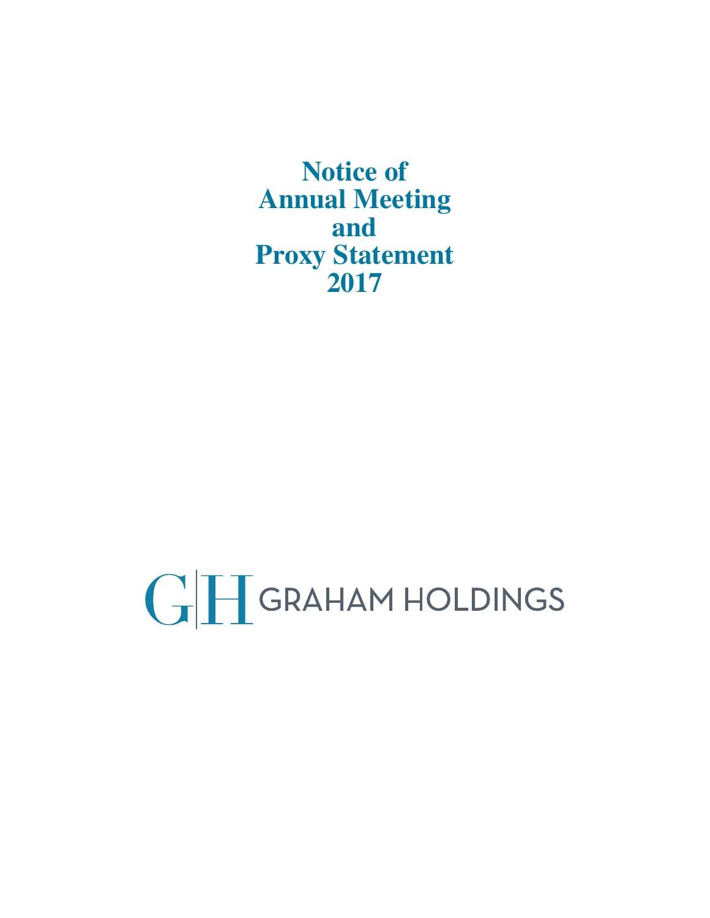# Notice of Annual Meeting and Proxy Statement 2017

G|H GRAHAM HOLDINGS